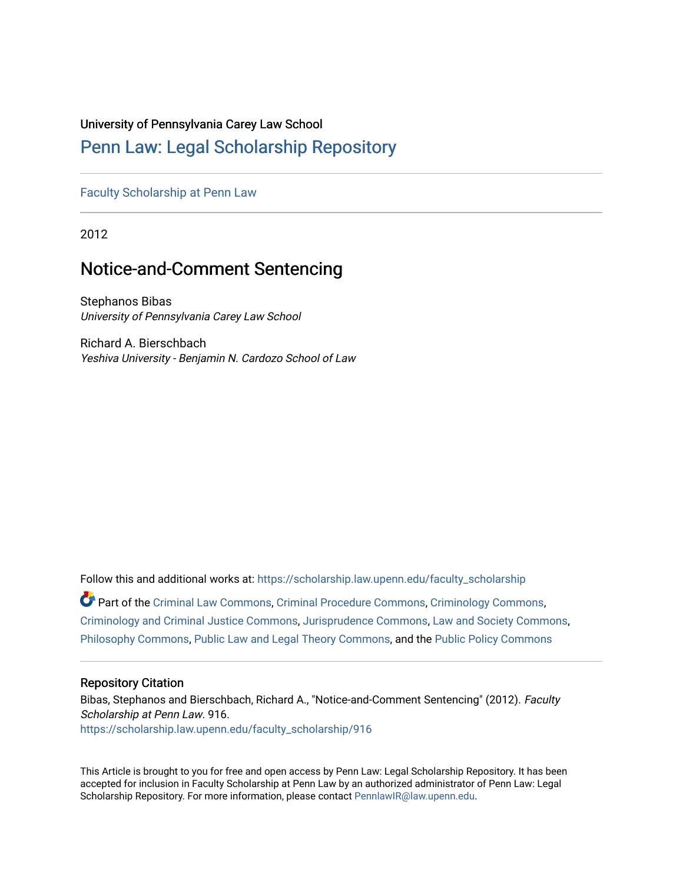University of Pennsylvania Carey Law School

# Penn Law: Legal Scholarship Repository

Faculty Scholarship at Penn Law

2012

## Notice-and-Comment Sentencing

Stephanos Bibas
*University of Pennsylvania Carey Law School*

Richard A. Bierschbach
*Yeshiva University - Benjamin N. Cardozo School of Law*

Follow this and additional works at: https://scholarship.law.upenn.edu/faculty_scholarship

Part of the Criminal Law Commons, Criminal Procedure Commons, Criminology Commons, Criminology and Criminal Justice Commons, Jurisprudence Commons, Law and Society Commons, Philosophy Commons, Public Law and Legal Theory Commons, and the Public Policy Commons

### Repository Citation

Bibas, Stephanos and Bierschbach, Richard A., "Notice-and-Comment Sentencing" (2012). *Faculty Scholarship at Penn Law*. 916.
https://scholarship.law.upenn.edu/faculty_scholarship/916

This Article is brought to you for free and open access by Penn Law: Legal Scholarship Repository. It has been accepted for inclusion in Faculty Scholarship at Penn Law by an authorized administrator of Penn Law: Legal Scholarship Repository. For more information, please contact PennlawIR@law.upenn.edu.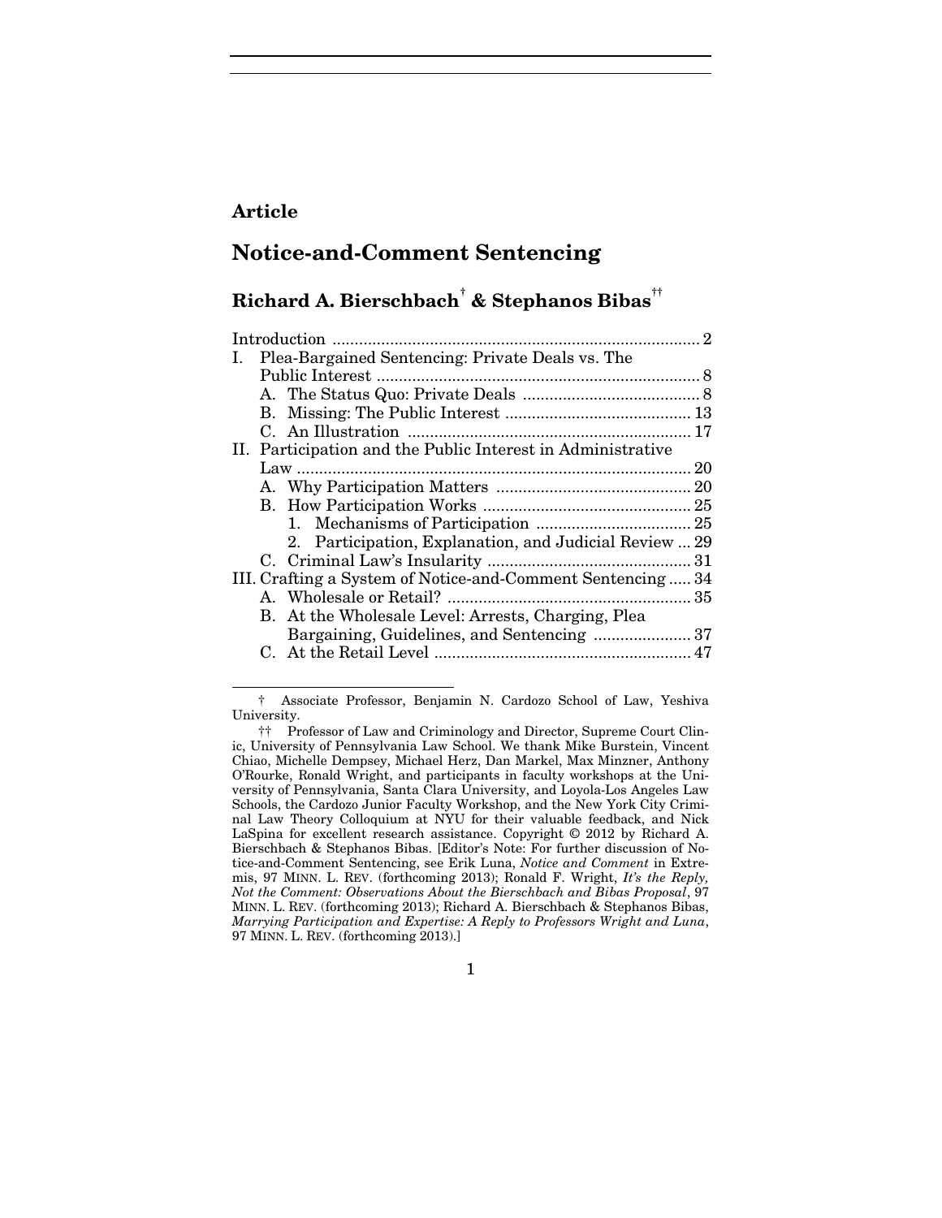**Article**

# Notice-and-Comment Sentencing

## Richard A. Bierschbach[†] & Stephanos Bibas[††]

| | |
|---|---|
| Introduction | 2 |
| I. Plea-Bargained Sentencing: Private Deals vs. The Public Interest | 8 |
| A. The Status Quo: Private Deals | 8 |
| B. Missing: The Public Interest | 13 |
| C. An Illustration | 17 |
| II. Participation and the Public Interest in Administrative Law | 20 |
| A. Why Participation Matters | 20 |
| B. How Participation Works | 25 |
| 1. Mechanisms of Participation | 25 |
| 2. Participation, Explanation, and Judicial Review | 29 |
| C. Criminal Law's Insularity | 31 |
| III. Crafting a System of Notice-and-Comment Sentencing | 34 |
| A. Wholesale or Retail? | 35 |
| B. At the Wholesale Level: Arrests, Charging, Plea Bargaining, Guidelines, and Sentencing | 37 |
| C. At the Retail Level | 47 |

† Associate Professor, Benjamin N. Cardozo School of Law, Yeshiva University.

†† Professor of Law and Criminology and Director, Supreme Court Clinic, University of Pennsylvania Law School. We thank Mike Burstein, Vincent Chiao, Michelle Dempsey, Michael Herz, Dan Markel, Max Minzner, Anthony O'Rourke, Ronald Wright, and participants in faculty workshops at the University of Pennsylvania, Santa Clara University, and Loyola-Los Angeles Law Schools, the Cardozo Junior Faculty Workshop, and the New York City Criminal Law Theory Colloquium at NYU for their valuable feedback, and Nick LaSpina for excellent research assistance. Copyright © 2012 by Richard A. Bierschbach & Stephanos Bibas. [Editor's Note: For further discussion of Notice-and-Comment Sentencing, see Erik Luna, *Notice and Comment* in Extremis, 97 MINN. L. REV. (forthcoming 2013); Ronald F. Wright, *It's the Reply, Not the Comment: Observations About the Bierschbach and Bibas Proposal*, 97 MINN. L. REV. (forthcoming 2013); Richard A. Bierschbach & Stephanos Bibas, *Marrying Participation and Expertise: A Reply to Professors Wright and Luna*, 97 MINN. L. REV. (forthcoming 2013).]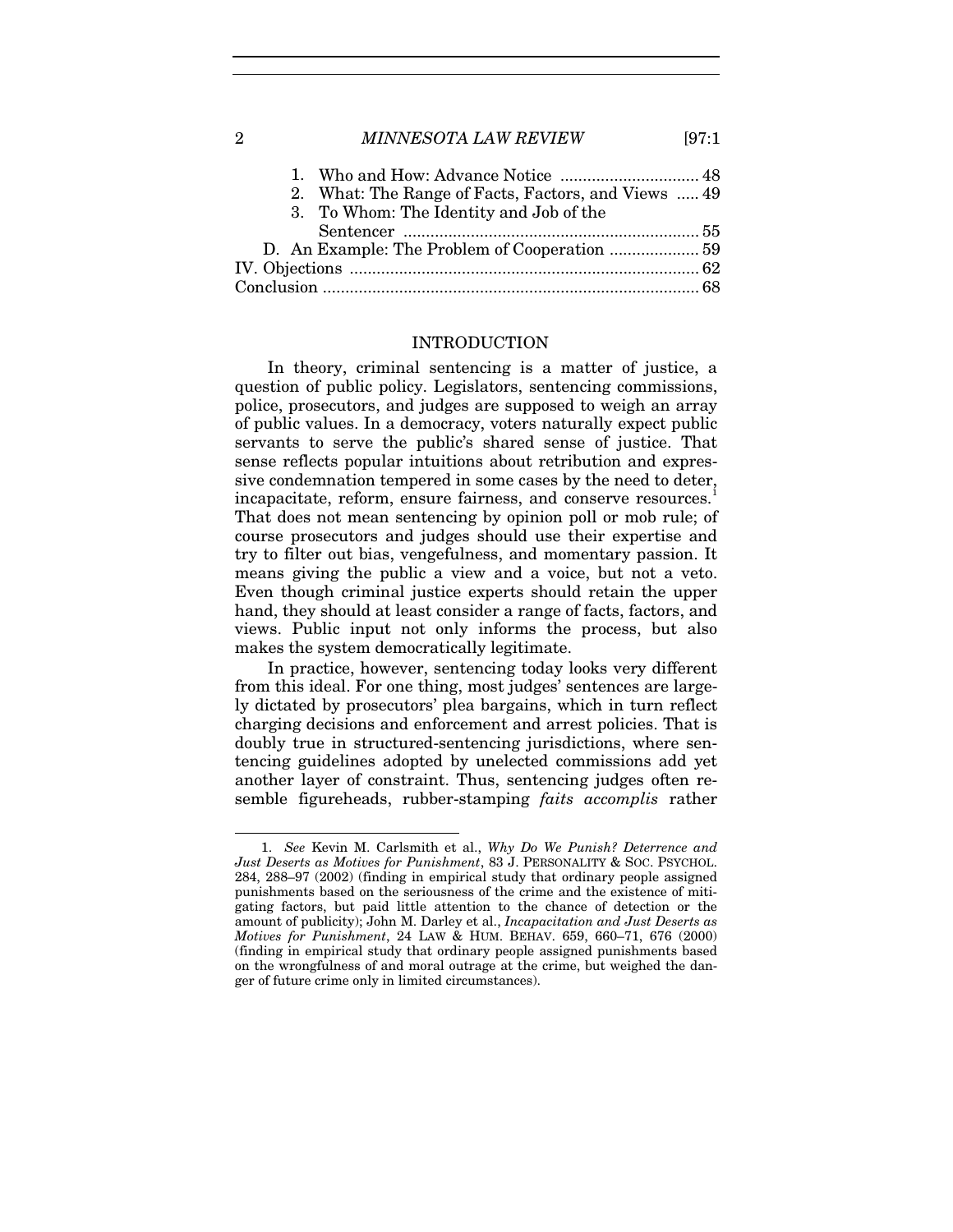1. Who and How: Advance Notice ............................... 48
2. What: The Range of Facts, Factors, and Views ..... 49
3. To Whom: The Identity and Job of the Sentencer ................................................................. 55

D. An Example: The Problem of Cooperation .................... 59

IV. Objections .............................................................................. 62

Conclusion .................................................................................... 68

## INTRODUCTION

In theory, criminal sentencing is a matter of justice, a question of public policy. Legislators, sentencing commissions, police, prosecutors, and judges are supposed to weigh an array of public values. In a democracy, voters naturally expect public servants to serve the public's shared sense of justice. That sense reflects popular intuitions about retribution and expressive condemnation tempered in some cases by the need to deter, incapacitate, reform, ensure fairness, and conserve resources.[1] That does not mean sentencing by opinion poll or mob rule; of course prosecutors and judges should use their expertise and try to filter out bias, vengefulness, and momentary passion. It means giving the public a view and a voice, but not a veto. Even though criminal justice experts should retain the upper hand, they should at least consider a range of facts, factors, and views. Public input not only informs the process, but also makes the system democratically legitimate.

In practice, however, sentencing today looks very different from this ideal. For one thing, most judges' sentences are largely dictated by prosecutors' plea bargains, which in turn reflect charging decisions and enforcement and arrest policies. That is doubly true in structured-sentencing jurisdictions, where sentencing guidelines adopted by unelected commissions add yet another layer of constraint. Thus, sentencing judges often resemble figureheads, rubber-stamping *faits accomplis* rather

---

1. *See* Kevin M. Carlsmith et al., *Why Do We Punish? Deterrence and Just Deserts as Motives for Punishment*, 83 J. PERSONALITY & SOC. PSYCHOL. 284, 288–97 (2002) (finding in empirical study that ordinary people assigned punishments based on the seriousness of the crime and the existence of mitigating factors, but paid little attention to the chance of detection or the amount of publicity); John M. Darley et al., *Incapacitation and Just Deserts as Motives for Punishment*, 24 LAW & HUM. BEHAV. 659, 660–71, 676 (2000) (finding in empirical study that ordinary people assigned punishments based on the wrongfulness of and moral outrage at the crime, but weighed the danger of future crime only in limited circumstances).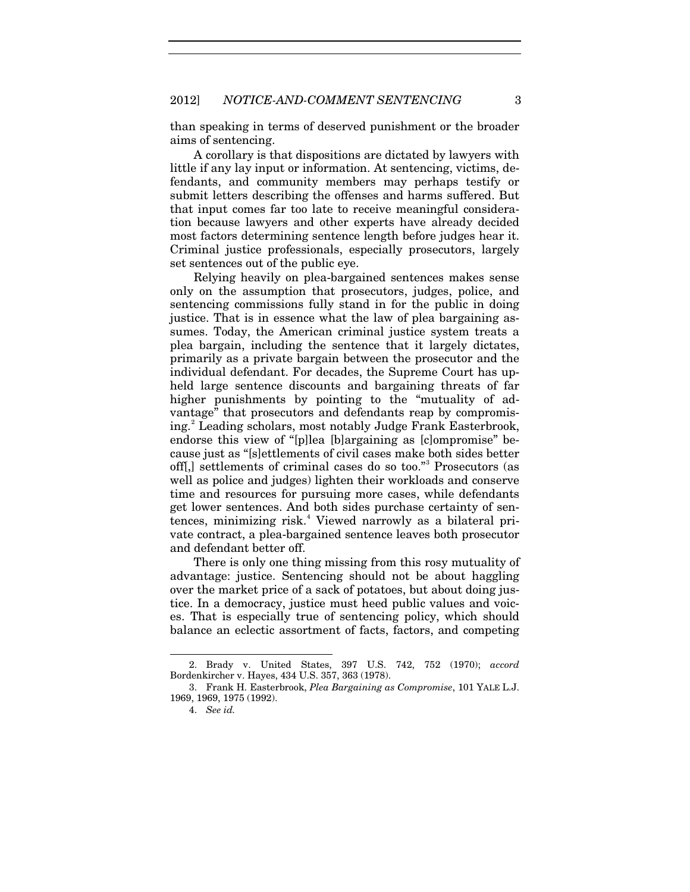than speaking in terms of deserved punishment or the broader aims of sentencing.

A corollary is that dispositions are dictated by lawyers with little if any lay input or information. At sentencing, victims, defendants, and community members may perhaps testify or submit letters describing the offenses and harms suffered. But that input comes far too late to receive meaningful consideration because lawyers and other experts have already decided most factors determining sentence length before judges hear it. Criminal justice professionals, especially prosecutors, largely set sentences out of the public eye.

Relying heavily on plea-bargained sentences makes sense only on the assumption that prosecutors, judges, police, and sentencing commissions fully stand in for the public in doing justice. That is in essence what the law of plea bargaining assumes. Today, the American criminal justice system treats a plea bargain, including the sentence that it largely dictates, primarily as a private bargain between the prosecutor and the individual defendant. For decades, the Supreme Court has upheld large sentence discounts and bargaining threats of far higher punishments by pointing to the "mutuality of advantage" that prosecutors and defendants reap by compromising.[2] Leading scholars, most notably Judge Frank Easterbrook, endorse this view of "[p]lea [b]argaining as [c]ompromise" because just as "[s]ettlements of civil cases make both sides better off[,] settlements of criminal cases do so too."[3] Prosecutors (as well as police and judges) lighten their workloads and conserve time and resources for pursuing more cases, while defendants get lower sentences. And both sides purchase certainty of sentences, minimizing risk.[4] Viewed narrowly as a bilateral private contract, a plea-bargained sentence leaves both prosecutor and defendant better off.

There is only one thing missing from this rosy mutuality of advantage: justice. Sentencing should not be about haggling over the market price of a sack of potatoes, but about doing justice. In a democracy, justice must heed public values and voices. That is especially true of sentencing policy, which should balance an eclectic assortment of facts, factors, and competing

---

2. Brady v. United States, 397 U.S. 742, 752 (1970); *accord* Bordenkircher v. Hayes, 434 U.S. 357, 363 (1978).

3. Frank H. Easterbrook, *Plea Bargaining as Compromise*, 101 YALE L.J. 1969, 1969, 1975 (1992).

4. *See id.*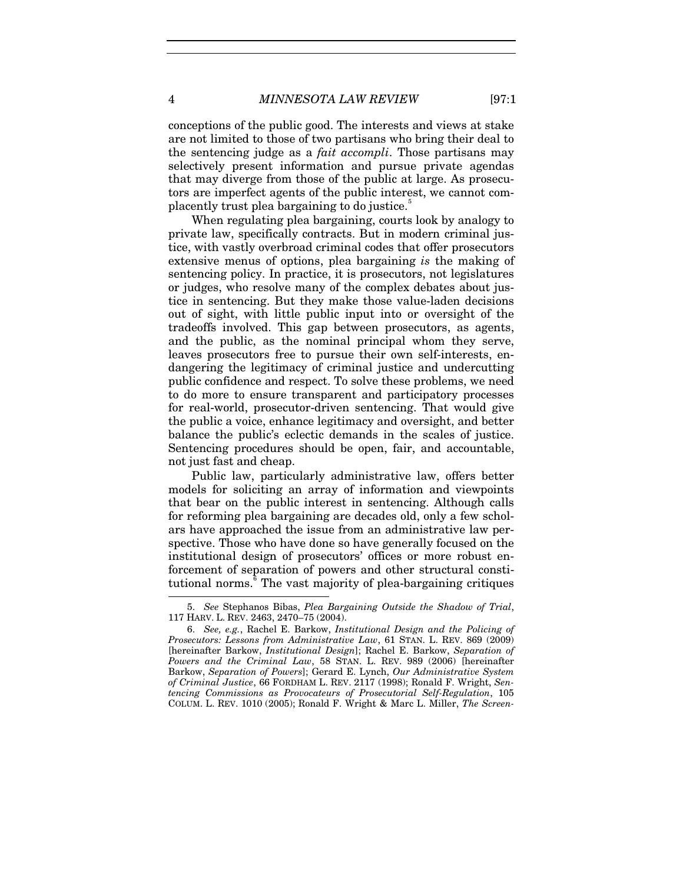conceptions of the public good. The interests and views at stake are not limited to those of two partisans who bring their deal to the sentencing judge as a *fait accompli*. Those partisans may selectively present information and pursue private agendas that may diverge from those of the public at large. As prosecutors are imperfect agents of the public interest, we cannot complacently trust plea bargaining to do justice.[5]

When regulating plea bargaining, courts look by analogy to private law, specifically contracts. But in modern criminal justice, with vastly overbroad criminal codes that offer prosecutors extensive menus of options, plea bargaining *is* the making of sentencing policy. In practice, it is prosecutors, not legislatures or judges, who resolve many of the complex debates about justice in sentencing. But they make those value-laden decisions out of sight, with little public input into or oversight of the tradeoffs involved. This gap between prosecutors, as agents, and the public, as the nominal principal whom they serve, leaves prosecutors free to pursue their own self-interests, endangering the legitimacy of criminal justice and undercutting public confidence and respect. To solve these problems, we need to do more to ensure transparent and participatory processes for real-world, prosecutor-driven sentencing. That would give the public a voice, enhance legitimacy and oversight, and better balance the public's eclectic demands in the scales of justice. Sentencing procedures should be open, fair, and accountable, not just fast and cheap.

Public law, particularly administrative law, offers better models for soliciting an array of information and viewpoints that bear on the public interest in sentencing. Although calls for reforming plea bargaining are decades old, only a few scholars have approached the issue from an administrative law perspective. Those who have done so have generally focused on the institutional design of prosecutors' offices or more robust enforcement of separation of powers and other structural constitutional norms.[6] The vast majority of plea-bargaining critiques

---

5. *See* Stephanos Bibas, *Plea Bargaining Outside the Shadow of Trial*, 117 HARV. L. REV. 2463, 2470–75 (2004).

6. *See, e.g.*, Rachel E. Barkow, *Institutional Design and the Policing of Prosecutors: Lessons from Administrative Law*, 61 STAN. L. REV. 869 (2009) [hereinafter Barkow, *Institutional Design*]; Rachel E. Barkow, *Separation of Powers and the Criminal Law*, 58 STAN. L. REV. 989 (2006) [hereinafter Barkow, *Separation of Powers*]; Gerard E. Lynch, *Our Administrative System of Criminal Justice*, 66 FORDHAM L. REV. 2117 (1998); Ronald F. Wright, *Sentencing Commissions as Provocateurs of Prosecutorial Self-Regulation*, 105 COLUM. L. REV. 1010 (2005); Ronald F. Wright & Marc L. Miller, *The Screen-*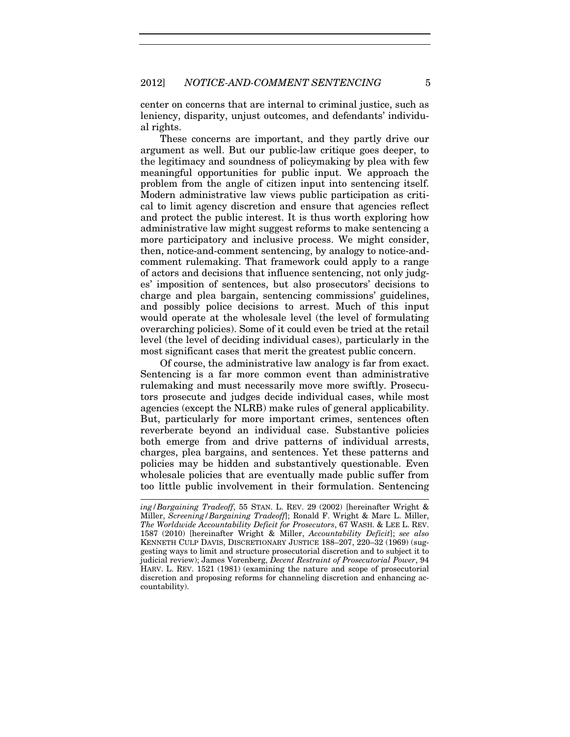center on concerns that are internal to criminal justice, such as leniency, disparity, unjust outcomes, and defendants' individual rights.

These concerns are important, and they partly drive our argument as well. But our public-law critique goes deeper, to the legitimacy and soundness of policymaking by plea with few meaningful opportunities for public input. We approach the problem from the angle of citizen input into sentencing itself. Modern administrative law views public participation as critical to limit agency discretion and ensure that agencies reflect and protect the public interest. It is thus worth exploring how administrative law might suggest reforms to make sentencing a more participatory and inclusive process. We might consider, then, notice-and-comment sentencing, by analogy to notice-and-comment rulemaking. That framework could apply to a range of actors and decisions that influence sentencing, not only judges' imposition of sentences, but also prosecutors' decisions to charge and plea bargain, sentencing commissions' guidelines, and possibly police decisions to arrest. Much of this input would operate at the wholesale level (the level of formulating overarching policies). Some of it could even be tried at the retail level (the level of deciding individual cases), particularly in the most significant cases that merit the greatest public concern.

Of course, the administrative law analogy is far from exact. Sentencing is a far more common event than administrative rulemaking and must necessarily move more swiftly. Prosecutors prosecute and judges decide individual cases, while most agencies (except the NLRB) make rules of general applicability. But, particularly for more important crimes, sentences often reverberate beyond an individual case. Substantive policies both emerge from and drive patterns of individual arrests, charges, plea bargains, and sentences. Yet these patterns and policies may be hidden and substantively questionable. Even wholesale policies that are eventually made public suffer from too little public involvement in their formulation. Sentencing

---

*ing/Bargaining Tradeoff*, 55 STAN. L. REV. 29 (2002) [hereinafter Wright & Miller, *Screening/Bargaining Tradeoff*]; Ronald F. Wright & Marc L. Miller, *The Worldwide Accountability Deficit for Prosecutors*, 67 WASH. & LEE L. REV. 1587 (2010) [hereinafter Wright & Miller, *Accountability Deficit*]; *see also* KENNETH CULP DAVIS, DISCRETIONARY JUSTICE 188–207, 220–32 (1969) (suggesting ways to limit and structure prosecutorial discretion and to subject it to judicial review); James Vorenberg, *Decent Restraint of Prosecutorial Power*, 94 HARV. L. REV. 1521 (1981) (examining the nature and scope of prosecutorial discretion and proposing reforms for channeling discretion and enhancing accountability).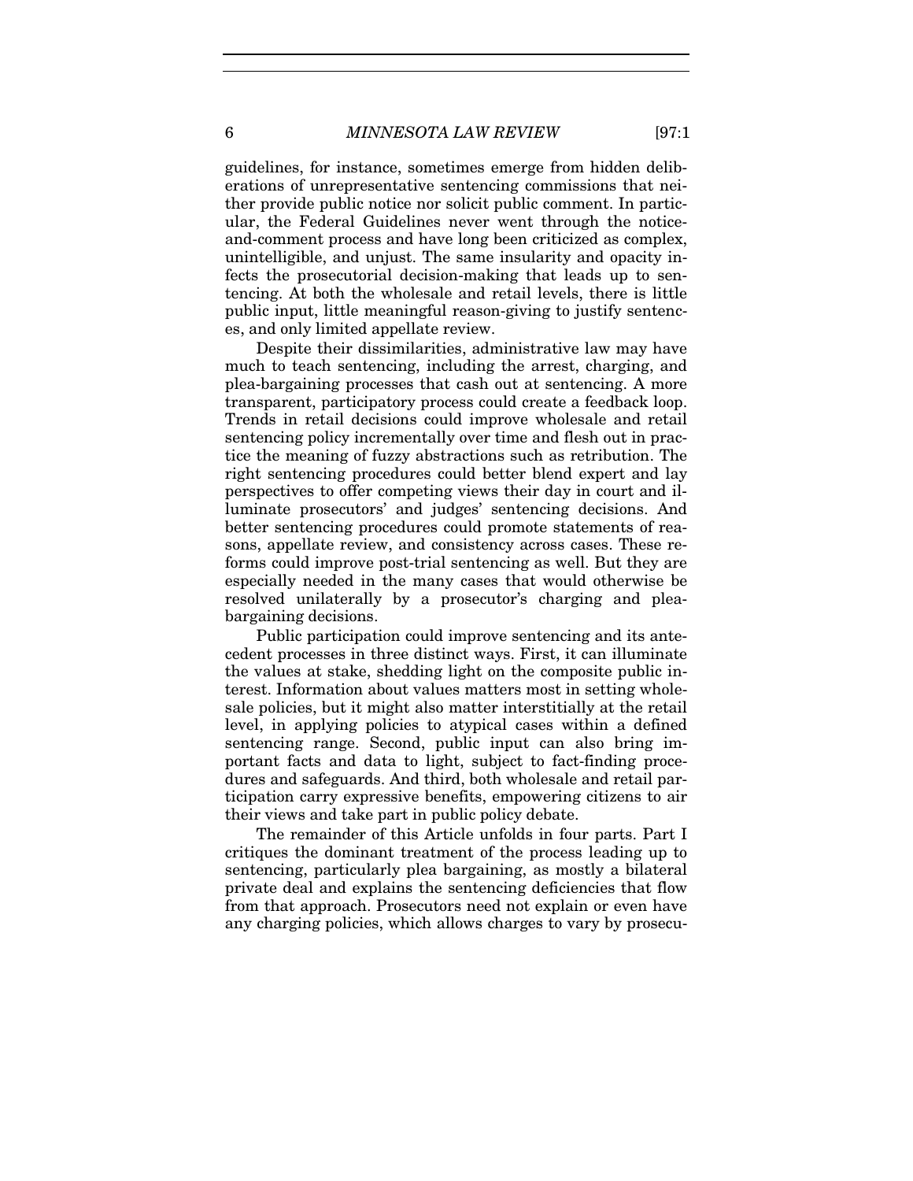guidelines, for instance, sometimes emerge from hidden deliberations of unrepresentative sentencing commissions that neither provide public notice nor solicit public comment. In particular, the Federal Guidelines never went through the notice-and-comment process and have long been criticized as complex, unintelligible, and unjust. The same insularity and opacity infects the prosecutorial decision-making that leads up to sentencing. At both the wholesale and retail levels, there is little public input, little meaningful reason-giving to justify sentences, and only limited appellate review.

Despite their dissimilarities, administrative law may have much to teach sentencing, including the arrest, charging, and plea-bargaining processes that cash out at sentencing. A more transparent, participatory process could create a feedback loop. Trends in retail decisions could improve wholesale and retail sentencing policy incrementally over time and flesh out in practice the meaning of fuzzy abstractions such as retribution. The right sentencing procedures could better blend expert and lay perspectives to offer competing views their day in court and illuminate prosecutors' and judges' sentencing decisions. And better sentencing procedures could promote statements of reasons, appellate review, and consistency across cases. These reforms could improve post-trial sentencing as well. But they are especially needed in the many cases that would otherwise be resolved unilaterally by a prosecutor's charging and plea-bargaining decisions.

Public participation could improve sentencing and its antecedent processes in three distinct ways. First, it can illuminate the values at stake, shedding light on the composite public interest. Information about values matters most in setting wholesale policies, but it might also matter interstitially at the retail level, in applying policies to atypical cases within a defined sentencing range. Second, public input can also bring important facts and data to light, subject to fact-finding procedures and safeguards. And third, both wholesale and retail participation carry expressive benefits, empowering citizens to air their views and take part in public policy debate.

The remainder of this Article unfolds in four parts. Part I critiques the dominant treatment of the process leading up to sentencing, particularly plea bargaining, as mostly a bilateral private deal and explains the sentencing deficiencies that flow from that approach. Prosecutors need not explain or even have any charging policies, which allows charges to vary by prosecu-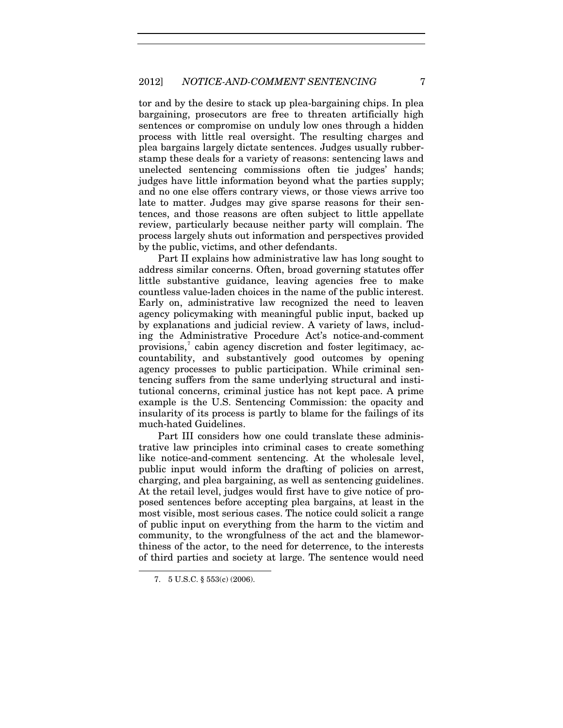tor and by the desire to stack up plea-bargaining chips. In plea bargaining, prosecutors are free to threaten artificially high sentences or compromise on unduly low ones through a hidden process with little real oversight. The resulting charges and plea bargains largely dictate sentences. Judges usually rubber-stamp these deals for a variety of reasons: sentencing laws and unelected sentencing commissions often tie judges' hands; judges have little information beyond what the parties supply; and no one else offers contrary views, or those views arrive too late to matter. Judges may give sparse reasons for their sentences, and those reasons are often subject to little appellate review, particularly because neither party will complain. The process largely shuts out information and perspectives provided by the public, victims, and other defendants.

Part II explains how administrative law has long sought to address similar concerns. Often, broad governing statutes offer little substantive guidance, leaving agencies free to make countless value-laden choices in the name of the public interest. Early on, administrative law recognized the need to leaven agency policymaking with meaningful public input, backed up by explanations and judicial review. A variety of laws, including the Administrative Procedure Act's notice-and-comment provisions,[7] cabin agency discretion and foster legitimacy, accountability, and substantively good outcomes by opening agency processes to public participation. While criminal sentencing suffers from the same underlying structural and institutional concerns, criminal justice has not kept pace. A prime example is the U.S. Sentencing Commission: the opacity and insularity of its process is partly to blame for the failings of its much-hated Guidelines.

Part III considers how one could translate these administrative law principles into criminal cases to create something like notice-and-comment sentencing. At the wholesale level, public input would inform the drafting of policies on arrest, charging, and plea bargaining, as well as sentencing guidelines. At the retail level, judges would first have to give notice of proposed sentences before accepting plea bargains, at least in the most visible, most serious cases. The notice could solicit a range of public input on everything from the harm to the victim and community, to the wrongfulness of the act and the blameworthiness of the actor, to the need for deterrence, to the interests of third parties and society at large. The sentence would need

7. 5 U.S.C. § 553(c) (2006).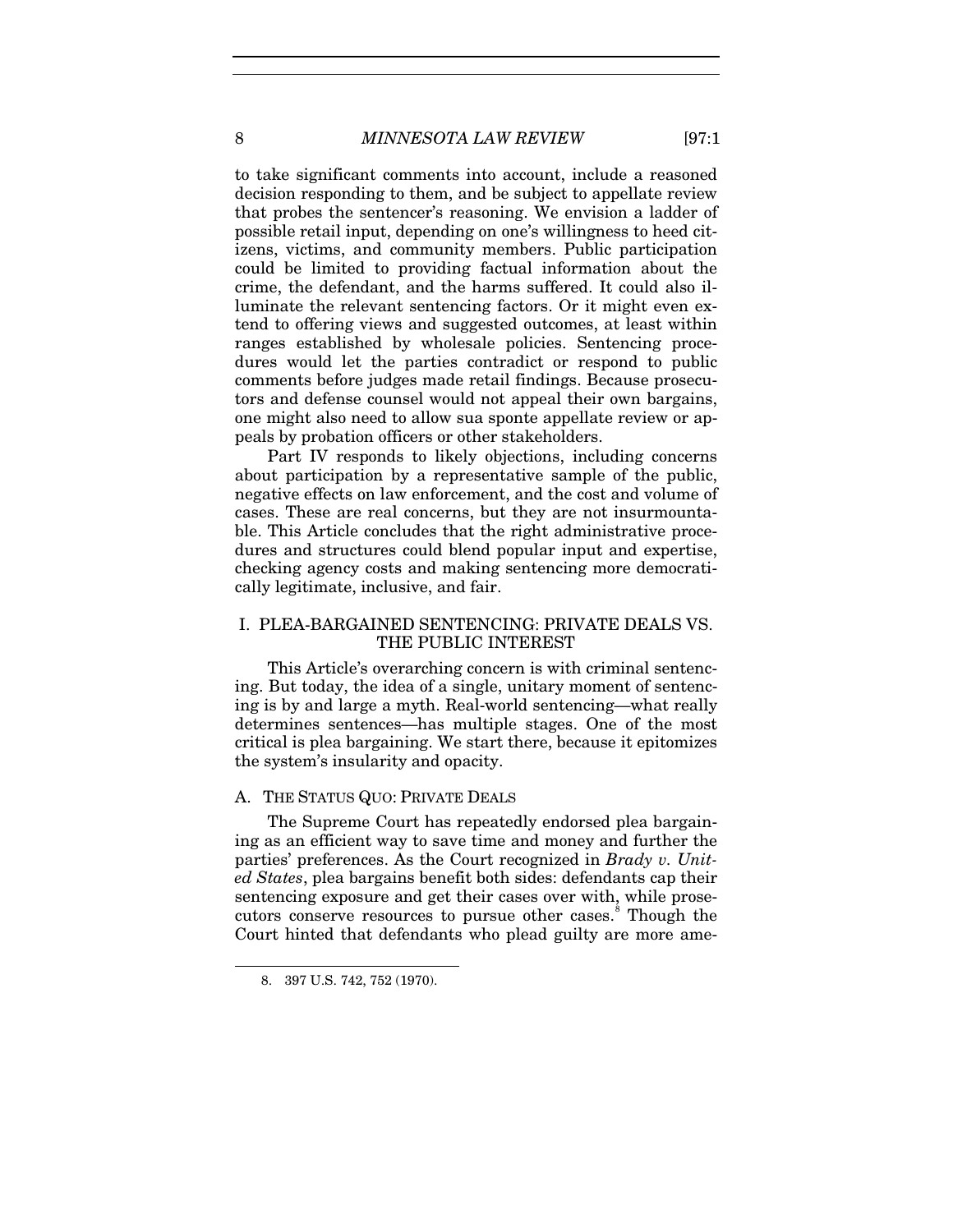to take significant comments into account, include a reasoned decision responding to them, and be subject to appellate review that probes the sentencer's reasoning. We envision a ladder of possible retail input, depending on one's willingness to heed citizens, victims, and community members. Public participation could be limited to providing factual information about the crime, the defendant, and the harms suffered. It could also illuminate the relevant sentencing factors. Or it might even extend to offering views and suggested outcomes, at least within ranges established by wholesale policies. Sentencing procedures would let the parties contradict or respond to public comments before judges made retail findings. Because prosecutors and defense counsel would not appeal their own bargains, one might also need to allow sua sponte appellate review or appeals by probation officers or other stakeholders.

Part IV responds to likely objections, including concerns about participation by a representative sample of the public, negative effects on law enforcement, and the cost and volume of cases. These are real concerns, but they are not insurmountable. This Article concludes that the right administrative procedures and structures could blend popular input and expertise, checking agency costs and making sentencing more democratically legitimate, inclusive, and fair.

## I. PLEA-BARGAINED SENTENCING: PRIVATE DEALS VS. THE PUBLIC INTEREST

This Article's overarching concern is with criminal sentencing. But today, the idea of a single, unitary moment of sentencing is by and large a myth. Real-world sentencing—what really determines sentences—has multiple stages. One of the most critical is plea bargaining. We start there, because it epitomizes the system's insularity and opacity.

### A. THE STATUS QUO: PRIVATE DEALS

The Supreme Court has repeatedly endorsed plea bargaining as an efficient way to save time and money and further the parties' preferences. As the Court recognized in *Brady v. United States*, plea bargains benefit both sides: defendants cap their sentencing exposure and get their cases over with, while prosecutors conserve resources to pursue other cases.[8] Though the Court hinted that defendants who plead guilty are more ame-

8. 397 U.S. 742, 752 (1970).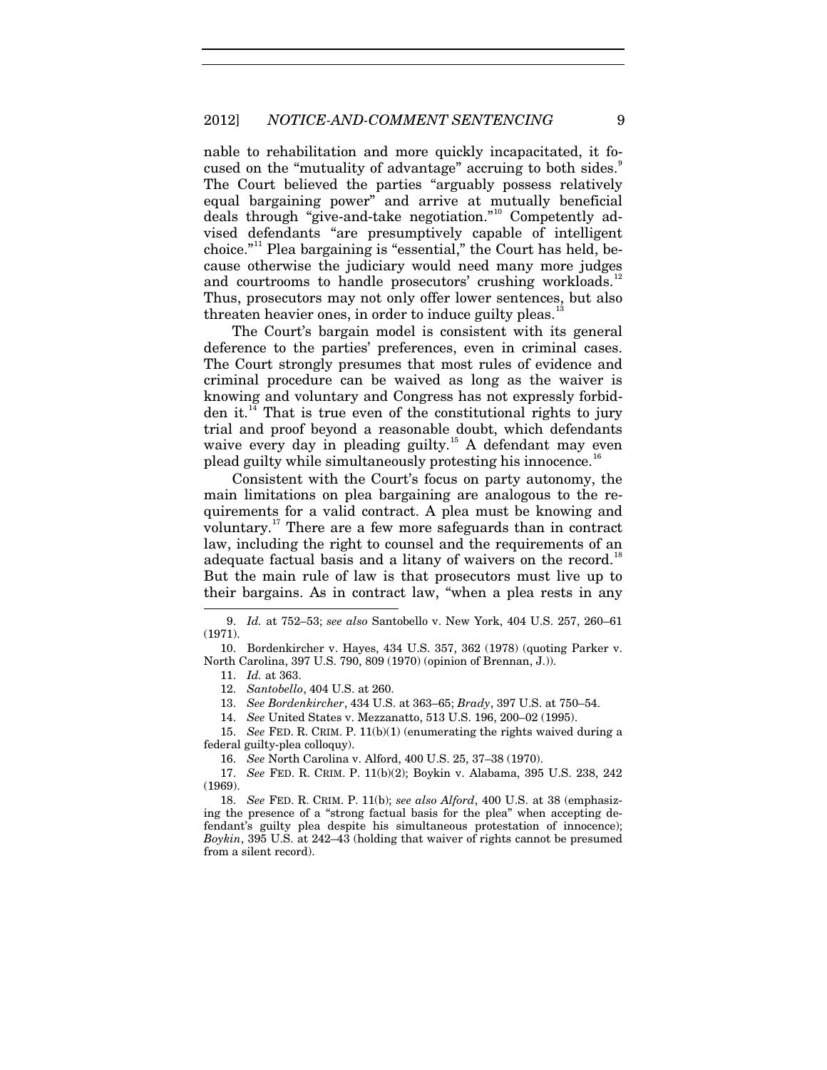nable to rehabilitation and more quickly incapacitated, it focused on the "mutuality of advantage" accruing to both sides.[9] The Court believed the parties "arguably possess relatively equal bargaining power" and arrive at mutually beneficial deals through "give-and-take negotiation."[10] Competently advised defendants "are presumptively capable of intelligent choice."[11] Plea bargaining is "essential," the Court has held, because otherwise the judiciary would need many more judges and courtrooms to handle prosecutors' crushing workloads.[12] Thus, prosecutors may not only offer lower sentences, but also threaten heavier ones, in order to induce guilty pleas.[13]

The Court's bargain model is consistent with its general deference to the parties' preferences, even in criminal cases. The Court strongly presumes that most rules of evidence and criminal procedure can be waived as long as the waiver is knowing and voluntary and Congress has not expressly forbidden it.[14] That is true even of the constitutional rights to jury trial and proof beyond a reasonable doubt, which defendants waive every day in pleading guilty.[15] A defendant may even plead guilty while simultaneously protesting his innocence.[16]

Consistent with the Court's focus on party autonomy, the main limitations on plea bargaining are analogous to the requirements for a valid contract. A plea must be knowing and voluntary.[17] There are a few more safeguards than in contract law, including the right to counsel and the requirements of an adequate factual basis and a litany of waivers on the record.[18] But the main rule of law is that prosecutors must live up to their bargains. As in contract law, "when a plea rests in any

---

9. *Id.* at 752–53; *see also* Santobello v. New York, 404 U.S. 257, 260–61 (1971).

10. Bordenkircher v. Hayes, 434 U.S. 357, 362 (1978) (quoting Parker v. North Carolina, 397 U.S. 790, 809 (1970) (opinion of Brennan, J.)).

11. *Id.* at 363.

12. *Santobello*, 404 U.S. at 260.

13. *See Bordenkircher*, 434 U.S. at 363–65; *Brady*, 397 U.S. at 750–54.

14. *See* United States v. Mezzanatto, 513 U.S. 196, 200–02 (1995).

15. *See* FED. R. CRIM. P. 11(b)(1) (enumerating the rights waived during a federal guilty-plea colloquy).

16. *See* North Carolina v. Alford, 400 U.S. 25, 37–38 (1970).

17. *See* FED. R. CRIM. P. 11(b)(2); Boykin v. Alabama, 395 U.S. 238, 242 (1969).

18. *See* FED. R. CRIM. P. 11(b); *see also Alford*, 400 U.S. at 38 (emphasizing the presence of a "strong factual basis for the plea" when accepting defendant's guilty plea despite his simultaneous protestation of innocence); *Boykin*, 395 U.S. at 242–43 (holding that waiver of rights cannot be presumed from a silent record).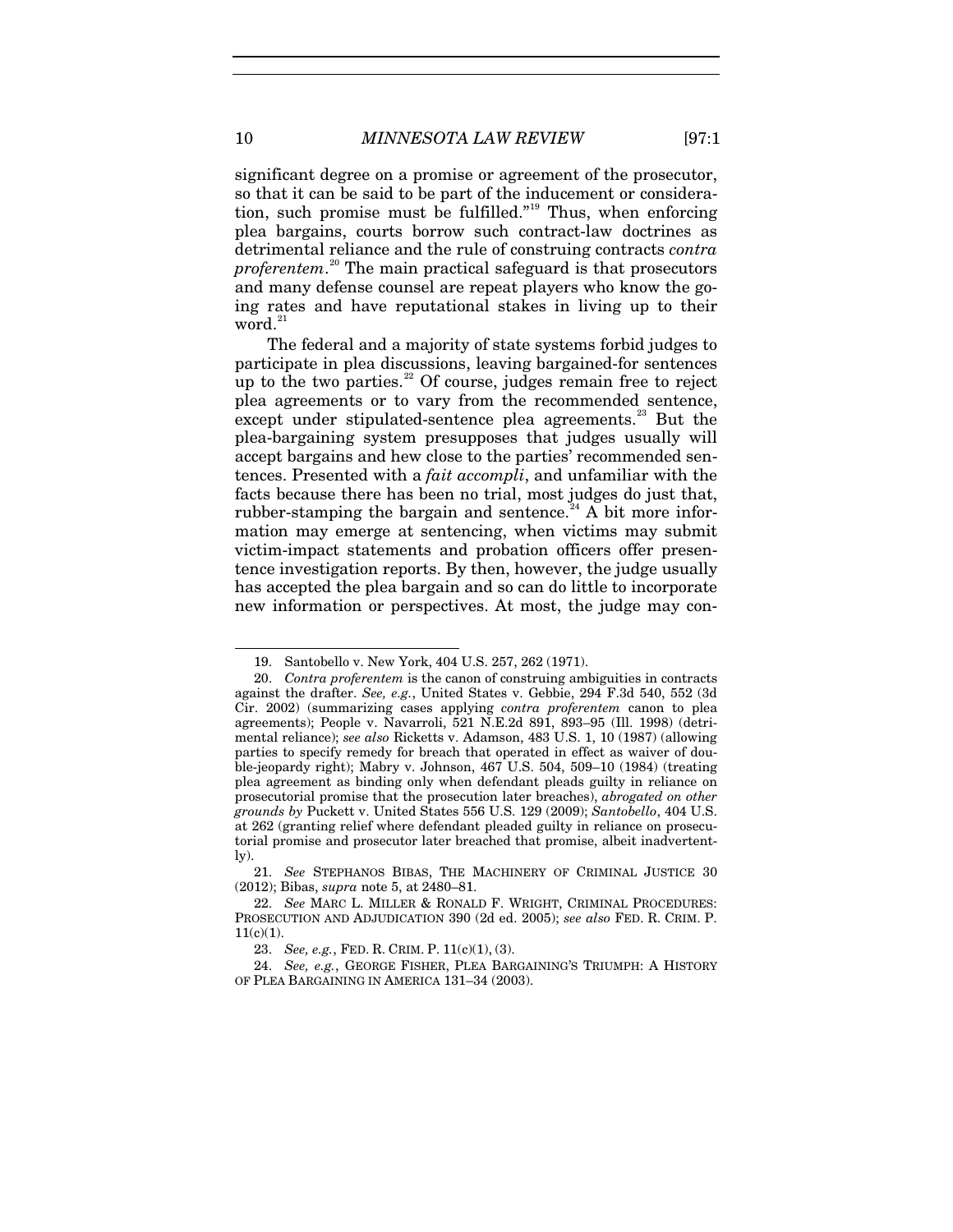significant degree on a promise or agreement of the prosecutor, so that it can be said to be part of the inducement or consideration, such promise must be fulfilled."[19] Thus, when enforcing plea bargains, courts borrow such contract-law doctrines as detrimental reliance and the rule of construing contracts *contra proferentem*.[20] The main practical safeguard is that prosecutors and many defense counsel are repeat players who know the going rates and have reputational stakes in living up to their word.[21]

The federal and a majority of state systems forbid judges to participate in plea discussions, leaving bargained-for sentences up to the two parties.[22] Of course, judges remain free to reject plea agreements or to vary from the recommended sentence, except under stipulated-sentence plea agreements.[23] But the plea-bargaining system presupposes that judges usually will accept bargains and hew close to the parties' recommended sentences. Presented with a *fait accompli*, and unfamiliar with the facts because there has been no trial, most judges do just that, rubber-stamping the bargain and sentence.[24] A bit more information may emerge at sentencing, when victims may submit victim-impact statements and probation officers offer presentence investigation reports. By then, however, the judge usually has accepted the plea bargain and so can do little to incorporate new information or perspectives. At most, the judge may con-

---

19. Santobello v. New York, 404 U.S. 257, 262 (1971).

20. *Contra proferentem* is the canon of construing ambiguities in contracts against the drafter. *See, e.g.*, United States v. Gebbie, 294 F.3d 540, 552 (3d Cir. 2002) (summarizing cases applying *contra proferentem* canon to plea agreements); People v. Navarroli, 521 N.E.2d 891, 893–95 (Ill. 1998) (detrimental reliance); *see also* Ricketts v. Adamson, 483 U.S. 1, 10 (1987) (allowing parties to specify remedy for breach that operated in effect as waiver of double-jeopardy right); Mabry v. Johnson, 467 U.S. 504, 509–10 (1984) (treating plea agreement as binding only when defendant pleads guilty in reliance on prosecutorial promise that the prosecution later breaches), *abrogated on other grounds by* Puckett v. United States 556 U.S. 129 (2009); *Santobello*, 404 U.S. at 262 (granting relief where defendant pleaded guilty in reliance on prosecutorial promise and prosecutor later breached that promise, albeit inadvertently).

21. *See* STEPHANOS BIBAS, THE MACHINERY OF CRIMINAL JUSTICE 30 (2012); Bibas, *supra* note 5, at 2480–81.

22. *See* MARC L. MILLER & RONALD F. WRIGHT, CRIMINAL PROCEDURES: PROSECUTION AND ADJUDICATION 390 (2d ed. 2005); *see also* FED. R. CRIM. P. 11(c)(1).

23. *See, e.g.*, FED. R. CRIM. P. 11(c)(1), (3).

24. *See, e.g.*, GEORGE FISHER, PLEA BARGAINING'S TRIUMPH: A HISTORY OF PLEA BARGAINING IN AMERICA 131–34 (2003).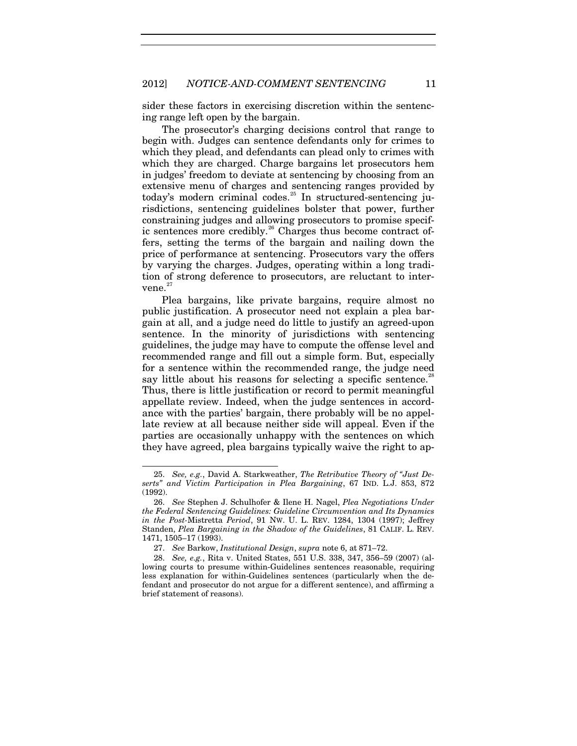sider these factors in exercising discretion within the sentencing range left open by the bargain.

The prosecutor's charging decisions control that range to begin with. Judges can sentence defendants only for crimes to which they plead, and defendants can plead only to crimes with which they are charged. Charge bargains let prosecutors hem in judges' freedom to deviate at sentencing by choosing from an extensive menu of charges and sentencing ranges provided by today's modern criminal codes.[25] In structured-sentencing jurisdictions, sentencing guidelines bolster that power, further constraining judges and allowing prosecutors to promise specific sentences more credibly.[26] Charges thus become contract offers, setting the terms of the bargain and nailing down the price of performance at sentencing. Prosecutors vary the offers by varying the charges. Judges, operating within a long tradition of strong deference to prosecutors, are reluctant to intervene.[27]

Plea bargains, like private bargains, require almost no public justification. A prosecutor need not explain a plea bargain at all, and a judge need do little to justify an agreed-upon sentence. In the minority of jurisdictions with sentencing guidelines, the judge may have to compute the offense level and recommended range and fill out a simple form. But, especially for a sentence within the recommended range, the judge need say little about his reasons for selecting a specific sentence.[28] Thus, there is little justification or record to permit meaningful appellate review. Indeed, when the judge sentences in accordance with the parties' bargain, there probably will be no appellate review at all because neither side will appeal. Even if the parties are occasionally unhappy with the sentences on which they have agreed, plea bargains typically waive the right to ap-

---

25. *See, e.g.*, David A. Starkweather, *The Retributive Theory of "Just Deserts" and Victim Participation in Plea Bargaining*, 67 IND. L.J. 853, 872 (1992).

26. *See* Stephen J. Schulhofer & Ilene H. Nagel, *Plea Negotiations Under the Federal Sentencing Guidelines: Guideline Circumvention and Its Dynamics in the Post-*Mistretta *Period*, 91 NW. U. L. REV. 1284, 1304 (1997); Jeffrey Standen, *Plea Bargaining in the Shadow of the Guidelines*, 81 CALIF. L. REV. 1471, 1505–17 (1993).

27. *See* Barkow, *Institutional Design*, *supra* note 6, at 871–72.

28. *See, e.g.*, Rita v. United States, 551 U.S. 338, 347, 356–59 (2007) (allowing courts to presume within-Guidelines sentences reasonable, requiring less explanation for within-Guidelines sentences (particularly when the defendant and prosecutor do not argue for a different sentence), and affirming a brief statement of reasons).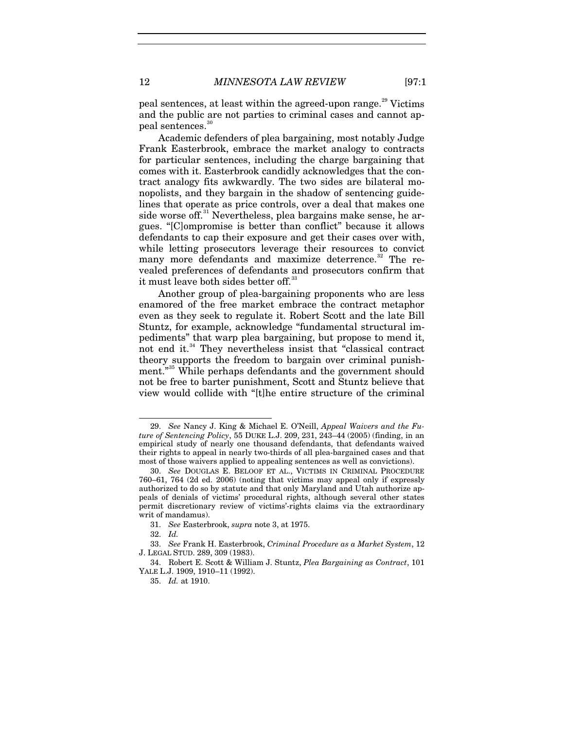peal sentences, at least within the agreed-upon range.[29] Victims and the public are not parties to criminal cases and cannot appeal sentences.[30]

Academic defenders of plea bargaining, most notably Judge Frank Easterbrook, embrace the market analogy to contracts for particular sentences, including the charge bargaining that comes with it. Easterbrook candidly acknowledges that the contract analogy fits awkwardly. The two sides are bilateral monopolists, and they bargain in the shadow of sentencing guidelines that operate as price controls, over a deal that makes one side worse off.[31] Nevertheless, plea bargains make sense, he argues. "[C]ompromise is better than conflict" because it allows defendants to cap their exposure and get their cases over with, while letting prosecutors leverage their resources to convict many more defendants and maximize deterrence.[32] The revealed preferences of defendants and prosecutors confirm that it must leave both sides better off.[33]

Another group of plea-bargaining proponents who are less enamored of the free market embrace the contract metaphor even as they seek to regulate it. Robert Scott and the late Bill Stuntz, for example, acknowledge "fundamental structural impediments" that warp plea bargaining, but propose to mend it, not end it.[34] They nevertheless insist that "classical contract theory supports the freedom to bargain over criminal punishment."[35] While perhaps defendants and the government should not be free to barter punishment, Scott and Stuntz believe that view would collide with "[t]he entire structure of the criminal

---

29. *See* Nancy J. King & Michael E. O'Neill, *Appeal Waivers and the Future of Sentencing Policy*, 55 DUKE L.J. 209, 231, 243–44 (2005) (finding, in an empirical study of nearly one thousand defendants, that defendants waived their rights to appeal in nearly two-thirds of all plea-bargained cases and that most of those waivers applied to appealing sentences as well as convictions).

30. *See* DOUGLAS E. BELOOF ET AL., VICTIMS IN CRIMINAL PROCEDURE 760–61, 764 (2d ed. 2006) (noting that victims may appeal only if expressly authorized to do so by statute and that only Maryland and Utah authorize appeals of denials of victims' procedural rights, although several other states permit discretionary review of victims'-rights claims via the extraordinary writ of mandamus).

31. *See* Easterbrook, *supra* note 3, at 1975.

32. *Id.*

33. *See* Frank H. Easterbrook, *Criminal Procedure as a Market System*, 12 J. LEGAL STUD. 289, 309 (1983).

34. Robert E. Scott & William J. Stuntz, *Plea Bargaining as Contract*, 101 YALE L.J. 1909, 1910–11 (1992).

35. *Id.* at 1910.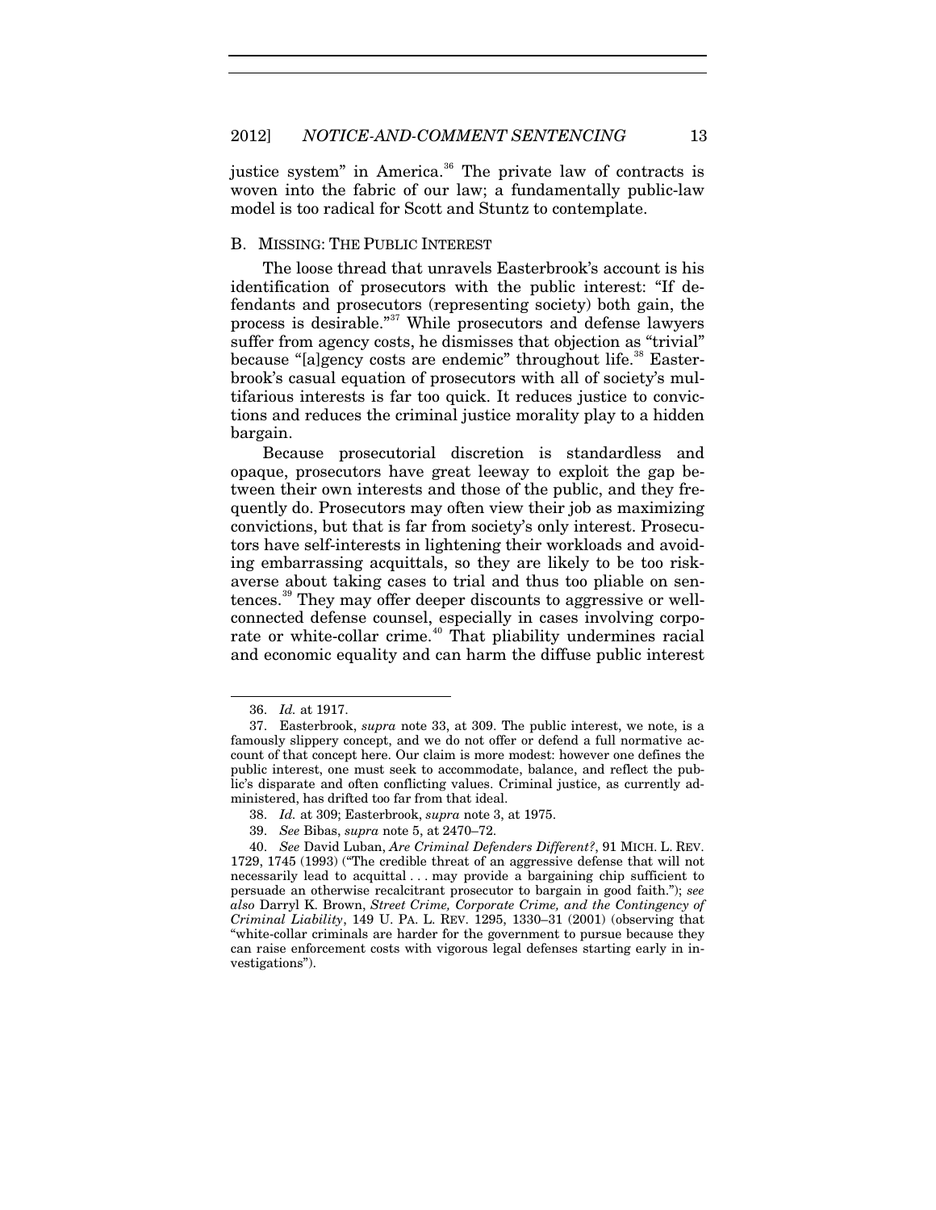justice system" in America.[36] The private law of contracts is woven into the fabric of our law; a fundamentally public-law model is too radical for Scott and Stuntz to contemplate.

### B. MISSING: THE PUBLIC INTEREST

The loose thread that unravels Easterbrook's account is his identification of prosecutors with the public interest: "If defendants and prosecutors (representing society) both gain, the process is desirable."[37] While prosecutors and defense lawyers suffer from agency costs, he dismisses that objection as "trivial" because "[a]gency costs are endemic" throughout life.[38] Easterbrook's casual equation of prosecutors with all of society's multifarious interests is far too quick. It reduces justice to convictions and reduces the criminal justice morality play to a hidden bargain.

Because prosecutorial discretion is standardless and opaque, prosecutors have great leeway to exploit the gap between their own interests and those of the public, and they frequently do. Prosecutors may often view their job as maximizing convictions, but that is far from society's only interest. Prosecutors have self-interests in lightening their workloads and avoiding embarrassing acquittals, so they are likely to be too risk-averse about taking cases to trial and thus too pliable on sentences.[39] They may offer deeper discounts to aggressive or well-connected defense counsel, especially in cases involving corporate or white-collar crime.[40] That pliability undermines racial and economic equality and can harm the diffuse public interest

---

36. *Id.* at 1917.

37. Easterbrook, *supra* note 33, at 309. The public interest, we note, is a famously slippery concept, and we do not offer or defend a full normative account of that concept here. Our claim is more modest: however one defines the public interest, one must seek to accommodate, balance, and reflect the public's disparate and often conflicting values. Criminal justice, as currently administered, has drifted too far from that ideal.

38. *Id.* at 309; Easterbrook, *supra* note 3, at 1975.

39. *See* Bibas, *supra* note 5, at 2470–72.

40. *See* David Luban, *Are Criminal Defenders Different?*, 91 MICH. L. REV. 1729, 1745 (1993) ("The credible threat of an aggressive defense that will not necessarily lead to acquittal . . . may provide a bargaining chip sufficient to persuade an otherwise recalcitrant prosecutor to bargain in good faith."); *see also* Darryl K. Brown, *Street Crime, Corporate Crime, and the Contingency of Criminal Liability*, 149 U. PA. L. REV. 1295, 1330–31 (2001) (observing that "white-collar criminals are harder for the government to pursue because they can raise enforcement costs with vigorous legal defenses starting early in investigations").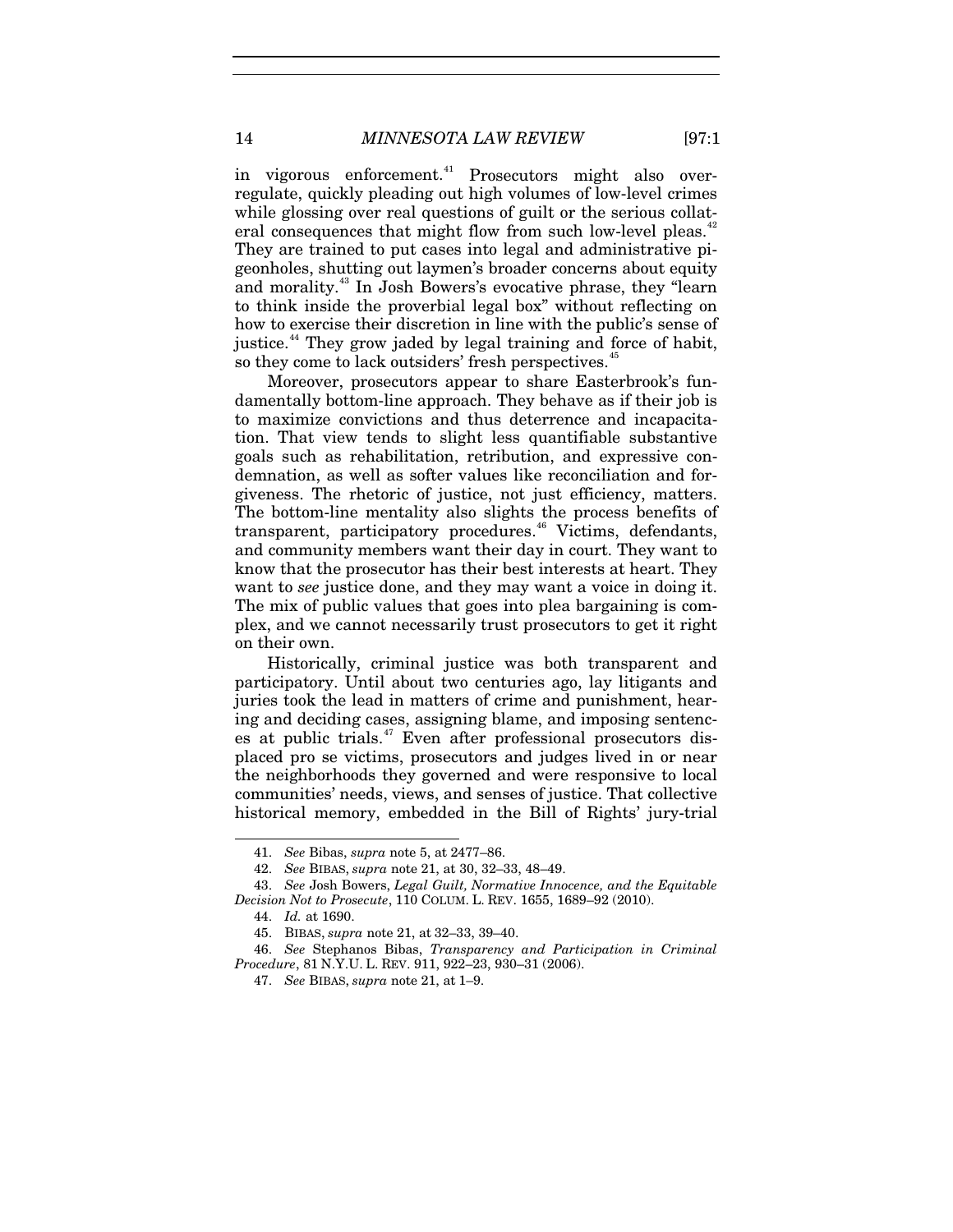in vigorous enforcement.[41] Prosecutors might also over-regulate, quickly pleading out high volumes of low-level crimes while glossing over real questions of guilt or the serious collateral consequences that might flow from such low-level pleas.[42] They are trained to put cases into legal and administrative pigeonholes, shutting out laymen's broader concerns about equity and morality.[43] In Josh Bowers's evocative phrase, they "learn to think inside the proverbial legal box" without reflecting on how to exercise their discretion in line with the public's sense of justice.[44] They grow jaded by legal training and force of habit, so they come to lack outsiders' fresh perspectives.[45]

Moreover, prosecutors appear to share Easterbrook's fundamentally bottom-line approach. They behave as if their job is to maximize convictions and thus deterrence and incapacitation. That view tends to slight less quantifiable substantive goals such as rehabilitation, retribution, and expressive condemnation, as well as softer values like reconciliation and forgiveness. The rhetoric of justice, not just efficiency, matters. The bottom-line mentality also slights the process benefits of transparent, participatory procedures.[46] Victims, defendants, and community members want their day in court. They want to know that the prosecutor has their best interests at heart. They want to *see* justice done, and they may want a voice in doing it. The mix of public values that goes into plea bargaining is complex, and we cannot necessarily trust prosecutors to get it right on their own.

Historically, criminal justice was both transparent and participatory. Until about two centuries ago, lay litigants and juries took the lead in matters of crime and punishment, hearing and deciding cases, assigning blame, and imposing sentences at public trials.[47] Even after professional prosecutors displaced pro se victims, prosecutors and judges lived in or near the neighborhoods they governed and were responsive to local communities' needs, views, and senses of justice. That collective historical memory, embedded in the Bill of Rights' jury-trial

---

41. *See* Bibas, *supra* note 5, at 2477–86.

42. *See* BIBAS, *supra* note 21, at 30, 32–33, 48–49.

43. *See* Josh Bowers, *Legal Guilt, Normative Innocence, and the Equitable Decision Not to Prosecute*, 110 COLUM. L. REV. 1655, 1689–92 (2010).

44. *Id.* at 1690.

45. BIBAS, *supra* note 21, at 32–33, 39–40.

46. *See* Stephanos Bibas, *Transparency and Participation in Criminal Procedure*, 81 N.Y.U. L. REV. 911, 922–23, 930–31 (2006).

47. *See* BIBAS, *supra* note 21, at 1–9.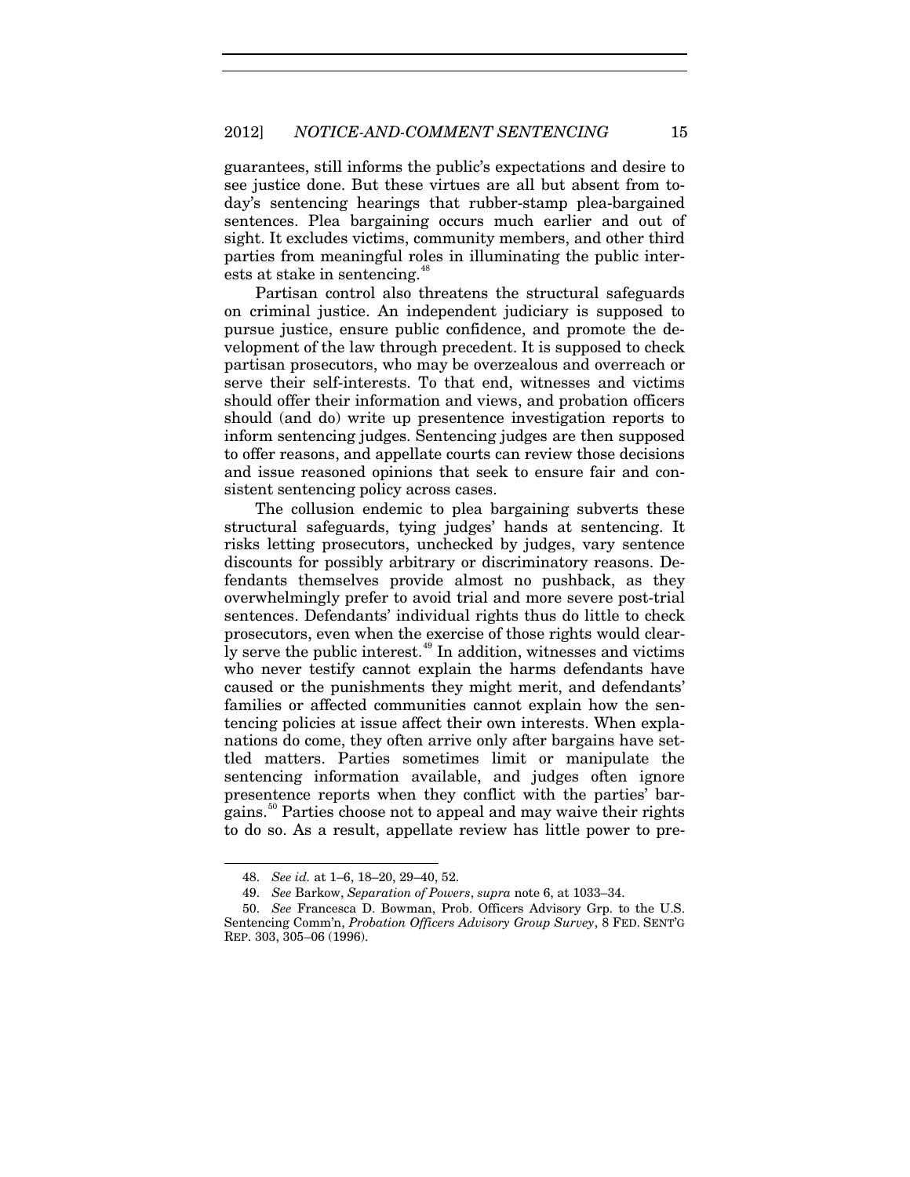guarantees, still informs the public's expectations and desire to see justice done. But these virtues are all but absent from today's sentencing hearings that rubber-stamp plea-bargained sentences. Plea bargaining occurs much earlier and out of sight. It excludes victims, community members, and other third parties from meaningful roles in illuminating the public interests at stake in sentencing.[48]

Partisan control also threatens the structural safeguards on criminal justice. An independent judiciary is supposed to pursue justice, ensure public confidence, and promote the development of the law through precedent. It is supposed to check partisan prosecutors, who may be overzealous and overreach or serve their self-interests. To that end, witnesses and victims should offer their information and views, and probation officers should (and do) write up presentence investigation reports to inform sentencing judges. Sentencing judges are then supposed to offer reasons, and appellate courts can review those decisions and issue reasoned opinions that seek to ensure fair and consistent sentencing policy across cases.

The collusion endemic to plea bargaining subverts these structural safeguards, tying judges' hands at sentencing. It risks letting prosecutors, unchecked by judges, vary sentence discounts for possibly arbitrary or discriminatory reasons. Defendants themselves provide almost no pushback, as they overwhelmingly prefer to avoid trial and more severe post-trial sentences. Defendants' individual rights thus do little to check prosecutors, even when the exercise of those rights would clearly serve the public interest.[49] In addition, witnesses and victims who never testify cannot explain the harms defendants have caused or the punishments they might merit, and defendants' families or affected communities cannot explain how the sentencing policies at issue affect their own interests. When explanations do come, they often arrive only after bargains have settled matters. Parties sometimes limit or manipulate the sentencing information available, and judges often ignore presentence reports when they conflict with the parties' bargains.[50] Parties choose not to appeal and may waive their rights to do so. As a result, appellate review has little power to pre-

---

48. *See id.* at 1–6, 18–20, 29–40, 52.

49. *See* Barkow, *Separation of Powers*, *supra* note 6, at 1033–34.

50. *See* Francesca D. Bowman, Prob. Officers Advisory Grp. to the U.S. Sentencing Comm'n, *Probation Officers Advisory Group Survey*, 8 FED. SENT'G REP. 303, 305–06 (1996).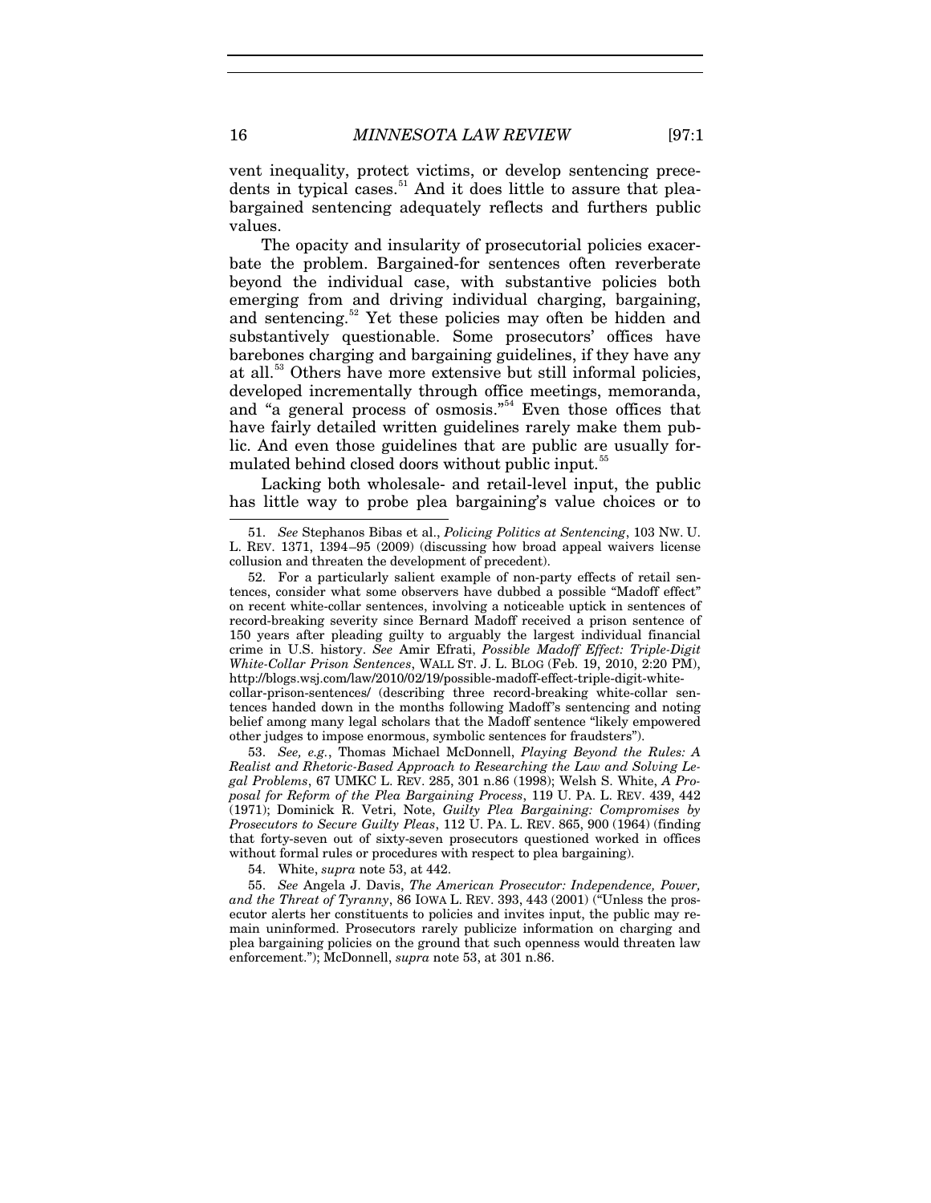vent inequality, protect victims, or develop sentencing precedents in typical cases.[51] And it does little to assure that plea-bargained sentencing adequately reflects and furthers public values.

The opacity and insularity of prosecutorial policies exacerbate the problem. Bargained-for sentences often reverberate beyond the individual case, with substantive policies both emerging from and driving individual charging, bargaining, and sentencing.[52] Yet these policies may often be hidden and substantively questionable. Some prosecutors' offices have barebones charging and bargaining guidelines, if they have any at all.[53] Others have more extensive but still informal policies, developed incrementally through office meetings, memoranda, and "a general process of osmosis."[54] Even those offices that have fairly detailed written guidelines rarely make them public. And even those guidelines that are public are usually formulated behind closed doors without public input.[55]

Lacking both wholesale- and retail-level input, the public has little way to probe plea bargaining's value choices or to

---

51. *See* Stephanos Bibas et al., *Policing Politics at Sentencing*, 103 NW. U. L. REV. 1371, 1394–95 (2009) (discussing how broad appeal waivers license collusion and threaten the development of precedent).

52. For a particularly salient example of non-party effects of retail sentences, consider what some observers have dubbed a possible "Madoff effect" on recent white-collar sentences, involving a noticeable uptick in sentences of record-breaking severity since Bernard Madoff received a prison sentence of 150 years after pleading guilty to arguably the largest individual financial crime in U.S. history. *See* Amir Efrati, *Possible Madoff Effect: Triple-Digit White-Collar Prison Sentences*, WALL ST. J. L. BLOG (Feb. 19, 2010, 2:20 PM), http://blogs.wsj.com/law/2010/02/19/possible-madoff-effect-triple-digit-white-collar-prison-sentences/ (describing three record-breaking white-collar sentences handed down in the months following Madoff's sentencing and noting belief among many legal scholars that the Madoff sentence "likely empowered other judges to impose enormous, symbolic sentences for fraudsters").

53. *See, e.g.*, Thomas Michael McDonnell, *Playing Beyond the Rules: A Realist and Rhetoric-Based Approach to Researching the Law and Solving Legal Problems*, 67 UMKC L. REV. 285, 301 n.86 (1998); Welsh S. White, *A Proposal for Reform of the Plea Bargaining Process*, 119 U. PA. L. REV. 439, 442 (1971); Dominick R. Vetri, Note, *Guilty Plea Bargaining: Compromises by Prosecutors to Secure Guilty Pleas*, 112 U. PA. L. REV. 865, 900 (1964) (finding that forty-seven out of sixty-seven prosecutors questioned worked in offices without formal rules or procedures with respect to plea bargaining).

54. White, *supra* note 53, at 442.

55. *See* Angela J. Davis, *The American Prosecutor: Independence, Power, and the Threat of Tyranny*, 86 IOWA L. REV. 393, 443 (2001) ("Unless the prosecutor alerts her constituents to policies and invites input, the public may remain uninformed. Prosecutors rarely publicize information on charging and plea bargaining policies on the ground that such openness would threaten law enforcement."); McDonnell, *supra* note 53, at 301 n.86.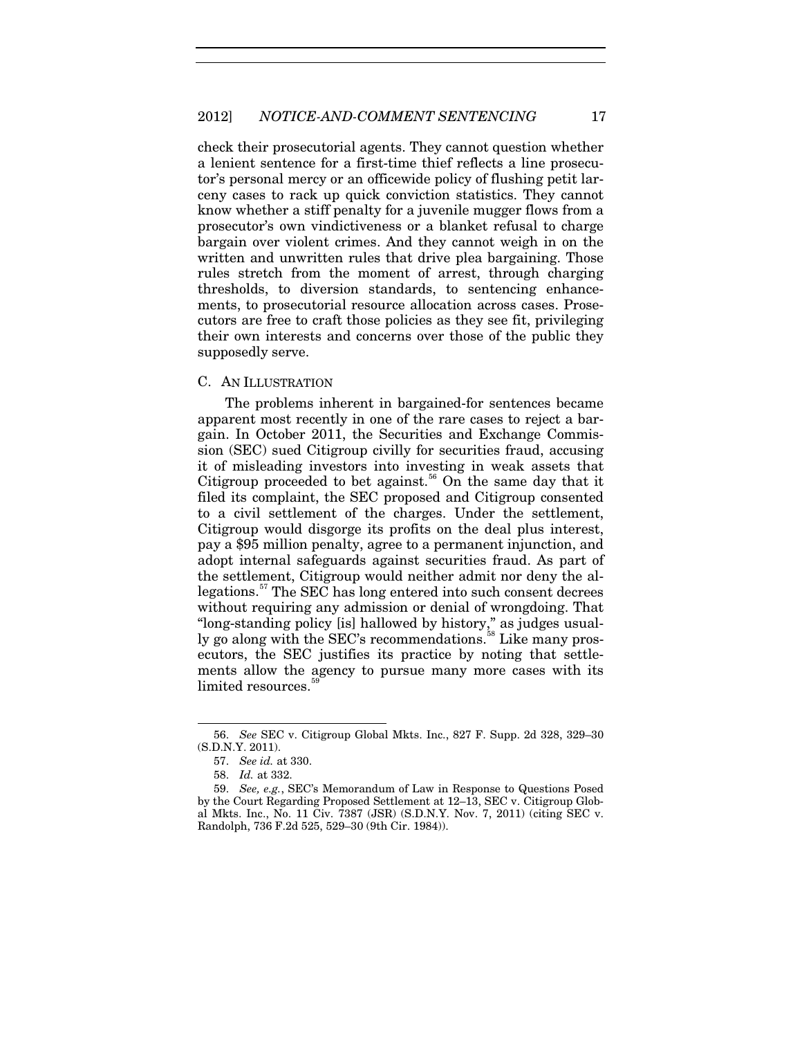check their prosecutorial agents. They cannot question whether a lenient sentence for a first-time thief reflects a line prosecutor's personal mercy or an officewide policy of flushing petit larceny cases to rack up quick conviction statistics. They cannot know whether a stiff penalty for a juvenile mugger flows from a prosecutor's own vindictiveness or a blanket refusal to charge bargain over violent crimes. And they cannot weigh in on the written and unwritten rules that drive plea bargaining. Those rules stretch from the moment of arrest, through charging thresholds, to diversion standards, to sentencing enhancements, to prosecutorial resource allocation across cases. Prosecutors are free to craft those policies as they see fit, privileging their own interests and concerns over those of the public they supposedly serve.

### C. An Illustration

The problems inherent in bargained-for sentences became apparent most recently in one of the rare cases to reject a bargain. In October 2011, the Securities and Exchange Commission (SEC) sued Citigroup civilly for securities fraud, accusing it of misleading investors into investing in weak assets that Citigroup proceeded to bet against.[56] On the same day that it filed its complaint, the SEC proposed and Citigroup consented to a civil settlement of the charges. Under the settlement, Citigroup would disgorge its profits on the deal plus interest, pay a $95 million penalty, agree to a permanent injunction, and adopt internal safeguards against securities fraud. As part of the settlement, Citigroup would neither admit nor deny the allegations.[57] The SEC has long entered into such consent decrees without requiring any admission or denial of wrongdoing. That "long-standing policy [is] hallowed by history," as judges usually go along with the SEC's recommendations.[58] Like many prosecutors, the SEC justifies its practice by noting that settlements allow the agency to pursue many more cases with its limited resources.[59]

---

56. *See* SEC v. Citigroup Global Mkts. Inc., 827 F. Supp. 2d 328, 329–30 (S.D.N.Y. 2011).

57. *See id.* at 330.

58. *Id.* at 332.

59. *See, e.g.*, SEC's Memorandum of Law in Response to Questions Posed by the Court Regarding Proposed Settlement at 12–13, SEC v. Citigroup Global Mkts. Inc., No. 11 Civ. 7387 (JSR) (S.D.N.Y. Nov. 7, 2011) (citing SEC v. Randolph, 736 F.2d 525, 529–30 (9th Cir. 1984)).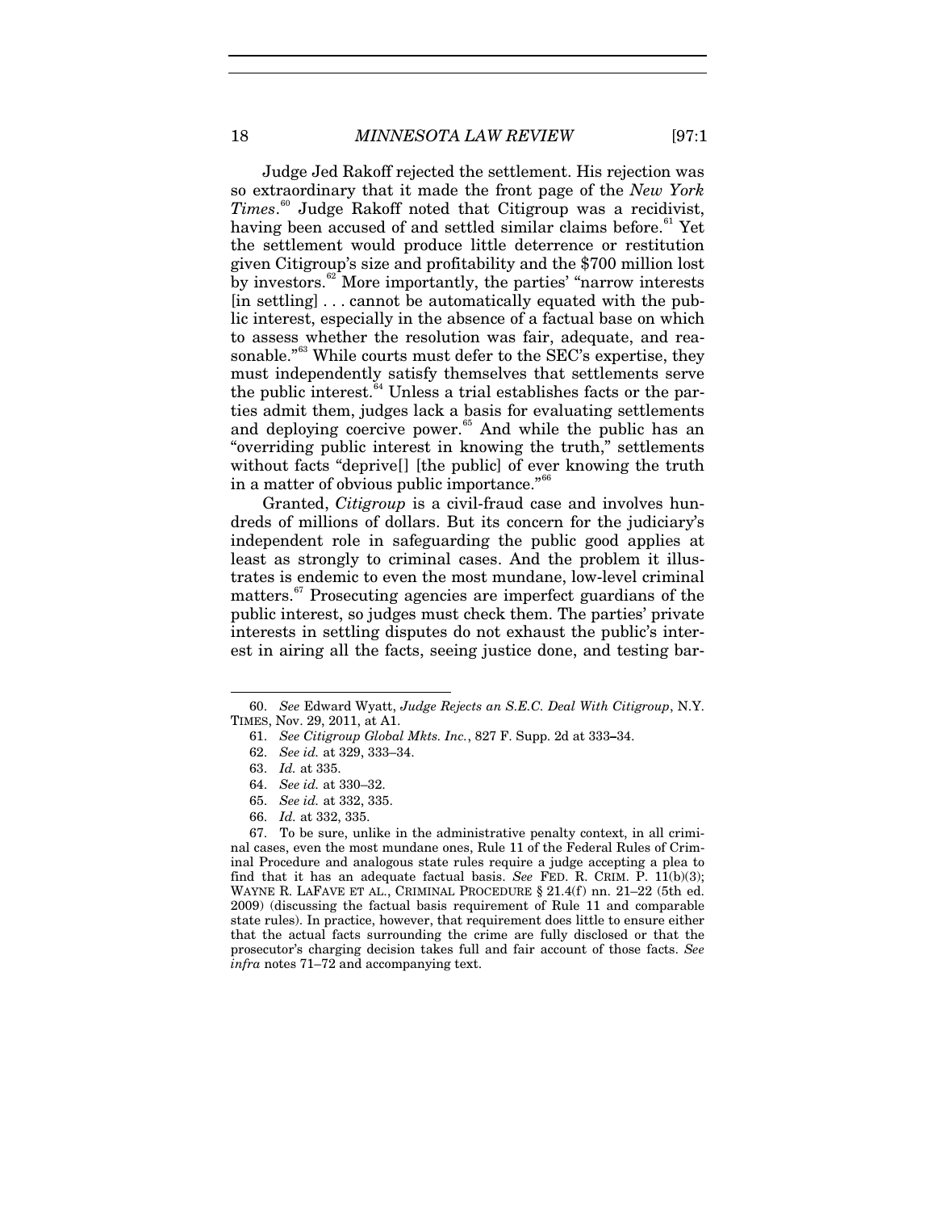Judge Jed Rakoff rejected the settlement. His rejection was so extraordinary that it made the front page of the *New York Times*.[60] Judge Rakoff noted that Citigroup was a recidivist, having been accused of and settled similar claims before.[61] Yet the settlement would produce little deterrence or restitution given Citigroup's size and profitability and the $700 million lost by investors.[62] More importantly, the parties' "narrow interests [in settling] . . . cannot be automatically equated with the public interest, especially in the absence of a factual base on which to assess whether the resolution was fair, adequate, and reasonable."[63] While courts must defer to the SEC's expertise, they must independently satisfy themselves that settlements serve the public interest.[64] Unless a trial establishes facts or the parties admit them, judges lack a basis for evaluating settlements and deploying coercive power.[65] And while the public has an "overriding public interest in knowing the truth," settlements without facts "deprive[] [the public] of ever knowing the truth in a matter of obvious public importance."[66]

Granted, *Citigroup* is a civil-fraud case and involves hundreds of millions of dollars. But its concern for the judiciary's independent role in safeguarding the public good applies at least as strongly to criminal cases. And the problem it illustrates is endemic to even the most mundane, low-level criminal matters.[67] Prosecuting agencies are imperfect guardians of the public interest, so judges must check them. The parties' private interests in settling disputes do not exhaust the public's interest in airing all the facts, seeing justice done, and testing bar-

---

60. *See* Edward Wyatt, *Judge Rejects an S.E.C. Deal With Citigroup*, N.Y. TIMES, Nov. 29, 2011, at A1.

61. *See Citigroup Global Mkts. Inc.*, 827 F. Supp. 2d at 333–34.

62. *See id.* at 329, 333–34.

63. *Id.* at 335.

64. *See id.* at 330–32.

65. *See id.* at 332, 335.

66. *Id.* at 332, 335.

67. To be sure, unlike in the administrative penalty context, in all criminal cases, even the most mundane ones, Rule 11 of the Federal Rules of Criminal Procedure and analogous state rules require a judge accepting a plea to find that it has an adequate factual basis. *See* FED. R. CRIM. P. 11(b)(3); WAYNE R. LAFAVE ET AL., CRIMINAL PROCEDURE § 21.4(f) nn. 21–22 (5th ed. 2009) (discussing the factual basis requirement of Rule 11 and comparable state rules). In practice, however, that requirement does little to ensure either that the actual facts surrounding the crime are fully disclosed or that the prosecutor's charging decision takes full and fair account of those facts. *See infra* notes 71–72 and accompanying text.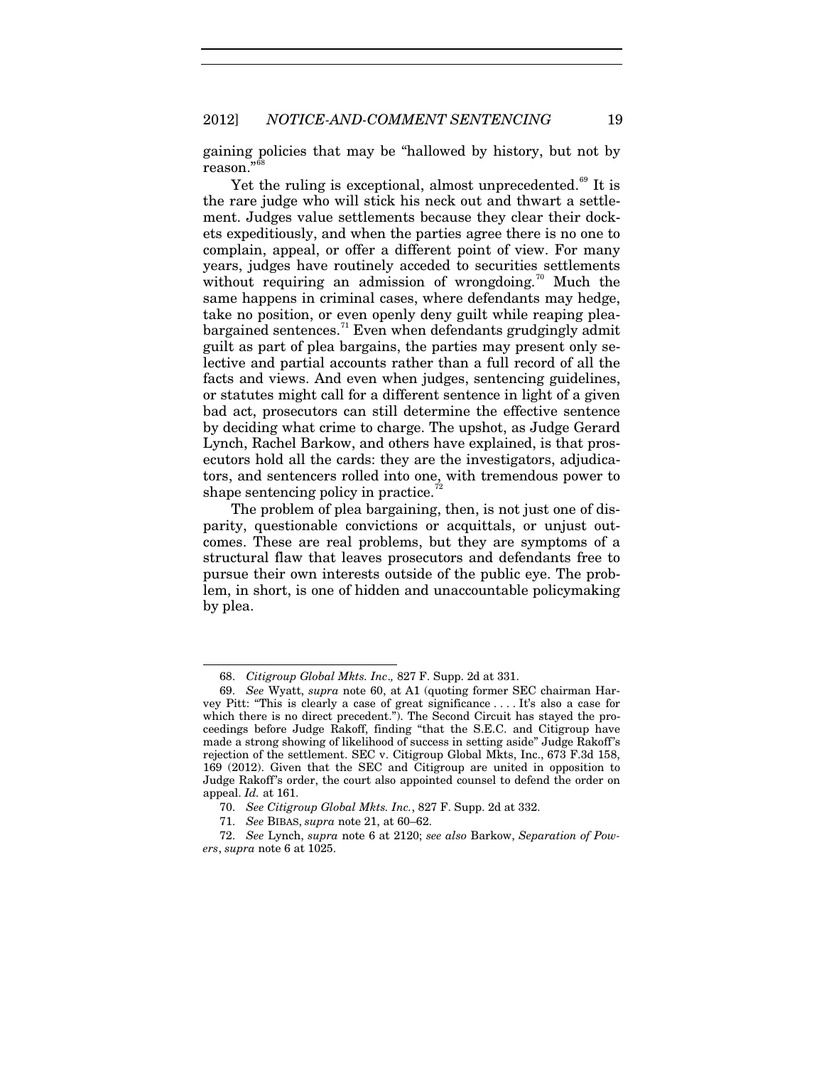gaining policies that may be "hallowed by history, but not by reason."[68]

Yet the ruling is exceptional, almost unprecedented.[69] It is the rare judge who will stick his neck out and thwart a settlement. Judges value settlements because they clear their dockets expeditiously, and when the parties agree there is no one to complain, appeal, or offer a different point of view. For many years, judges have routinely acceded to securities settlements without requiring an admission of wrongdoing.[70] Much the same happens in criminal cases, where defendants may hedge, take no position, or even openly deny guilt while reaping plea-bargained sentences.[71] Even when defendants grudgingly admit guilt as part of plea bargains, the parties may present only selective and partial accounts rather than a full record of all the facts and views. And even when judges, sentencing guidelines, or statutes might call for a different sentence in light of a given bad act, prosecutors can still determine the effective sentence by deciding what crime to charge. The upshot, as Judge Gerard Lynch, Rachel Barkow, and others have explained, is that prosecutors hold all the cards: they are the investigators, adjudicators, and sentencers rolled into one, with tremendous power to shape sentencing policy in practice.[72]

The problem of plea bargaining, then, is not just one of disparity, questionable convictions or acquittals, or unjust outcomes. These are real problems, but they are symptoms of a structural flaw that leaves prosecutors and defendants free to pursue their own interests outside of the public eye. The problem, in short, is one of hidden and unaccountable policymaking by plea.

---

68. *Citigroup Global Mkts. Inc.,* 827 F. Supp. 2d at 331.

69. *See* Wyatt, *supra* note 60, at A1 (quoting former SEC chairman Harvey Pitt: "This is clearly a case of great significance . . . . It's also a case for which there is no direct precedent."). The Second Circuit has stayed the proceedings before Judge Rakoff, finding "that the S.E.C. and Citigroup have made a strong showing of likelihood of success in setting aside" Judge Rakoff's rejection of the settlement. SEC v. Citigroup Global Mkts, Inc., 673 F.3d 158, 169 (2012). Given that the SEC and Citigroup are united in opposition to Judge Rakoff's order, the court also appointed counsel to defend the order on appeal. *Id.* at 161.

70. *See Citigroup Global Mkts. Inc.*, 827 F. Supp. 2d at 332.

71. *See* BIBAS, *supra* note 21, at 60–62.

72. *See* Lynch, *supra* note 6 at 2120; *see also* Barkow, *Separation of Powers*, *supra* note 6 at 1025.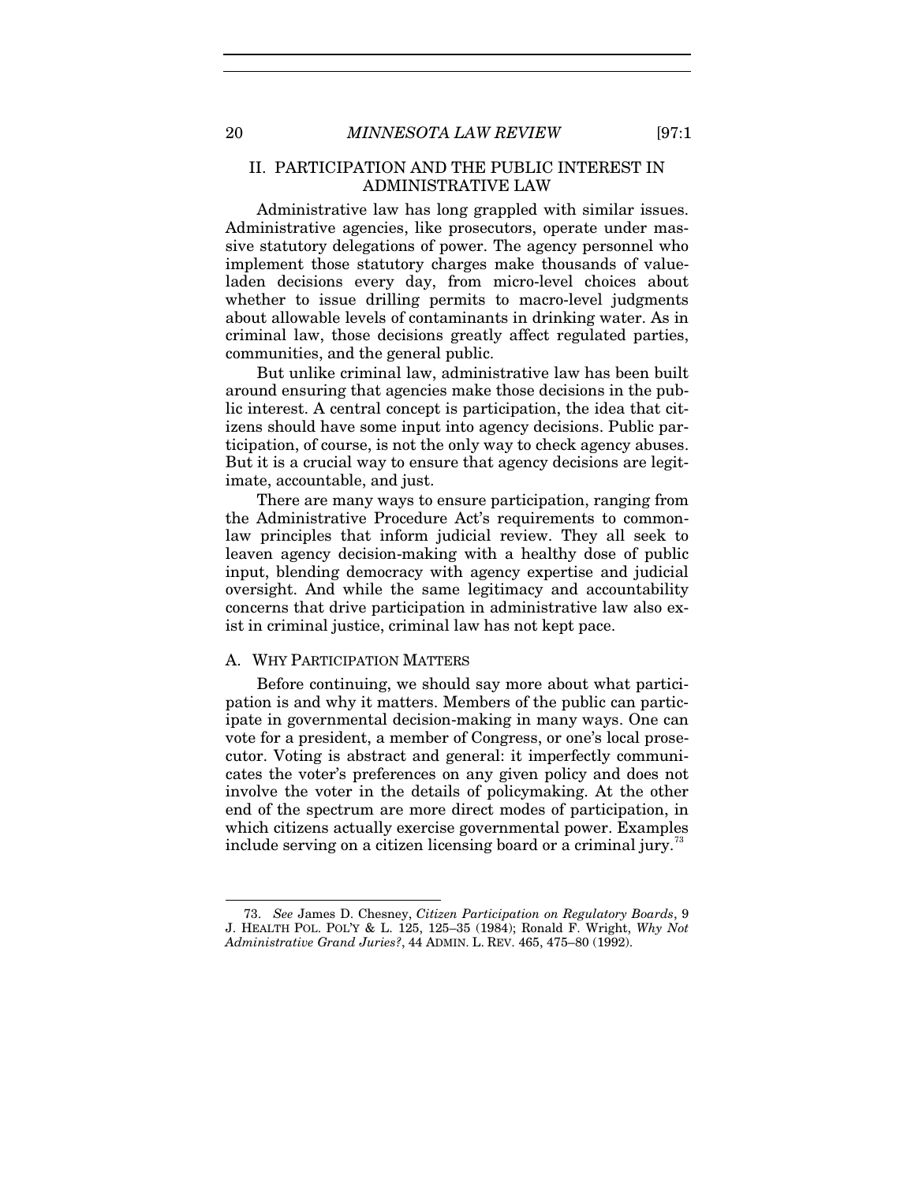## II. PARTICIPATION AND THE PUBLIC INTEREST IN ADMINISTRATIVE LAW

Administrative law has long grappled with similar issues. Administrative agencies, like prosecutors, operate under massive statutory delegations of power. The agency personnel who implement those statutory charges make thousands of value-laden decisions every day, from micro-level choices about whether to issue drilling permits to macro-level judgments about allowable levels of contaminants in drinking water. As in criminal law, those decisions greatly affect regulated parties, communities, and the general public.

But unlike criminal law, administrative law has been built around ensuring that agencies make those decisions in the public interest. A central concept is participation, the idea that citizens should have some input into agency decisions. Public participation, of course, is not the only way to check agency abuses. But it is a crucial way to ensure that agency decisions are legitimate, accountable, and just.

There are many ways to ensure participation, ranging from the Administrative Procedure Act's requirements to common-law principles that inform judicial review. They all seek to leaven agency decision-making with a healthy dose of public input, blending democracy with agency expertise and judicial oversight. And while the same legitimacy and accountability concerns that drive participation in administrative law also exist in criminal justice, criminal law has not kept pace.

### A. WHY PARTICIPATION MATTERS

Before continuing, we should say more about what participation is and why it matters. Members of the public can participate in governmental decision-making in many ways. One can vote for a president, a member of Congress, or one's local prosecutor. Voting is abstract and general: it imperfectly communicates the voter's preferences on any given policy and does not involve the voter in the details of policymaking. At the other end of the spectrum are more direct modes of participation, in which citizens actually exercise governmental power. Examples include serving on a citizen licensing board or a criminal jury.[73]

---

73. *See* James D. Chesney, *Citizen Participation on Regulatory Boards*, 9 J. HEALTH POL. POL'Y & L. 125, 125–35 (1984); Ronald F. Wright, *Why Not Administrative Grand Juries?*, 44 ADMIN. L. REV. 465, 475–80 (1992).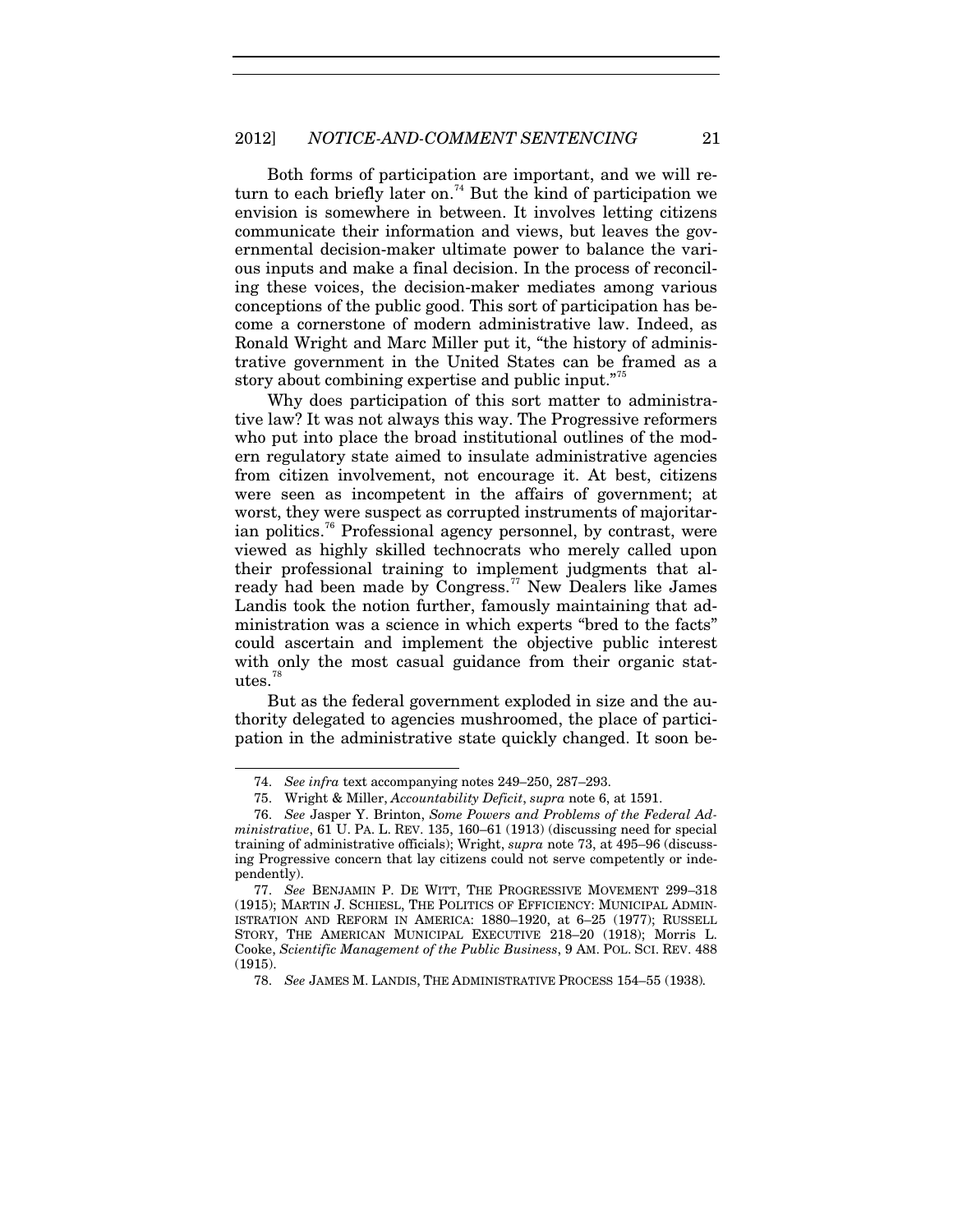Both forms of participation are important, and we will return to each briefly later on.[74] But the kind of participation we envision is somewhere in between. It involves letting citizens communicate their information and views, but leaves the governmental decision-maker ultimate power to balance the various inputs and make a final decision. In the process of reconciling these voices, the decision-maker mediates among various conceptions of the public good. This sort of participation has become a cornerstone of modern administrative law. Indeed, as Ronald Wright and Marc Miller put it, "the history of administrative government in the United States can be framed as a story about combining expertise and public input."[75]

Why does participation of this sort matter to administrative law? It was not always this way. The Progressive reformers who put into place the broad institutional outlines of the modern regulatory state aimed to insulate administrative agencies from citizen involvement, not encourage it. At best, citizens were seen as incompetent in the affairs of government; at worst, they were suspect as corrupted instruments of majoritarian politics.[76] Professional agency personnel, by contrast, were viewed as highly skilled technocrats who merely called upon their professional training to implement judgments that already had been made by Congress.[77] New Dealers like James Landis took the notion further, famously maintaining that administration was a science in which experts "bred to the facts" could ascertain and implement the objective public interest with only the most casual guidance from their organic statutes.[78]

But as the federal government exploded in size and the authority delegated to agencies mushroomed, the place of participation in the administrative state quickly changed. It soon be-

---

74. *See infra* text accompanying notes 249–250, 287–293.

75. Wright & Miller, *Accountability Deficit*, *supra* note 6, at 1591.

76. *See* Jasper Y. Brinton, *Some Powers and Problems of the Federal Administrative*, 61 U. PA. L. REV. 135, 160–61 (1913) (discussing need for special training of administrative officials); Wright, *supra* note 73, at 495–96 (discussing Progressive concern that lay citizens could not serve competently or independently).

77. *See* BENJAMIN P. DE WITT, THE PROGRESSIVE MOVEMENT 299–318 (1915); MARTIN J. SCHIESL, THE POLITICS OF EFFICIENCY: MUNICIPAL ADMINISTRATION AND REFORM IN AMERICA: 1880–1920, at 6–25 (1977); RUSSELL STORY, THE AMERICAN MUNICIPAL EXECUTIVE 218–20 (1918); Morris L. Cooke, *Scientific Management of the Public Business*, 9 AM. POL. SCI. REV. 488 (1915).

78. *See* JAMES M. LANDIS, THE ADMINISTRATIVE PROCESS 154–55 (1938).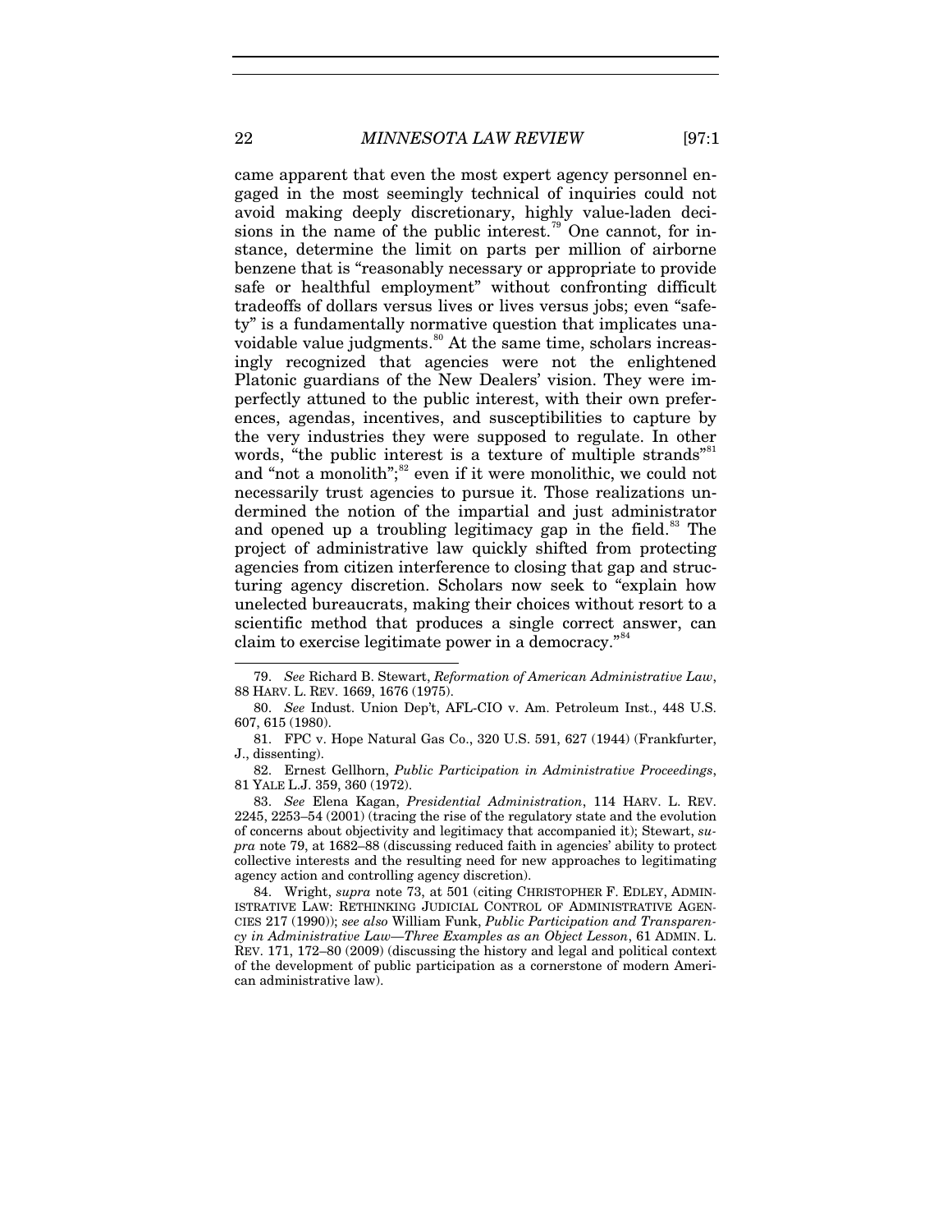came apparent that even the most expert agency personnel engaged in the most seemingly technical of inquiries could not avoid making deeply discretionary, highly value-laden decisions in the name of the public interest.[79] One cannot, for instance, determine the limit on parts per million of airborne benzene that is "reasonably necessary or appropriate to provide safe or healthful employment" without confronting difficult tradeoffs of dollars versus lives or lives versus jobs; even "safety" is a fundamentally normative question that implicates unavoidable value judgments.[80] At the same time, scholars increasingly recognized that agencies were not the enlightened Platonic guardians of the New Dealers' vision. They were imperfectly attuned to the public interest, with their own preferences, agendas, incentives, and susceptibilities to capture by the very industries they were supposed to regulate. In other words, "the public interest is a texture of multiple strands"[81] and "not a monolith";[82] even if it were monolithic, we could not necessarily trust agencies to pursue it. Those realizations undermined the notion of the impartial and just administrator and opened up a troubling legitimacy gap in the field.[83] The project of administrative law quickly shifted from protecting agencies from citizen interference to closing that gap and structuring agency discretion. Scholars now seek to "explain how unelected bureaucrats, making their choices without resort to a scientific method that produces a single correct answer, can claim to exercise legitimate power in a democracy."[84]

---

79. *See* Richard B. Stewart, *Reformation of American Administrative Law*, 88 HARV. L. REV. 1669, 1676 (1975).

80. *See* Indust. Union Dep't, AFL-CIO v. Am. Petroleum Inst., 448 U.S. 607, 615 (1980).

81. FPC v. Hope Natural Gas Co., 320 U.S. 591, 627 (1944) (Frankfurter, J., dissenting).

82. Ernest Gellhorn, *Public Participation in Administrative Proceedings*, 81 YALE L.J. 359, 360 (1972).

83. *See* Elena Kagan, *Presidential Administration*, 114 HARV. L. REV. 2245, 2253–54 (2001) (tracing the rise of the regulatory state and the evolution of concerns about objectivity and legitimacy that accompanied it); Stewart, *supra* note 79, at 1682–88 (discussing reduced faith in agencies' ability to protect collective interests and the resulting need for new approaches to legitimating agency action and controlling agency discretion).

84. Wright, *supra* note 73, at 501 (citing CHRISTOPHER F. EDLEY, ADMINISTRATIVE LAW: RETHINKING JUDICIAL CONTROL OF ADMINISTRATIVE AGENCIES 217 (1990)); *see also* William Funk, *Public Participation and Transparency in Administrative Law—Three Examples as an Object Lesson*, 61 ADMIN. L. REV. 171, 172–80 (2009) (discussing the history and legal and political context of the development of public participation as a cornerstone of modern American administrative law).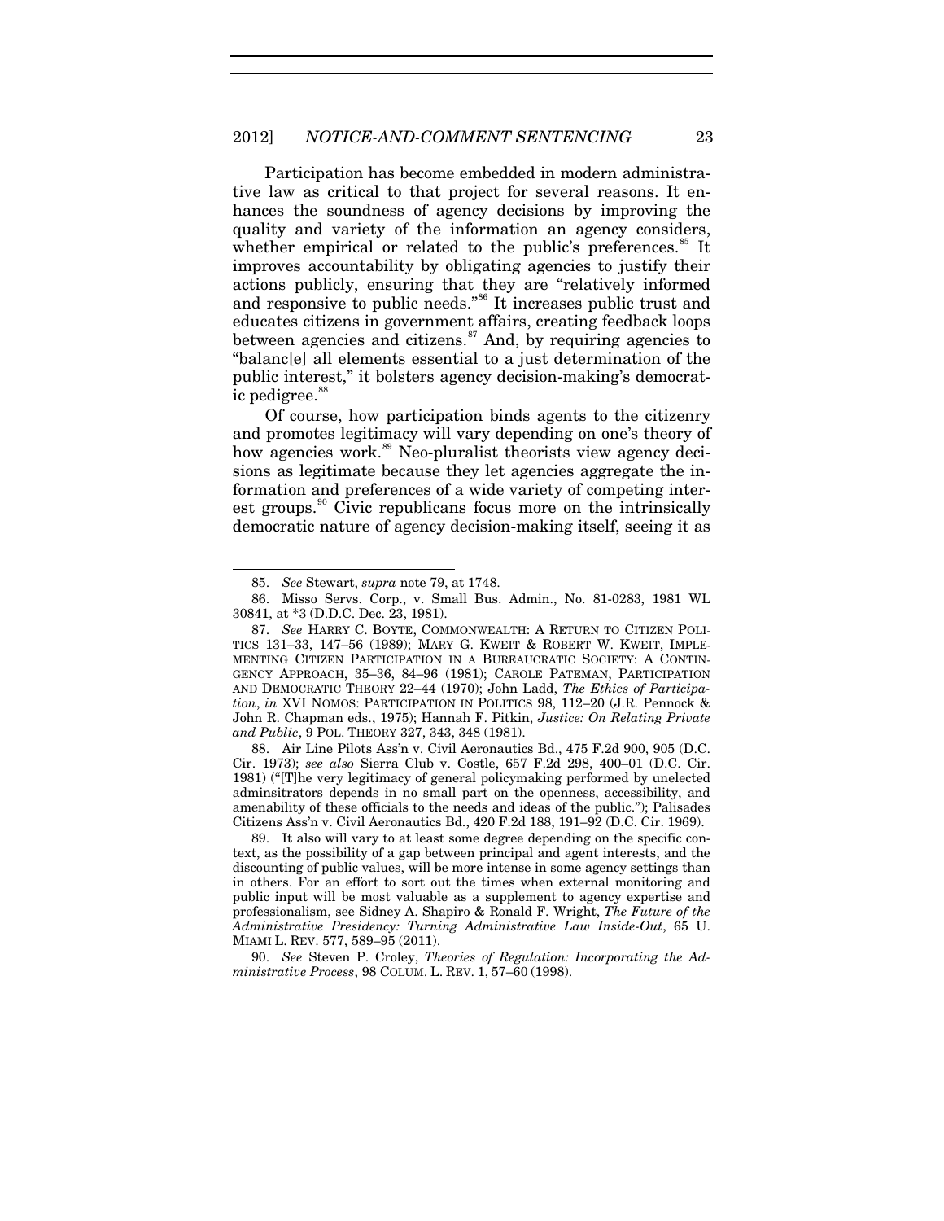Participation has become embedded in modern administrative law as critical to that project for several reasons. It enhances the soundness of agency decisions by improving the quality and variety of the information an agency considers, whether empirical or related to the public's preferences.[85] It improves accountability by obligating agencies to justify their actions publicly, ensuring that they are "relatively informed and responsive to public needs."[86] It increases public trust and educates citizens in government affairs, creating feedback loops between agencies and citizens.[87] And, by requiring agencies to "balanc[e] all elements essential to a just determination of the public interest," it bolsters agency decision-making's democratic pedigree.[88]

Of course, how participation binds agents to the citizenry and promotes legitimacy will vary depending on one's theory of how agencies work.[89] Neo-pluralist theorists view agency decisions as legitimate because they let agencies aggregate the information and preferences of a wide variety of competing interest groups.[90] Civic republicans focus more on the intrinsically democratic nature of agency decision-making itself, seeing it as

---

85. *See* Stewart, *supra* note 79, at 1748.

86. Misso Servs. Corp., v. Small Bus. Admin., No. 81-0283, 1981 WL 30841, at *3 (D.D.C. Dec. 23, 1981).

87. *See* HARRY C. BOYTE, COMMONWEALTH: A RETURN TO CITIZEN POLITICS 131–33, 147–56 (1989); MARY G. KWEIT & ROBERT W. KWEIT, IMPLEMENTING CITIZEN PARTICIPATION IN A BUREAUCRATIC SOCIETY: A CONTINGENCY APPROACH, 35–36, 84–96 (1981); CAROLE PATEMAN, PARTICIPATION AND DEMOCRATIC THEORY 22–44 (1970); John Ladd, *The Ethics of Participation*, *in* XVI NOMOS: PARTICIPATION IN POLITICS 98, 112–20 (J.R. Pennock & John R. Chapman eds., 1975); Hannah F. Pitkin, *Justice: On Relating Private and Public*, 9 POL. THEORY 327, 343, 348 (1981).

88. Air Line Pilots Ass'n v. Civil Aeronautics Bd., 475 F.2d 900, 905 (D.C. Cir. 1973); *see also* Sierra Club v. Costle, 657 F.2d 298, 400–01 (D.C. Cir. 1981) ("[T]he very legitimacy of general policymaking performed by unelected adminsitrators depends in no small part on the openness, accessibility, and amenability of these officials to the needs and ideas of the public."); Palisades Citizens Ass'n v. Civil Aeronautics Bd., 420 F.2d 188, 191–92 (D.C. Cir. 1969).

89. It also will vary to at least some degree depending on the specific context, as the possibility of a gap between principal and agent interests, and the discounting of public values, will be more intense in some agency settings than in others. For an effort to sort out the times when external monitoring and public input will be most valuable as a supplement to agency expertise and professionalism, see Sidney A. Shapiro & Ronald F. Wright, *The Future of the Administrative Presidency: Turning Administrative Law Inside-Out*, 65 U. MIAMI L. REV. 577, 589–95 (2011).

90. *See* Steven P. Croley, *Theories of Regulation: Incorporating the Administrative Process*, 98 COLUM. L. REV. 1, 57–60 (1998).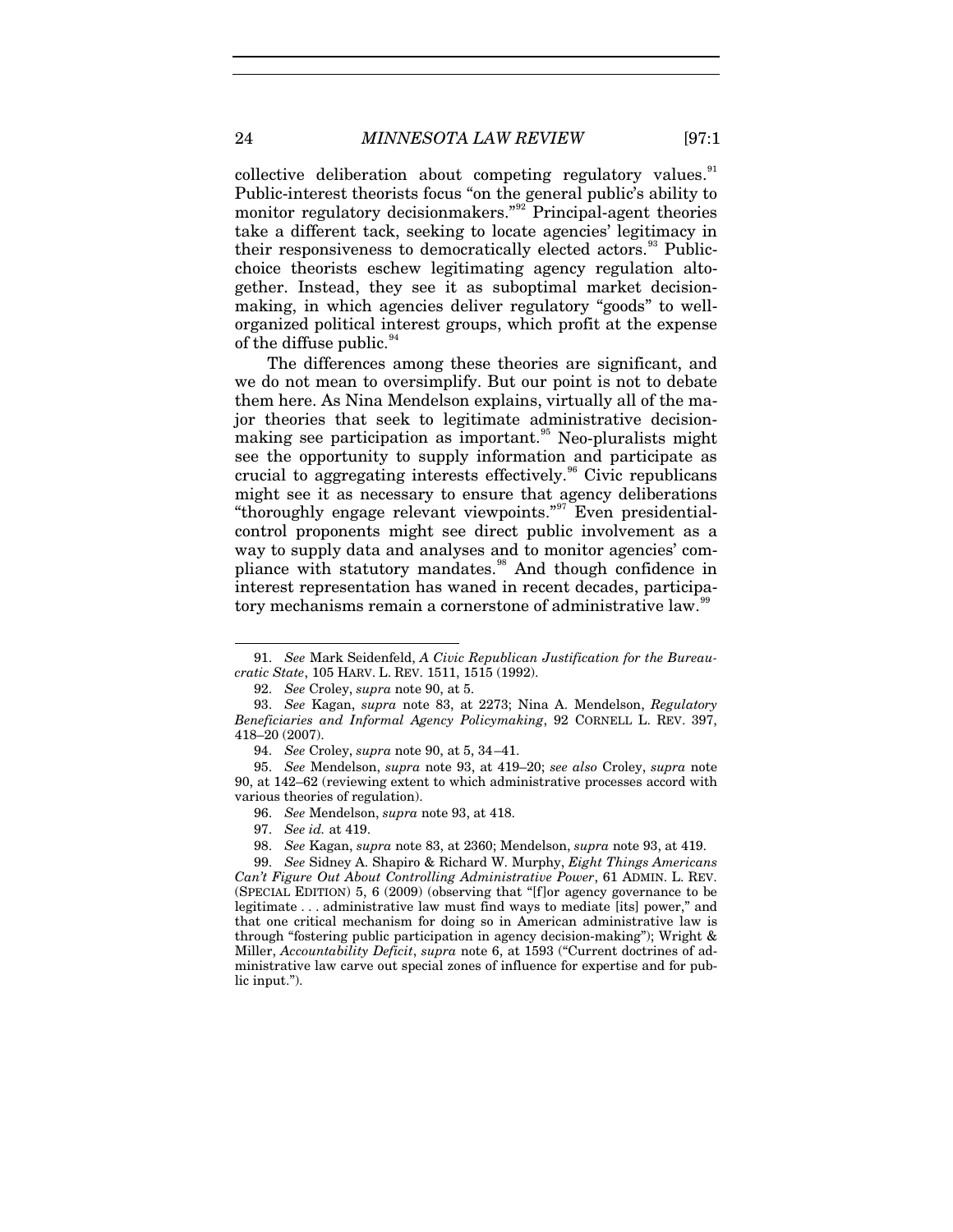collective deliberation about competing regulatory values.[91] Public-interest theorists focus "on the general public's ability to monitor regulatory decisionmakers."[92] Principal-agent theories take a different tack, seeking to locate agencies' legitimacy in their responsiveness to democratically elected actors.[93] Public-choice theorists eschew legitimating agency regulation altogether. Instead, they see it as suboptimal market decision-making, in which agencies deliver regulatory "goods" to well-organized political interest groups, which profit at the expense of the diffuse public.[94]

The differences among these theories are significant, and we do not mean to oversimplify. But our point is not to debate them here. As Nina Mendelson explains, virtually all of the major theories that seek to legitimate administrative decision-making see participation as important.[95] Neo-pluralists might see the opportunity to supply information and participate as crucial to aggregating interests effectively.[96] Civic republicans might see it as necessary to ensure that agency deliberations "thoroughly engage relevant viewpoints."[97] Even presidential-control proponents might see direct public involvement as a way to supply data and analyses and to monitor agencies' compliance with statutory mandates.[98] And though confidence in interest representation has waned in recent decades, participatory mechanisms remain a cornerstone of administrative law.[99]

---

91. *See* Mark Seidenfeld, *A Civic Republican Justification for the Bureaucratic State*, 105 HARV. L. REV. 1511, 1515 (1992).

92. *See* Croley, *supra* note 90, at 5.

93. *See* Kagan, *supra* note 83, at 2273; Nina A. Mendelson, *Regulatory Beneficiaries and Informal Agency Policymaking*, 92 CORNELL L. REV. 397, 418–20 (2007).

94. *See* Croley, *supra* note 90, at 5, 34–41.

95. *See* Mendelson, *supra* note 93, at 419–20; *see also* Croley, *supra* note 90, at 142–62 (reviewing extent to which administrative processes accord with various theories of regulation).

96. *See* Mendelson, *supra* note 93, at 418.

97. *See id.* at 419.

98. *See* Kagan, *supra* note 83, at 2360; Mendelson, *supra* note 93, at 419.

99. *See* Sidney A. Shapiro & Richard W. Murphy, *Eight Things Americans Can't Figure Out About Controlling Administrative Power*, 61 ADMIN. L. REV. (SPECIAL EDITION) 5, 6 (2009) (observing that "[f]or agency governance to be legitimate . . . administrative law must find ways to mediate [its] power," and that one critical mechanism for doing so in American administrative law is through "fostering public participation in agency decision-making"); Wright & Miller, *Accountability Deficit*, *supra* note 6, at 1593 ("Current doctrines of administrative law carve out special zones of influence for expertise and for public input.").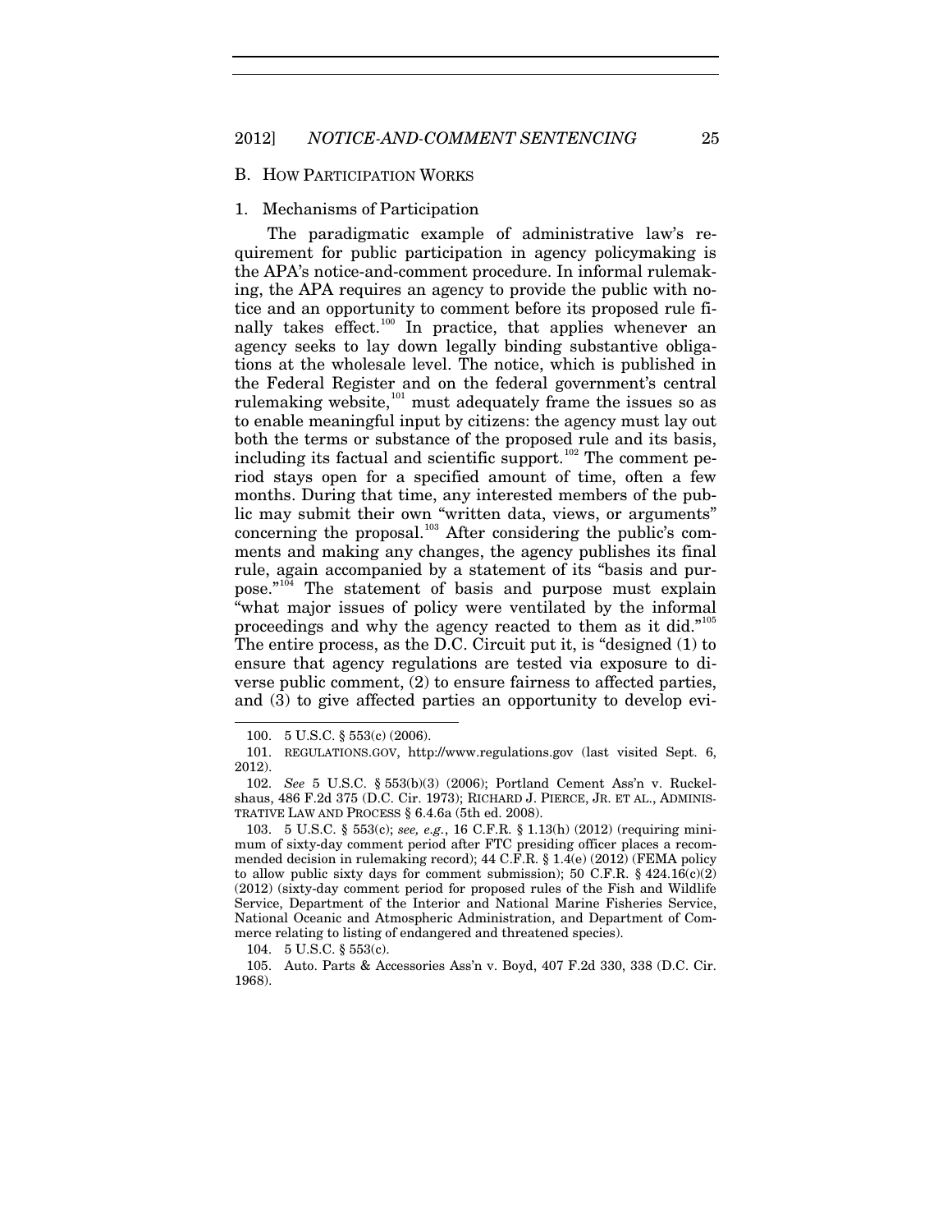## B. How Participation Works

### 1. Mechanisms of Participation

The paradigmatic example of administrative law's requirement for public participation in agency policymaking is the APA's notice-and-comment procedure. In informal rulemaking, the APA requires an agency to provide the public with notice and an opportunity to comment before its proposed rule finally takes effect.[100] In practice, that applies whenever an agency seeks to lay down legally binding substantive obligations at the wholesale level. The notice, which is published in the Federal Register and on the federal government's central rulemaking website,[101] must adequately frame the issues so as to enable meaningful input by citizens: the agency must lay out both the terms or substance of the proposed rule and its basis, including its factual and scientific support.[102] The comment period stays open for a specified amount of time, often a few months. During that time, any interested members of the public may submit their own "written data, views, or arguments" concerning the proposal.[103] After considering the public's comments and making any changes, the agency publishes its final rule, again accompanied by a statement of its "basis and purpose."[104] The statement of basis and purpose must explain "what major issues of policy were ventilated by the informal proceedings and why the agency reacted to them as it did."[105] The entire process, as the D.C. Circuit put it, is "designed (1) to ensure that agency regulations are tested via exposure to diverse public comment, (2) to ensure fairness to affected parties, and (3) to give affected parties an opportunity to develop evi-

---

100. 5 U.S.C. § 553(c) (2006).

101. REGULATIONS.GOV, http://www.regulations.gov (last visited Sept. 6, 2012).

102. *See* 5 U.S.C. § 553(b)(3) (2006); Portland Cement Ass'n v. Ruckelshaus, 486 F.2d 375 (D.C. Cir. 1973); RICHARD J. PIERCE, JR. ET AL., ADMINISTRATIVE LAW AND PROCESS § 6.4.6a (5th ed. 2008).

103. 5 U.S.C. § 553(c); *see, e.g.*, 16 C.F.R. § 1.13(h) (2012) (requiring minimum of sixty-day comment period after FTC presiding officer places a recommended decision in rulemaking record); 44 C.F.R. § 1.4(e) (2012) (FEMA policy to allow public sixty days for comment submission); 50 C.F.R. § 424.16(c)(2) (2012) (sixty-day comment period for proposed rules of the Fish and Wildlife Service, Department of the Interior and National Marine Fisheries Service, National Oceanic and Atmospheric Administration, and Department of Commerce relating to listing of endangered and threatened species).

104. 5 U.S.C. § 553(c).

105. Auto. Parts & Accessories Ass'n v. Boyd, 407 F.2d 330, 338 (D.C. Cir. 1968).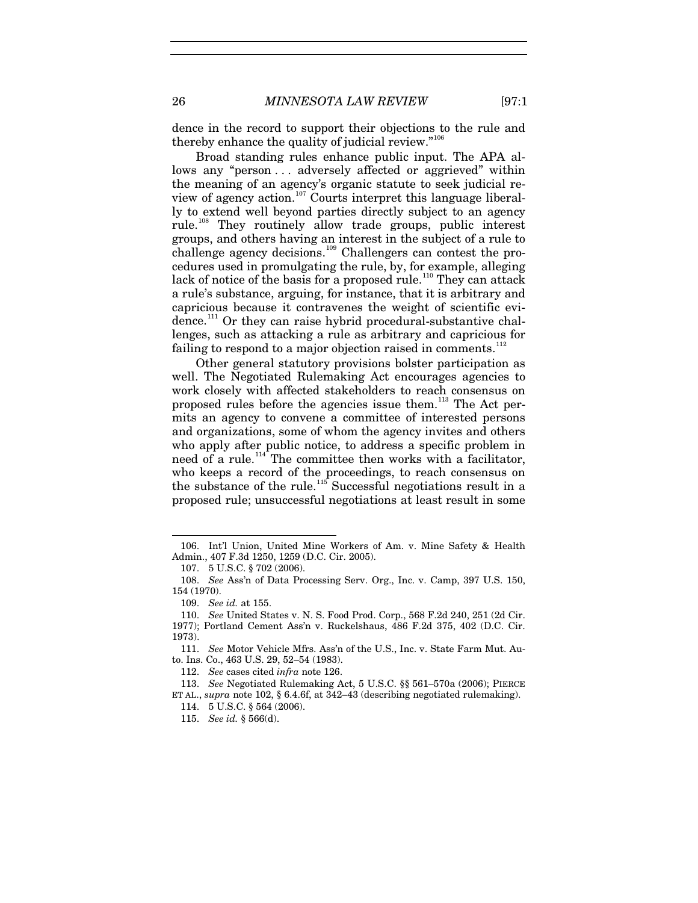dence in the record to support their objections to the rule and thereby enhance the quality of judicial review."[106]

Broad standing rules enhance public input. The APA allows any "person . . . adversely affected or aggrieved" within the meaning of an agency's organic statute to seek judicial review of agency action.[107] Courts interpret this language liberally to extend well beyond parties directly subject to an agency rule.[108] They routinely allow trade groups, public interest groups, and others having an interest in the subject of a rule to challenge agency decisions.[109] Challengers can contest the procedures used in promulgating the rule, by, for example, alleging lack of notice of the basis for a proposed rule.[110] They can attack a rule's substance, arguing, for instance, that it is arbitrary and capricious because it contravenes the weight of scientific evidence.[111] Or they can raise hybrid procedural-substantive challenges, such as attacking a rule as arbitrary and capricious for failing to respond to a major objection raised in comments.[112]

Other general statutory provisions bolster participation as well. The Negotiated Rulemaking Act encourages agencies to work closely with affected stakeholders to reach consensus on proposed rules before the agencies issue them.[113] The Act permits an agency to convene a committee of interested persons and organizations, some of whom the agency invites and others who apply after public notice, to address a specific problem in need of a rule.[114] The committee then works with a facilitator, who keeps a record of the proceedings, to reach consensus on the substance of the rule.[115] Successful negotiations result in a proposed rule; unsuccessful negotiations at least result in some

---

106. Int'l Union, United Mine Workers of Am. v. Mine Safety & Health Admin., 407 F.3d 1250, 1259 (D.C. Cir. 2005).

107. 5 U.S.C. § 702 (2006).

108. *See* Ass'n of Data Processing Serv. Org., Inc. v. Camp, 397 U.S. 150, 154 (1970).

109. *See id.* at 155.

110. *See* United States v. N. S. Food Prod. Corp., 568 F.2d 240, 251 (2d Cir. 1977); Portland Cement Ass'n v. Ruckelshaus, 486 F.2d 375, 402 (D.C. Cir. 1973).

111. *See* Motor Vehicle Mfrs. Ass'n of the U.S., Inc. v. State Farm Mut. Auto. Ins. Co., 463 U.S. 29, 52–54 (1983).

112. *See* cases cited *infra* note 126.

113. *See* Negotiated Rulemaking Act, 5 U.S.C. §§ 561–570a (2006); PIERCE ET AL., *supra* note 102, § 6.4.6f, at 342–43 (describing negotiated rulemaking).

114. 5 U.S.C. § 564 (2006).

115. *See id.* § 566(d).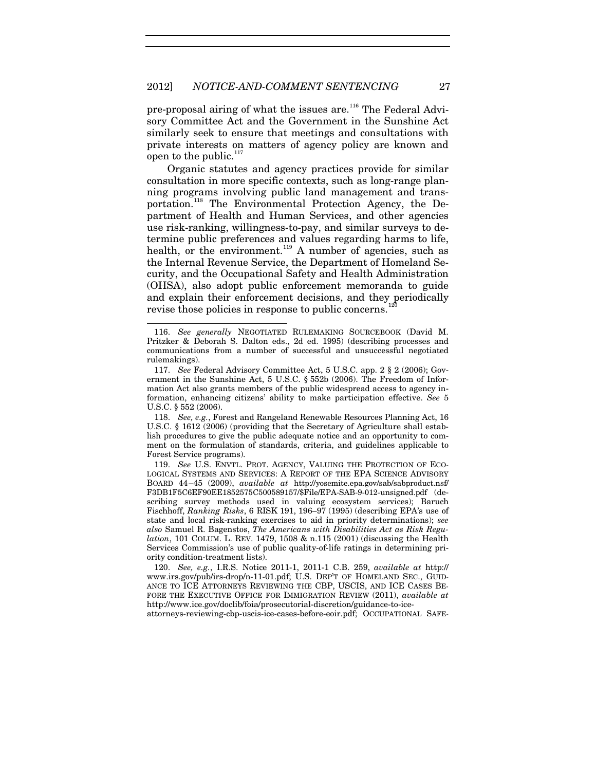pre-proposal airing of what the issues are.[116] The Federal Advisory Committee Act and the Government in the Sunshine Act similarly seek to ensure that meetings and consultations with private interests on matters of agency policy are known and open to the public.[117]

Organic statutes and agency practices provide for similar consultation in more specific contexts, such as long-range planning programs involving public land management and transportation.[118] The Environmental Protection Agency, the Department of Health and Human Services, and other agencies use risk-ranking, willingness-to-pay, and similar surveys to determine public preferences and values regarding harms to life, health, or the environment.[119] A number of agencies, such as the Internal Revenue Service, the Department of Homeland Security, and the Occupational Safety and Health Administration (OHSA), also adopt public enforcement memoranda to guide and explain their enforcement decisions, and they periodically revise those policies in response to public concerns.[120]

---

116. *See generally* NEGOTIATED RULEMAKING SOURCEBOOK (David M. Pritzker & Deborah S. Dalton eds., 2d ed. 1995) (describing processes and communications from a number of successful and unsuccessful negotiated rulemakings).

117. *See* Federal Advisory Committee Act, 5 U.S.C. app. 2 § 2 (2006); Government in the Sunshine Act, 5 U.S.C. § 552b (2006). The Freedom of Information Act also grants members of the public widespread access to agency information, enhancing citizens' ability to make participation effective. *See* 5 U.S.C. § 552 (2006).

118. *See, e.g.*, Forest and Rangeland Renewable Resources Planning Act, 16 U.S.C. § 1612 (2006) (providing that the Secretary of Agriculture shall establish procedures to give the public adequate notice and an opportunity to comment on the formulation of standards, criteria, and guidelines applicable to Forest Service programs).

119. *See* U.S. ENVTL. PROT. AGENCY, VALUING THE PROTECTION OF ECOLOGICAL SYSTEMS AND SERVICES: A REPORT OF THE EPA SCIENCE ADVISORY BOARD 44–45 (2009), *available at* http://yosemite.epa.gov/sab/sabproduct.nsf/F3DB1F5C6EF90EE1852575C500589157/$File/EPA-SAB-9-012-unsigned.pdf (describing survey methods used in valuing ecosystem services); Baruch Fischhoff, *Ranking Risks*, 6 RISK 191, 196–97 (1995) (describing EPA's use of state and local risk-ranking exercises to aid in priority determinations); *see also* Samuel R. Bagenstos, *The Americans with Disabilities Act as Risk Regulation*, 101 COLUM. L. REV. 1479, 1508 & n.115 (2001) (discussing the Health Services Commission's use of public quality-of-life ratings in determining priority condition-treatment lists).

120. *See, e.g.*, I.R.S. Notice 2011-1, 2011-1 C.B. 259, *available at* http://www.irs.gov/pub/irs-drop/n-11-01.pdf; U.S. DEP'T OF HOMELAND SEC., GUIDANCE TO ICE ATTORNEYS REVIEWING THE CBP, USCIS, AND ICE CASES BEFORE THE EXECUTIVE OFFICE FOR IMMIGRATION REVIEW (2011), *available at* http://www.ice.gov/doclib/foia/prosecutorial-discretion/guidance-to-ice-attorneys-reviewing-cbp-uscis-ice-cases-before-eoir.pdf; OCCUPATIONAL SAFE-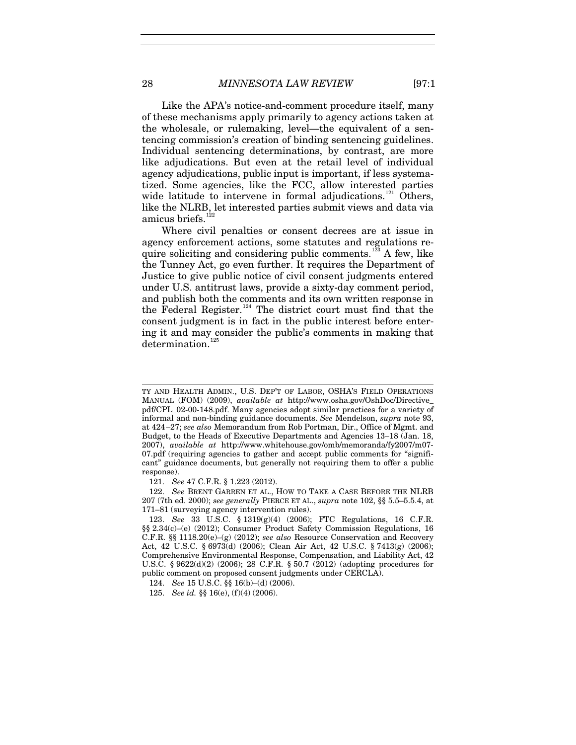Like the APA's notice-and-comment procedure itself, many of these mechanisms apply primarily to agency actions taken at the wholesale, or rulemaking, level—the equivalent of a sentencing commission's creation of binding sentencing guidelines. Individual sentencing determinations, by contrast, are more like adjudications. But even at the retail level of individual agency adjudications, public input is important, if less systematized. Some agencies, like the FCC, allow interested parties wide latitude to intervene in formal adjudications.[121] Others, like the NLRB, let interested parties submit views and data via amicus briefs.[122]

Where civil penalties or consent decrees are at issue in agency enforcement actions, some statutes and regulations require soliciting and considering public comments.[123] A few, like the Tunney Act, go even further. It requires the Department of Justice to give public notice of civil consent judgments entered under U.S. antitrust laws, provide a sixty-day comment period, and publish both the comments and its own written response in the Federal Register.[124] The district court must find that the consent judgment is in fact in the public interest before entering it and may consider the public's comments in making that determination.[125]

---

TY AND HEALTH ADMIN., U.S. DEP'T OF LABOR, OSHA'S FIELD OPERATIONS MANUAL (FOM) (2009), *available at* http://www.osha.gov/OshDoc/Directive_pdf/CPL_02-00-148.pdf. Many agencies adopt similar practices for a variety of informal and non-binding guidance documents. *See* Mendelson, *supra* note 93, at 424–27; *see also* Memorandum from Rob Portman, Dir., Office of Mgmt. and Budget, to the Heads of Executive Departments and Agencies 13–18 (Jan. 18, 2007), *available at* http://www.whitehouse.gov/omb/memoranda/fy2007/m07-07.pdf (requiring agencies to gather and accept public comments for "significant" guidance documents, but generally not requiring them to offer a public response).

121. *See* 47 C.F.R. § 1.223 (2012).

122. *See* BRENT GARREN ET AL., HOW TO TAKE A CASE BEFORE THE NLRB 207 (7th ed. 2000); *see generally* PIERCE ET AL., *supra* note 102, §§ 5.5–5.5.4, at 171–81 (surveying agency intervention rules).

123. *See* 33 U.S.C. § 1319(g)(4) (2006); FTC Regulations, 16 C.F.R. §§ 2.34(c)–(e) (2012); Consumer Product Safety Commission Regulations, 16 C.F.R. §§ 1118.20(e)–(g) (2012); *see also* Resource Conservation and Recovery Act, 42 U.S.C. § 6973(d) (2006); Clean Air Act, 42 U.S.C. § 7413(g) (2006); Comprehensive Environmental Response, Compensation, and Liability Act, 42 U.S.C. § 9622(d)(2) (2006); 28 C.F.R. § 50.7 (2012) (adopting procedures for public comment on proposed consent judgments under CERCLA).

124. *See* 15 U.S.C. §§ 16(b)–(d) (2006).

125. *See id.* §§ 16(e), (f)(4) (2006).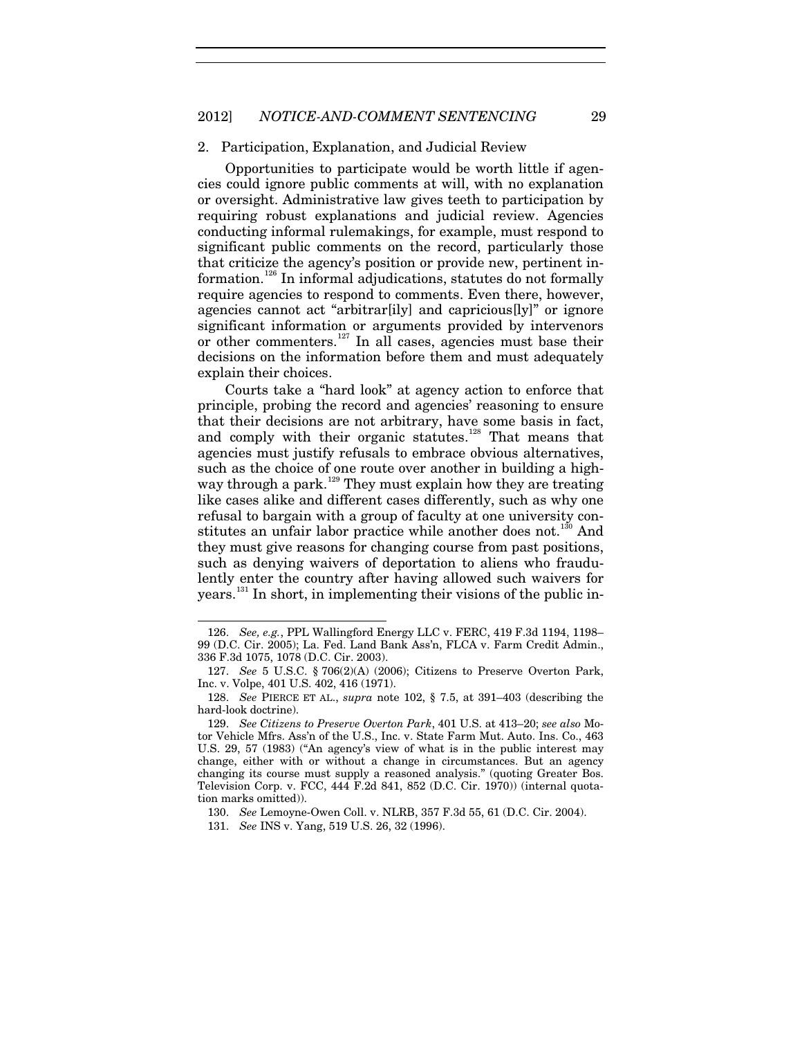### 2. Participation, Explanation, and Judicial Review

Opportunities to participate would be worth little if agencies could ignore public comments at will, with no explanation or oversight. Administrative law gives teeth to participation by requiring robust explanations and judicial review. Agencies conducting informal rulemakings, for example, must respond to significant public comments on the record, particularly those that criticize the agency's position or provide new, pertinent information.[126] In informal adjudications, statutes do not formally require agencies to respond to comments. Even there, however, agencies cannot act "arbitrar[ily] and capricious[ly]" or ignore significant information or arguments provided by intervenors or other commenters.[127] In all cases, agencies must base their decisions on the information before them and must adequately explain their choices.

Courts take a "hard look" at agency action to enforce that principle, probing the record and agencies' reasoning to ensure that their decisions are not arbitrary, have some basis in fact, and comply with their organic statutes.[128] That means that agencies must justify refusals to embrace obvious alternatives, such as the choice of one route over another in building a highway through a park.[129] They must explain how they are treating like cases alike and different cases differently, such as why one refusal to bargain with a group of faculty at one university constitutes an unfair labor practice while another does not.[130] And they must give reasons for changing course from past positions, such as denying waivers of deportation to aliens who fraudulently enter the country after having allowed such waivers for years.[131] In short, in implementing their visions of the public in-

---

126. *See, e.g.*, PPL Wallingford Energy LLC v. FERC, 419 F.3d 1194, 1198–99 (D.C. Cir. 2005); La. Fed. Land Bank Ass'n, FLCA v. Farm Credit Admin., 336 F.3d 1075, 1078 (D.C. Cir. 2003).

127. *See* 5 U.S.C. § 706(2)(A) (2006); Citizens to Preserve Overton Park, Inc. v. Volpe, 401 U.S. 402, 416 (1971).

128. *See* PIERCE ET AL., *supra* note 102, § 7.5, at 391–403 (describing the hard-look doctrine).

129. *See Citizens to Preserve Overton Park*, 401 U.S. at 413–20; *see also* Motor Vehicle Mfrs. Ass'n of the U.S., Inc. v. State Farm Mut. Auto. Ins. Co., 463 U.S. 29, 57 (1983) ("An agency's view of what is in the public interest may change, either with or without a change in circumstances. But an agency changing its course must supply a reasoned analysis." (quoting Greater Bos. Television Corp. v. FCC, 444 F.2d 841, 852 (D.C. Cir. 1970)) (internal quotation marks omitted)).

130. *See* Lemoyne-Owen Coll. v. NLRB, 357 F.3d 55, 61 (D.C. Cir. 2004).

131. *See* INS v. Yang, 519 U.S. 26, 32 (1996).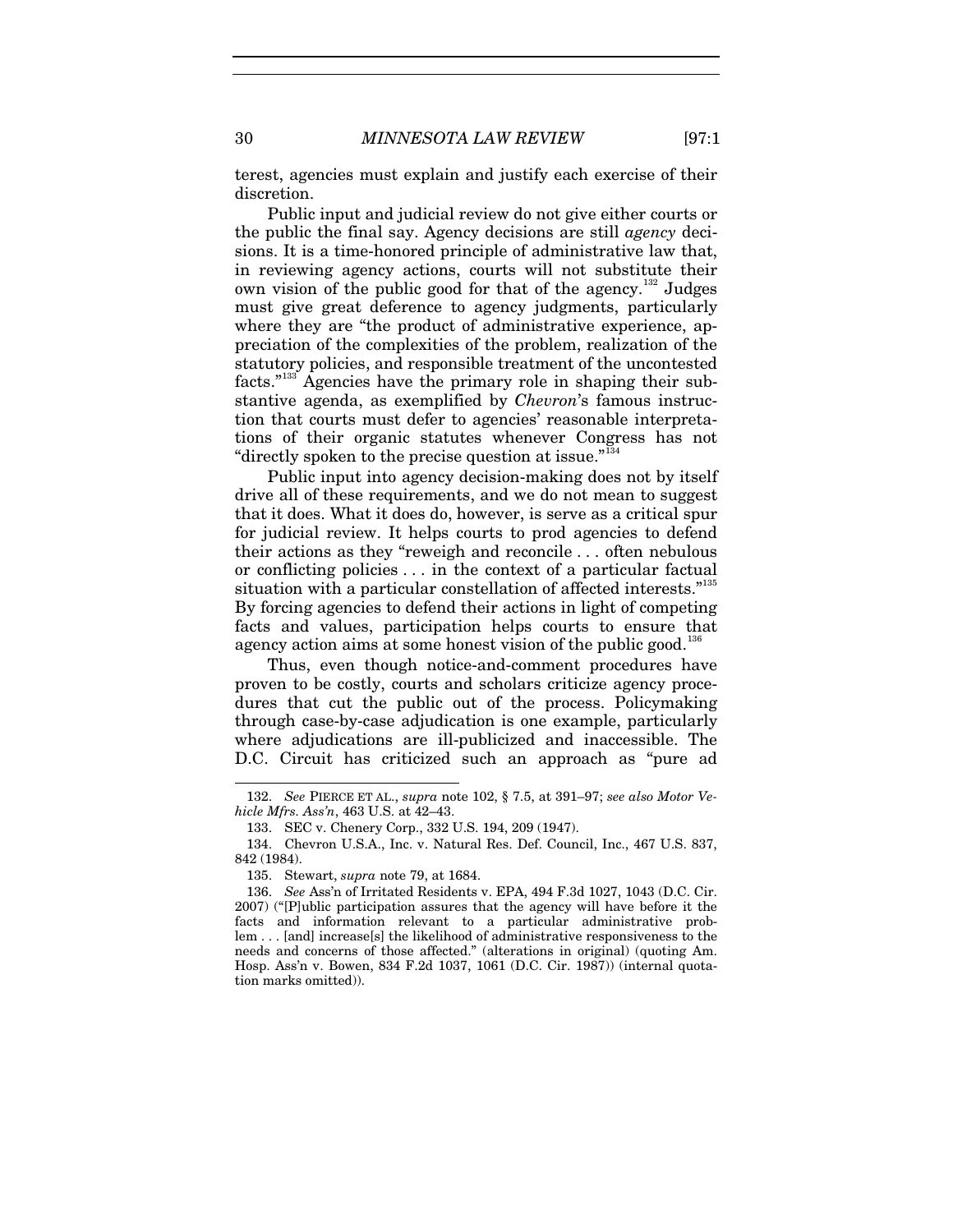terest, agencies must explain and justify each exercise of their discretion.

Public input and judicial review do not give either courts or the public the final say. Agency decisions are still *agency* decisions. It is a time-honored principle of administrative law that, in reviewing agency actions, courts will not substitute their own vision of the public good for that of the agency.[132] Judges must give great deference to agency judgments, particularly where they are "the product of administrative experience, appreciation of the complexities of the problem, realization of the statutory policies, and responsible treatment of the uncontested facts."[133] Agencies have the primary role in shaping their substantive agenda, as exemplified by *Chevron*'s famous instruction that courts must defer to agencies' reasonable interpretations of their organic statutes whenever Congress has not "directly spoken to the precise question at issue."[134]

Public input into agency decision-making does not by itself drive all of these requirements, and we do not mean to suggest that it does. What it does do, however, is serve as a critical spur for judicial review. It helps courts to prod agencies to defend their actions as they "reweigh and reconcile . . . often nebulous or conflicting policies . . . in the context of a particular factual situation with a particular constellation of affected interests."[135] By forcing agencies to defend their actions in light of competing facts and values, participation helps courts to ensure that agency action aims at some honest vision of the public good.[136]

Thus, even though notice-and-comment procedures have proven to be costly, courts and scholars criticize agency procedures that cut the public out of the process. Policymaking through case-by-case adjudication is one example, particularly where adjudications are ill-publicized and inaccessible. The D.C. Circuit has criticized such an approach as "pure ad

---

132. *See* PIERCE ET AL., *supra* note 102, § 7.5, at 391–97; *see also Motor Vehicle Mfrs. Ass'n*, 463 U.S. at 42–43.

133. SEC v. Chenery Corp., 332 U.S. 194, 209 (1947).

134. Chevron U.S.A., Inc. v. Natural Res. Def. Council, Inc., 467 U.S. 837, 842 (1984).

135. Stewart, *supra* note 79, at 1684.

136. *See* Ass'n of Irritated Residents v. EPA, 494 F.3d 1027, 1043 (D.C. Cir. 2007) ("[P]ublic participation assures that the agency will have before it the facts and information relevant to a particular administrative problem . . . [and] increase[s] the likelihood of administrative responsiveness to the needs and concerns of those affected." (alterations in original) (quoting Am. Hosp. Ass'n v. Bowen, 834 F.2d 1037, 1061 (D.C. Cir. 1987)) (internal quotation marks omitted)).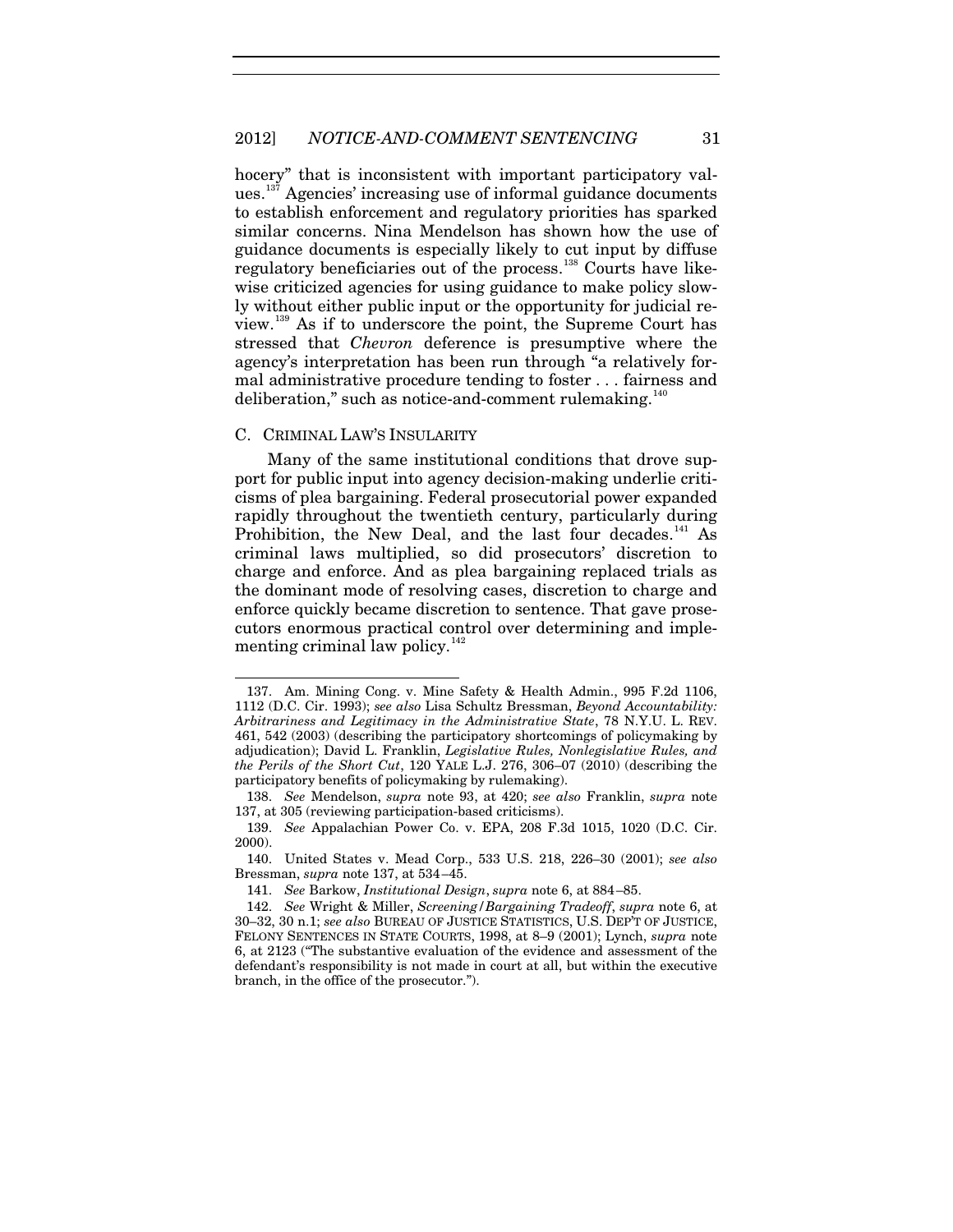hocery" that is inconsistent with important participatory values.[137] Agencies' increasing use of informal guidance documents to establish enforcement and regulatory priorities has sparked similar concerns. Nina Mendelson has shown how the use of guidance documents is especially likely to cut input by diffuse regulatory beneficiaries out of the process.[138] Courts have likewise criticized agencies for using guidance to make policy slowly without either public input or the opportunity for judicial review.[139] As if to underscore the point, the Supreme Court has stressed that *Chevron* deference is presumptive where the agency's interpretation has been run through "a relatively formal administrative procedure tending to foster . . . fairness and deliberation," such as notice-and-comment rulemaking.[140]

### C. CRIMINAL LAW'S INSULARITY

Many of the same institutional conditions that drove support for public input into agency decision-making underlie criticisms of plea bargaining. Federal prosecutorial power expanded rapidly throughout the twentieth century, particularly during Prohibition, the New Deal, and the last four decades.[141] As criminal laws multiplied, so did prosecutors' discretion to charge and enforce. And as plea bargaining replaced trials as the dominant mode of resolving cases, discretion to charge and enforce quickly became discretion to sentence. That gave prosecutors enormous practical control over determining and implementing criminal law policy.[142]

---

137. Am. Mining Cong. v. Mine Safety & Health Admin., 995 F.2d 1106, 1112 (D.C. Cir. 1993); *see also* Lisa Schultz Bressman, *Beyond Accountability: Arbitrariness and Legitimacy in the Administrative State*, 78 N.Y.U. L. REV. 461, 542 (2003) (describing the participatory shortcomings of policymaking by adjudication); David L. Franklin, *Legislative Rules, Nonlegislative Rules, and the Perils of the Short Cut*, 120 YALE L.J. 276, 306–07 (2010) (describing the participatory benefits of policymaking by rulemaking).

138. *See* Mendelson, *supra* note 93, at 420; *see also* Franklin, *supra* note 137, at 305 (reviewing participation-based criticisms).

139. *See* Appalachian Power Co. v. EPA, 208 F.3d 1015, 1020 (D.C. Cir. 2000).

140. United States v. Mead Corp., 533 U.S. 218, 226–30 (2001); *see also* Bressman, *supra* note 137, at 534–45.

141. *See* Barkow, *Institutional Design*, *supra* note 6, at 884–85.

142. *See* Wright & Miller, *Screening/Bargaining Tradeoff*, *supra* note 6, at 30–32, 30 n.1; *see also* BUREAU OF JUSTICE STATISTICS, U.S. DEP'T OF JUSTICE, FELONY SENTENCES IN STATE COURTS, 1998, at 8–9 (2001); Lynch, *supra* note 6, at 2123 ("The substantive evaluation of the evidence and assessment of the defendant's responsibility is not made in court at all, but within the executive branch, in the office of the prosecutor.").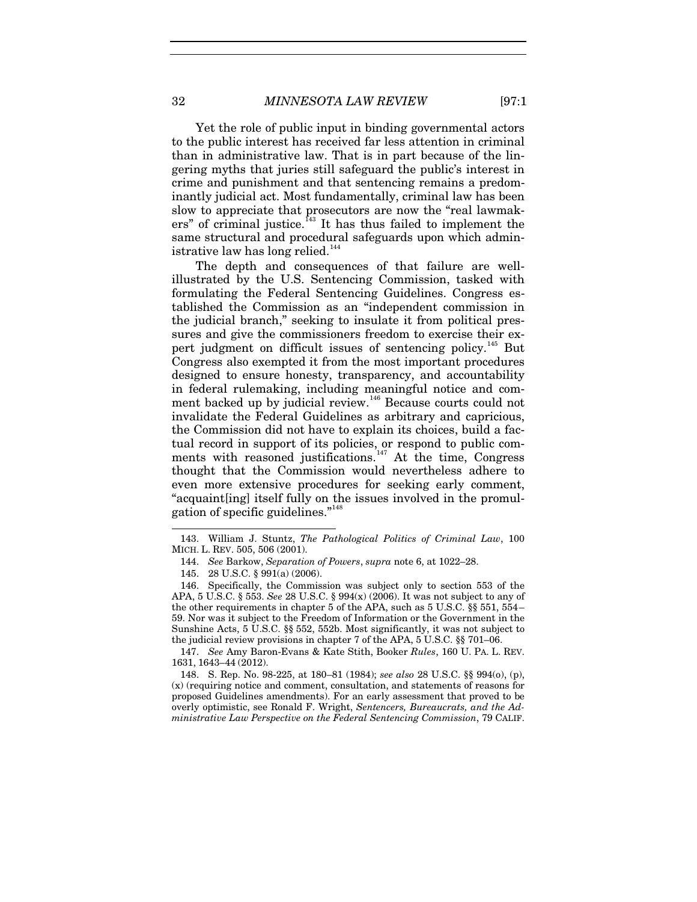Yet the role of public input in binding governmental actors to the public interest has received far less attention in criminal than in administrative law. That is in part because of the lingering myths that juries still safeguard the public's interest in crime and punishment and that sentencing remains a predominantly judicial act. Most fundamentally, criminal law has been slow to appreciate that prosecutors are now the "real lawmakers" of criminal justice.[143] It has thus failed to implement the same structural and procedural safeguards upon which administrative law has long relied.[144]

The depth and consequences of that failure are well-illustrated by the U.S. Sentencing Commission, tasked with formulating the Federal Sentencing Guidelines. Congress established the Commission as an "independent commission in the judicial branch," seeking to insulate it from political pressures and give the commissioners freedom to exercise their expert judgment on difficult issues of sentencing policy.[145] But Congress also exempted it from the most important procedures designed to ensure honesty, transparency, and accountability in federal rulemaking, including meaningful notice and comment backed up by judicial review.[146] Because courts could not invalidate the Federal Guidelines as arbitrary and capricious, the Commission did not have to explain its choices, build a factual record in support of its policies, or respond to public comments with reasoned justifications.[147] At the time, Congress thought that the Commission would nevertheless adhere to even more extensive procedures for seeking early comment, "acquaint[ing] itself fully on the issues involved in the promulgation of specific guidelines."[148]

---

143. William J. Stuntz, *The Pathological Politics of Criminal Law*, 100 MICH. L. REV. 505, 506 (2001).

144. *See* Barkow, *Separation of Powers*, *supra* note 6, at 1022–28.

145. 28 U.S.C. § 991(a) (2006).

146. Specifically, the Commission was subject only to section 553 of the APA, 5 U.S.C. § 553. *See* 28 U.S.C. § 994(x) (2006). It was not subject to any of the other requirements in chapter 5 of the APA, such as 5 U.S.C. §§ 551, 554–59. Nor was it subject to the Freedom of Information or the Government in the Sunshine Acts, 5 U.S.C. §§ 552, 552b. Most significantly, it was not subject to the judicial review provisions in chapter 7 of the APA, 5 U.S.C. §§ 701–06.

147. *See* Amy Baron-Evans & Kate Stith, Booker *Rules*, 160 U. PA. L. REV. 1631, 1643–44 (2012).

148. S. Rep. No. 98-225, at 180–81 (1984); *see also* 28 U.S.C. §§ 994(o), (p), (x) (requiring notice and comment, consultation, and statements of reasons for proposed Guidelines amendments). For an early assessment that proved to be overly optimistic, see Ronald F. Wright, *Sentencers, Bureaucrats, and the Administrative Law Perspective on the Federal Sentencing Commission*, 79 CALIF.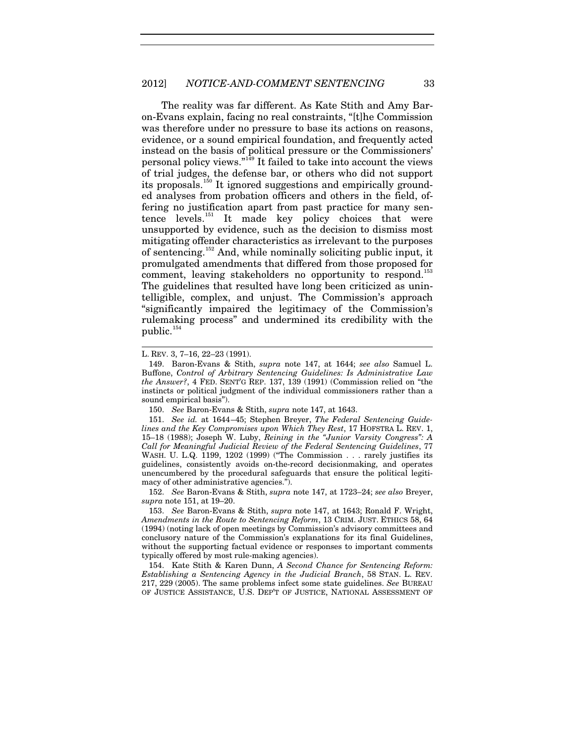The reality was far different. As Kate Stith and Amy Baron-Evans explain, facing no real constraints, "[t]he Commission was therefore under no pressure to base its actions on reasons, evidence, or a sound empirical foundation, and frequently acted instead on the basis of political pressure or the Commissioners' personal policy views."[149] It failed to take into account the views of trial judges, the defense bar, or others who did not support its proposals.[150] It ignored suggestions and empirically grounded analyses from probation officers and others in the field, offering no justification apart from past practice for many sentence levels.[151] It made key policy choices that were unsupported by evidence, such as the decision to dismiss most mitigating offender characteristics as irrelevant to the purposes of sentencing.[152] And, while nominally soliciting public input, it promulgated amendments that differed from those proposed for comment, leaving stakeholders no opportunity to respond.[153] The guidelines that resulted have long been criticized as unintelligible, complex, and unjust. The Commission's approach "significantly impaired the legitimacy of the Commission's rulemaking process" and undermined its credibility with the public.[154]

---

L. REV. 3, 7–16, 22–23 (1991).

149. Baron-Evans & Stith, *supra* note 147, at 1644; *see also* Samuel L. Buffone, *Control of Arbitrary Sentencing Guidelines: Is Administrative Law the Answer?*, 4 FED. SENT'G REP. 137, 139 (1991) (Commission relied on "the instincts or political judgment of the individual commissioners rather than a sound empirical basis").

150. *See* Baron-Evans & Stith, *supra* note 147, at 1643.

151. *See id.* at 1644–45; Stephen Breyer, *The Federal Sentencing Guidelines and the Key Compromises upon Which They Rest*, 17 HOFSTRA L. REV. 1, 15–18 (1988); Joseph W. Luby, *Reining in the "Junior Varsity Congress": A Call for Meaningful Judicial Review of the Federal Sentencing Guidelines*, 77 WASH. U. L.Q. 1199, 1202 (1999) ("The Commission . . . rarely justifies its guidelines, consistently avoids on-the-record decisionmaking, and operates unencumbered by the procedural safeguards that ensure the political legitimacy of other administrative agencies.").

152. *See* Baron-Evans & Stith, *supra* note 147, at 1723–24; *see also* Breyer, *supra* note 151, at 19–20.

153. *See* Baron-Evans & Stith, *supra* note 147, at 1643; Ronald F. Wright, *Amendments in the Route to Sentencing Reform*, 13 CRIM. JUST. ETHICS 58, 64 (1994) (noting lack of open meetings by Commission's advisory committees and conclusory nature of the Commission's explanations for its final Guidelines, without the supporting factual evidence or responses to important comments typically offered by most rule-making agencies).

154. Kate Stith & Karen Dunn, *A Second Chance for Sentencing Reform: Establishing a Sentencing Agency in the Judicial Branch*, 58 STAN. L. REV. 217, 229 (2005). The same problems infect some state guidelines. *See* BUREAU OF JUSTICE ASSISTANCE, U.S. DEP'T OF JUSTICE, NATIONAL ASSESSMENT OF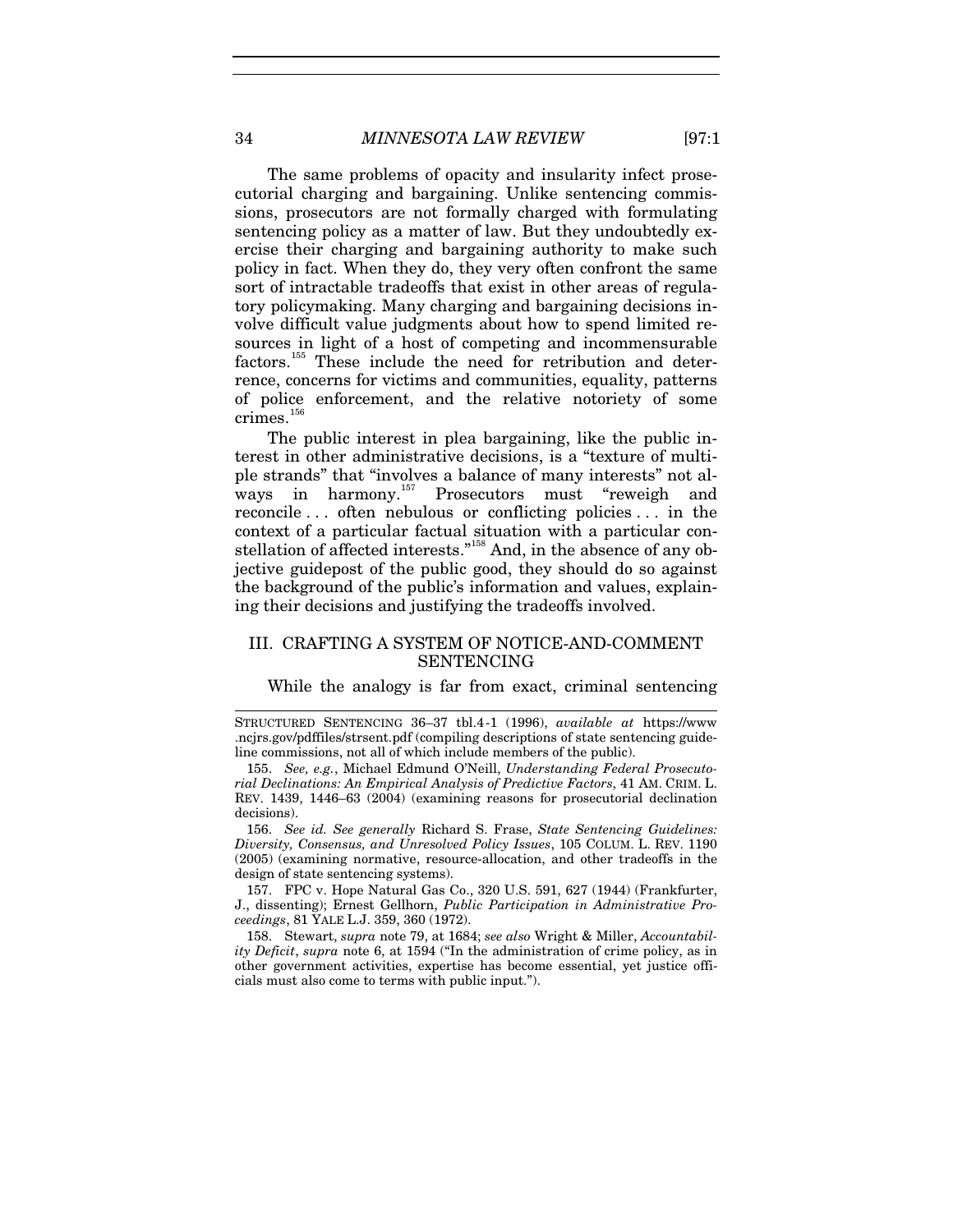The same problems of opacity and insularity infect prosecutorial charging and bargaining. Unlike sentencing commissions, prosecutors are not formally charged with formulating sentencing policy as a matter of law. But they undoubtedly exercise their charging and bargaining authority to make such policy in fact. When they do, they very often confront the same sort of intractable tradeoffs that exist in other areas of regulatory policymaking. Many charging and bargaining decisions involve difficult value judgments about how to spend limited resources in light of a host of competing and incommensurable factors.[155] These include the need for retribution and deterrence, concerns for victims and communities, equality, patterns of police enforcement, and the relative notoriety of some crimes.[156]

The public interest in plea bargaining, like the public interest in other administrative decisions, is a "texture of multiple strands" that "involves a balance of many interests" not always in harmony.[157] Prosecutors must "reweigh and reconcile . . . often nebulous or conflicting policies . . . in the context of a particular factual situation with a particular constellation of affected interests."[158] And, in the absence of any objective guidepost of the public good, they should do so against the background of the public's information and values, explaining their decisions and justifying the tradeoffs involved.

## III. CRAFTING A SYSTEM OF NOTICE-AND-COMMENT SENTENCING

While the analogy is far from exact, criminal sentencing

---

STRUCTURED SENTENCING 36–37 tbl.4-1 (1996), *available at* https://www.ncjrs.gov/pdffiles/strsent.pdf (compiling descriptions of state sentencing guideline commissions, not all of which include members of the public).

155. *See, e.g.*, Michael Edmund O'Neill, *Understanding Federal Prosecutorial Declinations: An Empirical Analysis of Predictive Factors*, 41 AM. CRIM. L. REV. 1439, 1446–63 (2004) (examining reasons for prosecutorial declination decisions).

156. *See id. See generally* Richard S. Frase, *State Sentencing Guidelines: Diversity, Consensus, and Unresolved Policy Issues*, 105 COLUM. L. REV. 1190 (2005) (examining normative, resource-allocation, and other tradeoffs in the design of state sentencing systems).

157. FPC v. Hope Natural Gas Co., 320 U.S. 591, 627 (1944) (Frankfurter, J., dissenting); Ernest Gellhorn, *Public Participation in Administrative Proceedings*, 81 YALE L.J. 359, 360 (1972).

158. Stewart, *supra* note 79, at 1684; *see also* Wright & Miller, *Accountability Deficit*, *supra* note 6, at 1594 ("In the administration of crime policy, as in other government activities, expertise has become essential, yet justice officials must also come to terms with public input.").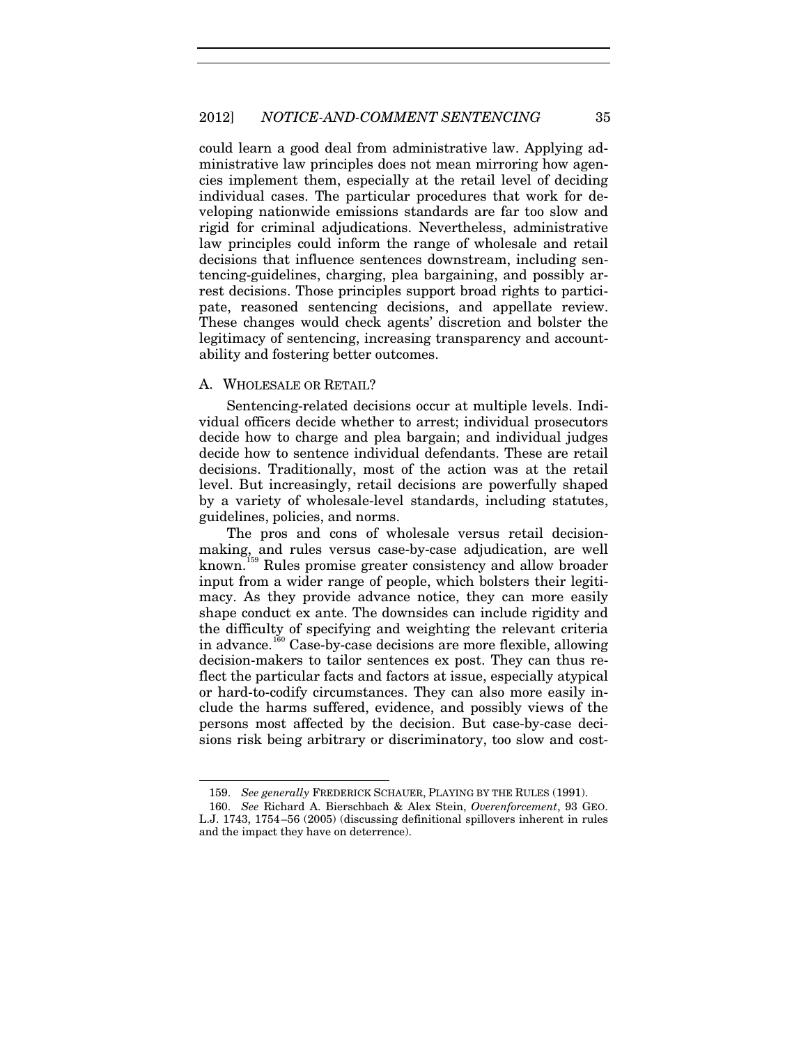could learn a good deal from administrative law. Applying administrative law principles does not mean mirroring how agencies implement them, especially at the retail level of deciding individual cases. The particular procedures that work for developing nationwide emissions standards are far too slow and rigid for criminal adjudications. Nevertheless, administrative law principles could inform the range of wholesale and retail decisions that influence sentences downstream, including sentencing-guidelines, charging, plea bargaining, and possibly arrest decisions. Those principles support broad rights to participate, reasoned sentencing decisions, and appellate review. These changes would check agents' discretion and bolster the legitimacy of sentencing, increasing transparency and accountability and fostering better outcomes.

## A. WHOLESALE OR RETAIL?

Sentencing-related decisions occur at multiple levels. Individual officers decide whether to arrest; individual prosecutors decide how to charge and plea bargain; and individual judges decide how to sentence individual defendants. These are retail decisions. Traditionally, most of the action was at the retail level. But increasingly, retail decisions are powerfully shaped by a variety of wholesale-level standards, including statutes, guidelines, policies, and norms.

The pros and cons of wholesale versus retail decision-making, and rules versus case-by-case adjudication, are well known.[159] Rules promise greater consistency and allow broader input from a wider range of people, which bolsters their legitimacy. As they provide advance notice, they can more easily shape conduct ex ante. The downsides can include rigidity and the difficulty of specifying and weighting the relevant criteria in advance.[160] Case-by-case decisions are more flexible, allowing decision-makers to tailor sentences ex post. They can thus reflect the particular facts and factors at issue, especially atypical or hard-to-codify circumstances. They can also more easily include the harms suffered, evidence, and possibly views of the persons most affected by the decision. But case-by-case decisions risk being arbitrary or discriminatory, too slow and cost-

---

159. *See generally* FREDERICK SCHAUER, PLAYING BY THE RULES (1991).

160. *See* Richard A. Bierschbach & Alex Stein, *Overenforcement*, 93 GEO. L.J. 1743, 1754–56 (2005) (discussing definitional spillovers inherent in rules and the impact they have on deterrence).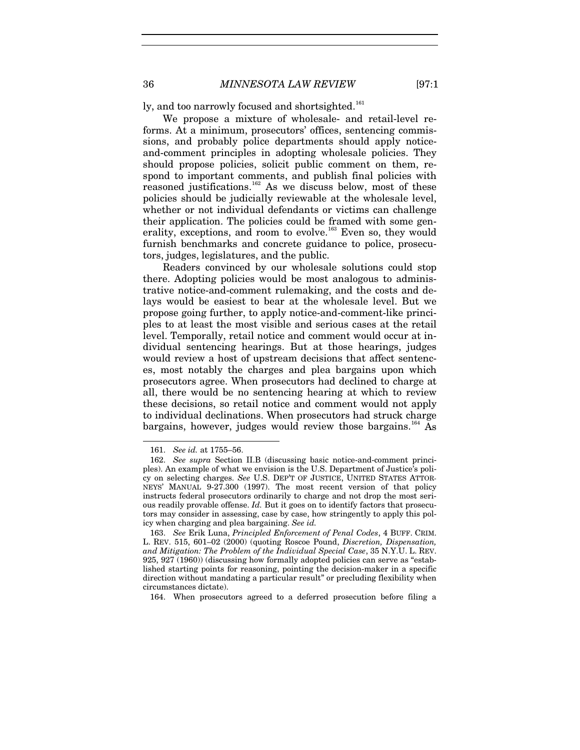ly, and too narrowly focused and shortsighted.[161]

We propose a mixture of wholesale- and retail-level reforms. At a minimum, prosecutors' offices, sentencing commissions, and probably police departments should apply notice-and-comment principles in adopting wholesale policies. They should propose policies, solicit public comment on them, respond to important comments, and publish final policies with reasoned justifications.[162] As we discuss below, most of these policies should be judicially reviewable at the wholesale level, whether or not individual defendants or victims can challenge their application. The policies could be framed with some generality, exceptions, and room to evolve.[163] Even so, they would furnish benchmarks and concrete guidance to police, prosecutors, judges, legislatures, and the public.

Readers convinced by our wholesale solutions could stop there. Adopting policies would be most analogous to administrative notice-and-comment rulemaking, and the costs and delays would be easiest to bear at the wholesale level. But we propose going further, to apply notice-and-comment-like principles to at least the most visible and serious cases at the retail level. Temporally, retail notice and comment would occur at individual sentencing hearings. But at those hearings, judges would review a host of upstream decisions that affect sentences, most notably the charges and plea bargains upon which prosecutors agree. When prosecutors had declined to charge at all, there would be no sentencing hearing at which to review these decisions, so retail notice and comment would not apply to individual declinations. When prosecutors had struck charge bargains, however, judges would review those bargains.[164] As

---

161. *See id.* at 1755–56.

162. *See supra* Section II.B (discussing basic notice-and-comment principles). An example of what we envision is the U.S. Department of Justice's policy on selecting charges. *See* U.S. DEP'T OF JUSTICE, UNITED STATES ATTORNEYS' MANUAL 9-27.300 (1997). The most recent version of that policy instructs federal prosecutors ordinarily to charge and not drop the most serious readily provable offense. *Id.* But it goes on to identify factors that prosecutors may consider in assessing, case by case, how stringently to apply this policy when charging and plea bargaining. *See id.*

163. *See* Erik Luna, *Principled Enforcement of Penal Codes*, 4 BUFF. CRIM. L. REV. 515, 601–02 (2000) (quoting Roscoe Pound, *Discretion, Dispensation, and Mitigation: The Problem of the Individual Special Case*, 35 N.Y.U. L. REV. 925, 927 (1960)) (discussing how formally adopted policies can serve as "established starting points for reasoning, pointing the decision-maker in a specific direction without mandating a particular result" or precluding flexibility when circumstances dictate).

164. When prosecutors agreed to a deferred prosecution before filing a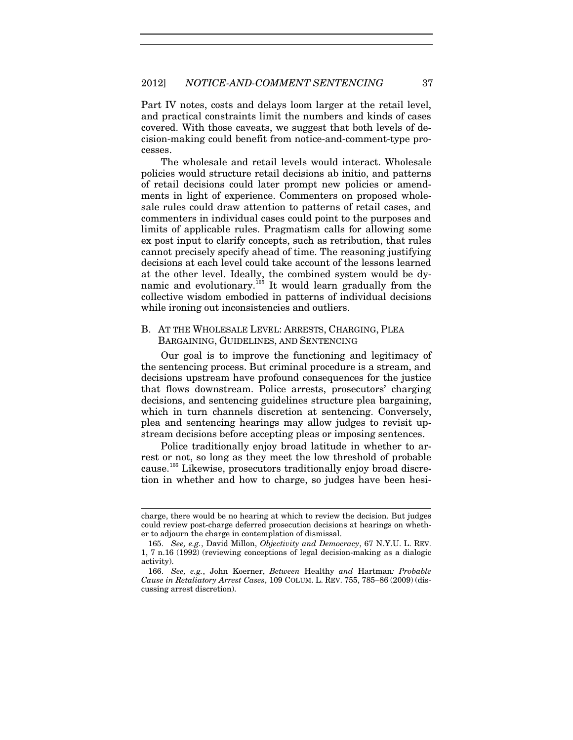Part IV notes, costs and delays loom larger at the retail level, and practical constraints limit the numbers and kinds of cases covered. With those caveats, we suggest that both levels of decision-making could benefit from notice-and-comment-type processes.

The wholesale and retail levels would interact. Wholesale policies would structure retail decisions ab initio, and patterns of retail decisions could later prompt new policies or amendments in light of experience. Commenters on proposed wholesale rules could draw attention to patterns of retail cases, and commenters in individual cases could point to the purposes and limits of applicable rules. Pragmatism calls for allowing some ex post input to clarify concepts, such as retribution, that rules cannot precisely specify ahead of time. The reasoning justifying decisions at each level could take account of the lessons learned at the other level. Ideally, the combined system would be dynamic and evolutionary.[165] It would learn gradually from the collective wisdom embodied in patterns of individual decisions while ironing out inconsistencies and outliers.

### B. At the Wholesale Level: Arrests, Charging, Plea Bargaining, Guidelines, and Sentencing

Our goal is to improve the functioning and legitimacy of the sentencing process. But criminal procedure is a stream, and decisions upstream have profound consequences for the justice that flows downstream. Police arrests, prosecutors' charging decisions, and sentencing guidelines structure plea bargaining, which in turn channels discretion at sentencing. Conversely, plea and sentencing hearings may allow judges to revisit upstream decisions before accepting pleas or imposing sentences.

Police traditionally enjoy broad latitude in whether to arrest or not, so long as they meet the low threshold of probable cause.[166] Likewise, prosecutors traditionally enjoy broad discretion in whether and how to charge, so judges have been hesi-

---

charge, there would be no hearing at which to review the decision. But judges could review post-charge deferred prosecution decisions at hearings on whether to adjourn the charge in contemplation of dismissal.

165. *See, e.g.*, David Millon, *Objectivity and Democracy*, 67 N.Y.U. L. REV. 1, 7 n.16 (1992) (reviewing conceptions of legal decision-making as a dialogic activity).

166. *See, e.g.*, John Koerner, *Between* Healthy *and* Hartman*: Probable Cause in Retaliatory Arrest Cases*, 109 COLUM. L. REV. 755, 785–86 (2009) (discussing arrest discretion).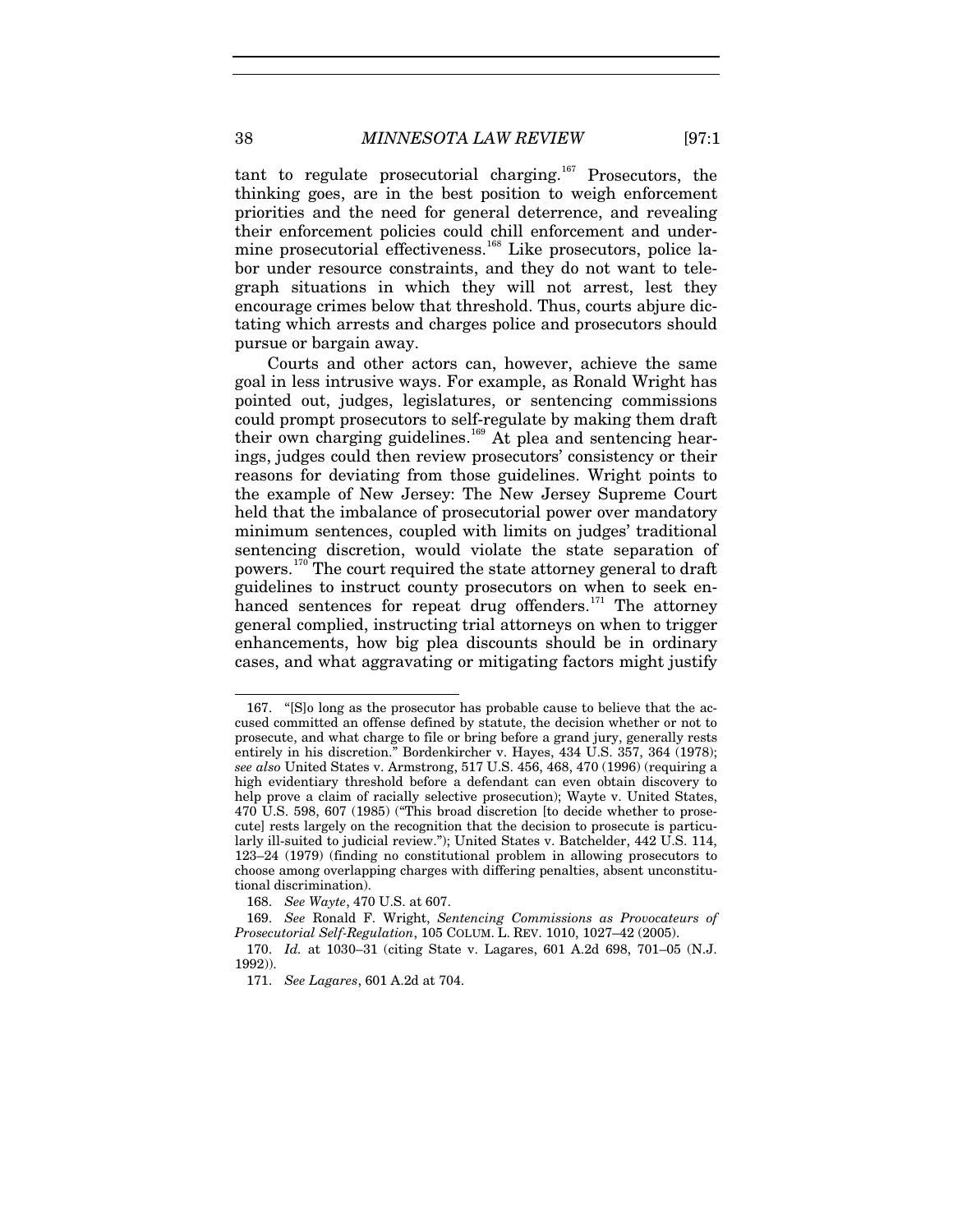tant to regulate prosecutorial charging.[167] Prosecutors, the thinking goes, are in the best position to weigh enforcement priorities and the need for general deterrence, and revealing their enforcement policies could chill enforcement and undermine prosecutorial effectiveness.[168] Like prosecutors, police labor under resource constraints, and they do not want to telegraph situations in which they will not arrest, lest they encourage crimes below that threshold. Thus, courts abjure dictating which arrests and charges police and prosecutors should pursue or bargain away.

Courts and other actors can, however, achieve the same goal in less intrusive ways. For example, as Ronald Wright has pointed out, judges, legislatures, or sentencing commissions could prompt prosecutors to self-regulate by making them draft their own charging guidelines.[169] At plea and sentencing hearings, judges could then review prosecutors' consistency or their reasons for deviating from those guidelines. Wright points to the example of New Jersey: The New Jersey Supreme Court held that the imbalance of prosecutorial power over mandatory minimum sentences, coupled with limits on judges' traditional sentencing discretion, would violate the state separation of powers.[170] The court required the state attorney general to draft guidelines to instruct county prosecutors on when to seek enhanced sentences for repeat drug offenders.[171] The attorney general complied, instructing trial attorneys on when to trigger enhancements, how big plea discounts should be in ordinary cases, and what aggravating or mitigating factors might justify

---

167. "[S]o long as the prosecutor has probable cause to believe that the accused committed an offense defined by statute, the decision whether or not to prosecute, and what charge to file or bring before a grand jury, generally rests entirely in his discretion." Bordenkircher v. Hayes, 434 U.S. 357, 364 (1978); *see also* United States v. Armstrong, 517 U.S. 456, 468, 470 (1996) (requiring a high evidentiary threshold before a defendant can even obtain discovery to help prove a claim of racially selective prosecution); Wayte v. United States, 470 U.S. 598, 607 (1985) ("This broad discretion [to decide whether to prosecute] rests largely on the recognition that the decision to prosecute is particularly ill-suited to judicial review."); United States v. Batchelder, 442 U.S. 114, 123–24 (1979) (finding no constitutional problem in allowing prosecutors to choose among overlapping charges with differing penalties, absent unconstitutional discrimination).

168. *See Wayte*, 470 U.S. at 607.

169. *See* Ronald F. Wright, *Sentencing Commissions as Provocateurs of Prosecutorial Self-Regulation*, 105 COLUM. L. REV. 1010, 1027–42 (2005).

170. *Id.* at 1030–31 (citing State v. Lagares, 601 A.2d 698, 701–05 (N.J. 1992)).

171. *See Lagares*, 601 A.2d at 704.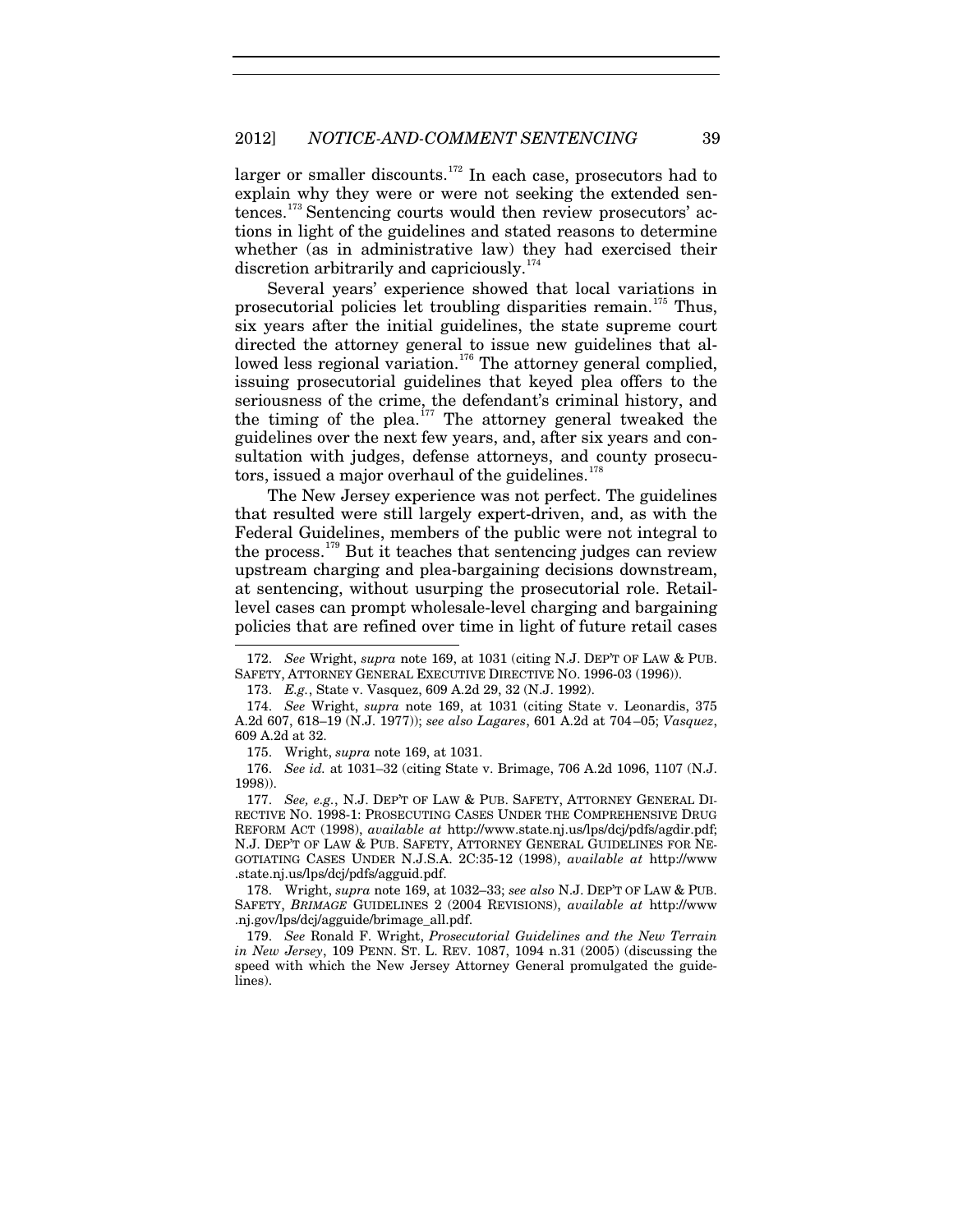larger or smaller discounts.[172] In each case, prosecutors had to explain why they were or were not seeking the extended sentences.[173] Sentencing courts would then review prosecutors' actions in light of the guidelines and stated reasons to determine whether (as in administrative law) they had exercised their discretion arbitrarily and capriciously.[174]

Several years' experience showed that local variations in prosecutorial policies let troubling disparities remain.[175] Thus, six years after the initial guidelines, the state supreme court directed the attorney general to issue new guidelines that allowed less regional variation.[176] The attorney general complied, issuing prosecutorial guidelines that keyed plea offers to the seriousness of the crime, the defendant's criminal history, and the timing of the plea.[177] The attorney general tweaked the guidelines over the next few years, and, after six years and consultation with judges, defense attorneys, and county prosecutors, issued a major overhaul of the guidelines.[178]

The New Jersey experience was not perfect. The guidelines that resulted were still largely expert-driven, and, as with the Federal Guidelines, members of the public were not integral to the process.[179] But it teaches that sentencing judges can review upstream charging and plea-bargaining decisions downstream, at sentencing, without usurping the prosecutorial role. Retail-level cases can prompt wholesale-level charging and bargaining policies that are refined over time in light of future retail cases

---

172. *See* Wright, *supra* note 169, at 1031 (citing N.J. DEP'T OF LAW & PUB. SAFETY, ATTORNEY GENERAL EXECUTIVE DIRECTIVE NO. 1996-03 (1996)).

173. *E.g.*, State v. Vasquez, 609 A.2d 29, 32 (N.J. 1992).

174. *See* Wright, *supra* note 169, at 1031 (citing State v. Leonardis, 375 A.2d 607, 618–19 (N.J. 1977)); *see also Lagares*, 601 A.2d at 704–05; *Vasquez*, 609 A.2d at 32.

175. Wright, *supra* note 169, at 1031.

176. *See id.* at 1031–32 (citing State v. Brimage, 706 A.2d 1096, 1107 (N.J. 1998)).

177. *See, e.g.*, N.J. DEP'T OF LAW & PUB. SAFETY, ATTORNEY GENERAL DIRECTIVE NO. 1998-1: PROSECUTING CASES UNDER THE COMPREHENSIVE DRUG REFORM ACT (1998), *available at* http://www.state.nj.us/lps/dcj/pdfs/agdir.pdf; N.J. DEP'T OF LAW & PUB. SAFETY, ATTORNEY GENERAL GUIDELINES FOR NEGOTIATING CASES UNDER N.J.S.A. 2C:35-12 (1998), *available at* http://www.state.nj.us/lps/dcj/pdfs/agguid.pdf.

178. Wright, *supra* note 169, at 1032–33; *see also* N.J. DEP'T OF LAW & PUB. SAFETY, *BRIMAGE* GUIDELINES 2 (2004 REVISIONS), *available at* http://www.nj.gov/lps/dcj/agguide/brimage_all.pdf.

179. *See* Ronald F. Wright, *Prosecutorial Guidelines and the New Terrain in New Jersey*, 109 PENN. ST. L. REV. 1087, 1094 n.31 (2005) (discussing the speed with which the New Jersey Attorney General promulgated the guidelines).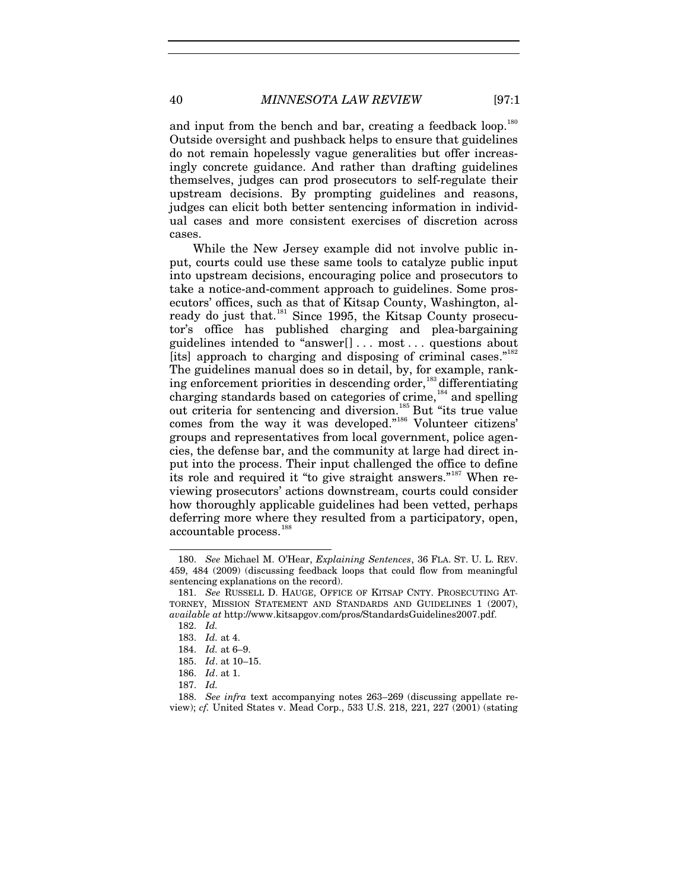and input from the bench and bar, creating a feedback loop.[180] Outside oversight and pushback helps to ensure that guidelines do not remain hopelessly vague generalities but offer increasingly concrete guidance. And rather than drafting guidelines themselves, judges can prod prosecutors to self-regulate their upstream decisions. By prompting guidelines and reasons, judges can elicit both better sentencing information in individual cases and more consistent exercises of discretion across cases.

While the New Jersey example did not involve public input, courts could use these same tools to catalyze public input into upstream decisions, encouraging police and prosecutors to take a notice-and-comment approach to guidelines. Some prosecutors' offices, such as that of Kitsap County, Washington, already do just that.[181] Since 1995, the Kitsap County prosecutor's office has published charging and plea-bargaining guidelines intended to "answer[] . . . most . . . questions about [its] approach to charging and disposing of criminal cases."[182] The guidelines manual does so in detail, by, for example, ranking enforcement priorities in descending order,[183] differentiating charging standards based on categories of crime,[184] and spelling out criteria for sentencing and diversion.[185] But "its true value comes from the way it was developed."[186] Volunteer citizens' groups and representatives from local government, police agencies, the defense bar, and the community at large had direct input into the process. Their input challenged the office to define its role and required it "to give straight answers."[187] When reviewing prosecutors' actions downstream, courts could consider how thoroughly applicable guidelines had been vetted, perhaps deferring more where they resulted from a participatory, open, accountable process.[188]

---

180. *See* Michael M. O'Hear, *Explaining Sentences*, 36 FLA. ST. U. L. REV. 459, 484 (2009) (discussing feedback loops that could flow from meaningful sentencing explanations on the record).

181. *See* RUSSELL D. HAUGE, OFFICE OF KITSAP CNTY. PROSECUTING ATTORNEY, MISSION STATEMENT AND STANDARDS AND GUIDELINES 1 (2007), *available at* http://www.kitsapgov.com/pros/StandardsGuidelines2007.pdf.

182. *Id.*

183. *Id.* at 4.

184. *Id.* at 6–9.

185. *Id*. at 10–15.

186. *Id*. at 1.

187. *Id.*

188. *See infra* text accompanying notes 263–269 (discussing appellate review); *cf.* United States v. Mead Corp., 533 U.S. 218, 221, 227 (2001) (stating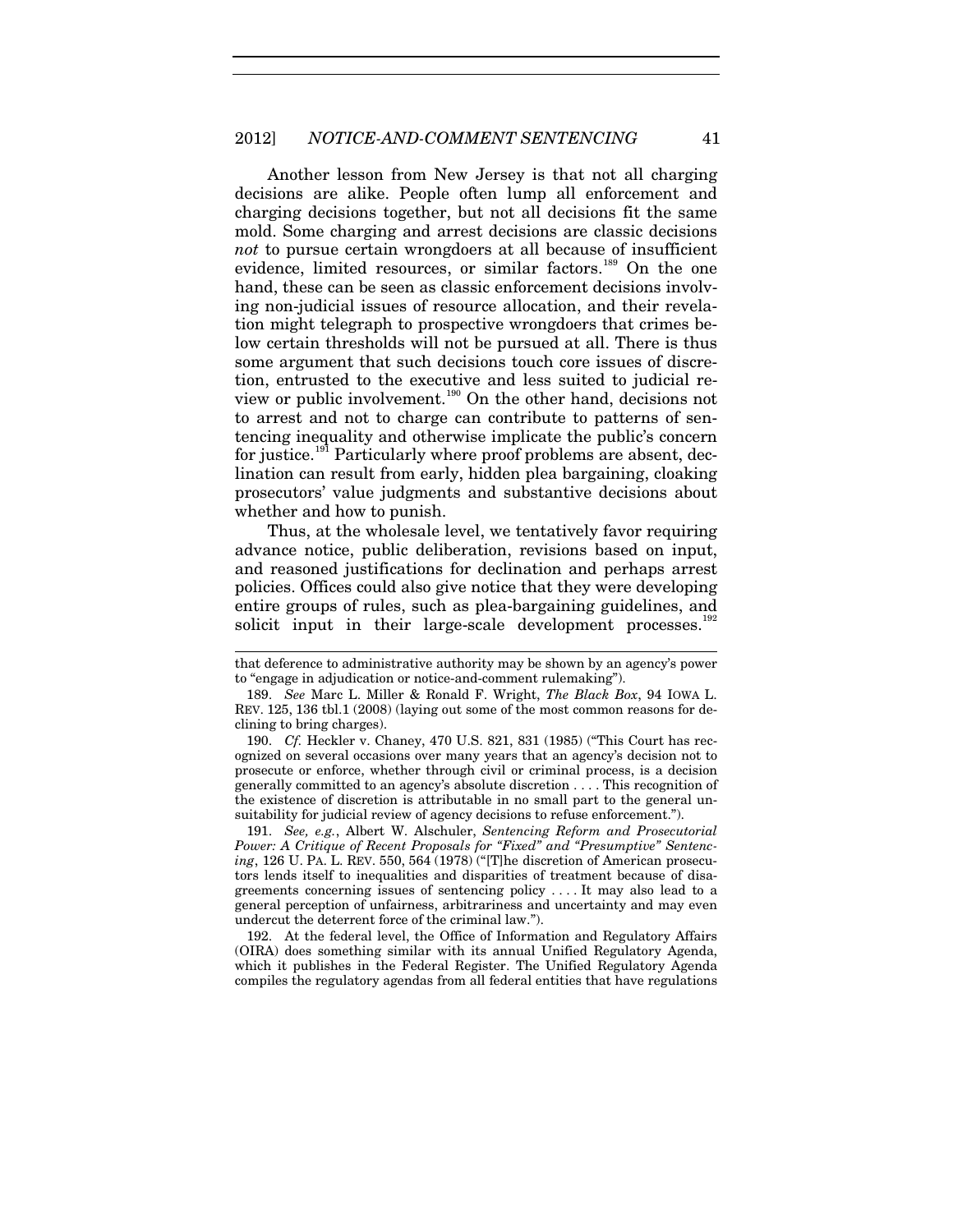Another lesson from New Jersey is that not all charging decisions are alike. People often lump all enforcement and charging decisions together, but not all decisions fit the same mold. Some charging and arrest decisions are classic decisions *not* to pursue certain wrongdoers at all because of insufficient evidence, limited resources, or similar factors.[189] On the one hand, these can be seen as classic enforcement decisions involving non-judicial issues of resource allocation, and their revelation might telegraph to prospective wrongdoers that crimes below certain thresholds will not be pursued at all. There is thus some argument that such decisions touch core issues of discretion, entrusted to the executive and less suited to judicial review or public involvement.[190] On the other hand, decisions not to arrest and not to charge can contribute to patterns of sentencing inequality and otherwise implicate the public's concern for justice.[191] Particularly where proof problems are absent, declination can result from early, hidden plea bargaining, cloaking prosecutors' value judgments and substantive decisions about whether and how to punish.

Thus, at the wholesale level, we tentatively favor requiring advance notice, public deliberation, revisions based on input, and reasoned justifications for declination and perhaps arrest policies. Offices could also give notice that they were developing entire groups of rules, such as plea-bargaining guidelines, and solicit input in their large-scale development processes.[192]

---

that deference to administrative authority may be shown by an agency's power to "engage in adjudication or notice-and-comment rulemaking").

189. *See* Marc L. Miller & Ronald F. Wright, *The Black Box*, 94 IOWA L. REV. 125, 136 tbl.1 (2008) (laying out some of the most common reasons for declining to bring charges).

190. *Cf.* Heckler v. Chaney, 470 U.S. 821, 831 (1985) ("This Court has recognized on several occasions over many years that an agency's decision not to prosecute or enforce, whether through civil or criminal process, is a decision generally committed to an agency's absolute discretion . . . . This recognition of the existence of discretion is attributable in no small part to the general unsuitability for judicial review of agency decisions to refuse enforcement.").

191. *See, e.g.*, Albert W. Alschuler, *Sentencing Reform and Prosecutorial Power: A Critique of Recent Proposals for "Fixed" and "Presumptive" Sentencing*, 126 U. PA. L. REV. 550, 564 (1978) ("[T]he discretion of American prosecutors lends itself to inequalities and disparities of treatment because of disagreements concerning issues of sentencing policy . . . . It may also lead to a general perception of unfairness, arbitrariness and uncertainty and may even undercut the deterrent force of the criminal law.").

192. At the federal level, the Office of Information and Regulatory Affairs (OIRA) does something similar with its annual Unified Regulatory Agenda, which it publishes in the Federal Register. The Unified Regulatory Agenda compiles the regulatory agendas from all federal entities that have regulations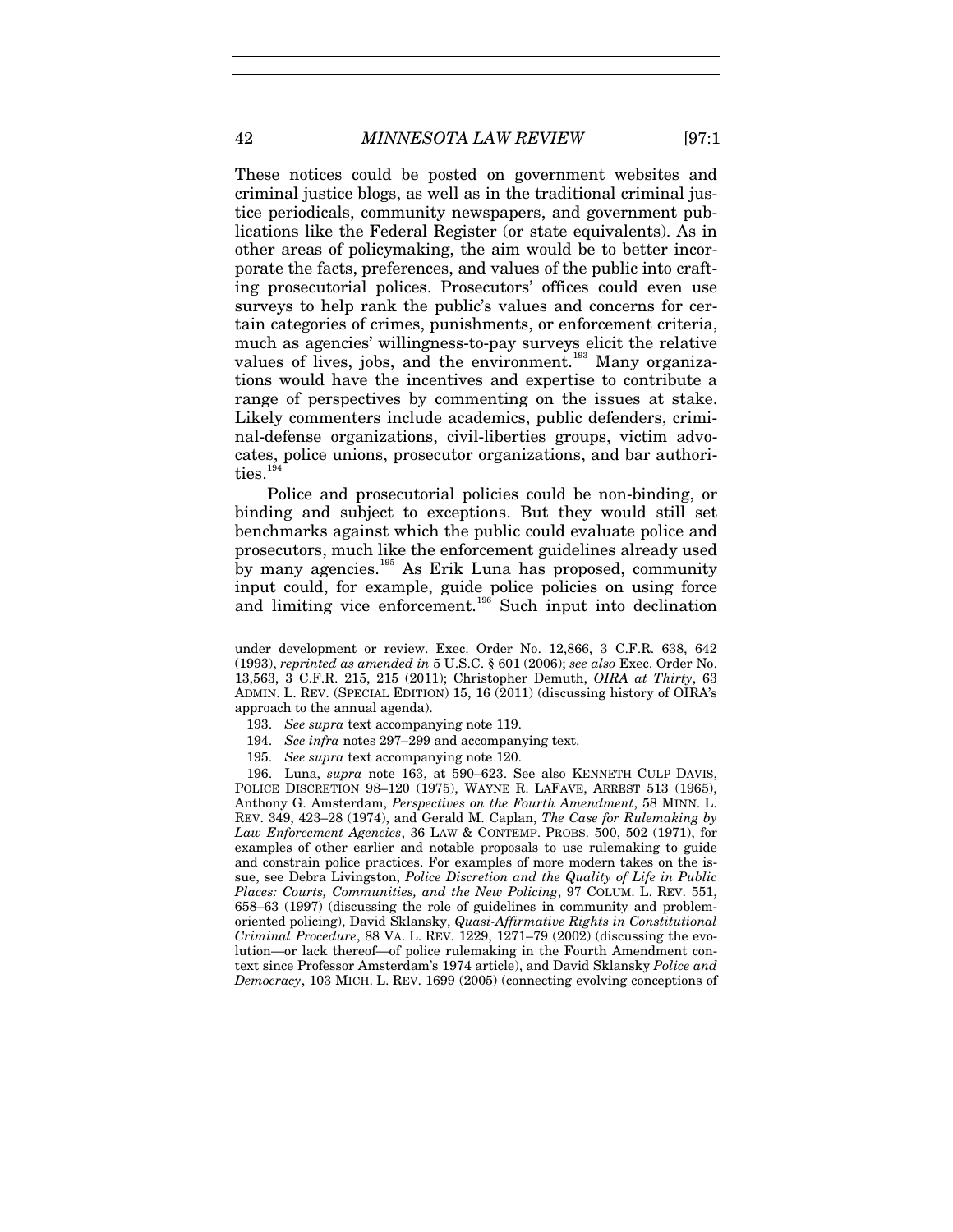These notices could be posted on government websites and criminal justice blogs, as well as in the traditional criminal justice periodicals, community newspapers, and government publications like the Federal Register (or state equivalents). As in other areas of policymaking, the aim would be to better incorporate the facts, preferences, and values of the public into crafting prosecutorial polices. Prosecutors' offices could even use surveys to help rank the public's values and concerns for certain categories of crimes, punishments, or enforcement criteria, much as agencies' willingness-to-pay surveys elicit the relative values of lives, jobs, and the environment.[193] Many organizations would have the incentives and expertise to contribute a range of perspectives by commenting on the issues at stake. Likely commenters include academics, public defenders, criminal-defense organizations, civil-liberties groups, victim advocates, police unions, prosecutor organizations, and bar authorities.[194]

Police and prosecutorial policies could be non-binding, or binding and subject to exceptions. But they would still set benchmarks against which the public could evaluate police and prosecutors, much like the enforcement guidelines already used by many agencies.[195] As Erik Luna has proposed, community input could, for example, guide police policies on using force and limiting vice enforcement.[196] Such input into declination

---

under development or review. Exec. Order No. 12,866, 3 C.F.R. 638, 642 (1993), *reprinted as amended in* 5 U.S.C. § 601 (2006); *see also* Exec. Order No. 13,563, 3 C.F.R. 215, 215 (2011); Christopher Demuth, *OIRA at Thirty*, 63 ADMIN. L. REV. (SPECIAL EDITION) 15, 16 (2011) (discussing history of OIRA's approach to the annual agenda).

193. *See supra* text accompanying note 119.

194. *See infra* notes 297–299 and accompanying text.

195. *See supra* text accompanying note 120.

196. Luna, *supra* note 163, at 590–623. See also KENNETH CULP DAVIS, POLICE DISCRETION 98–120 (1975), WAYNE R. LAFAVE, ARREST 513 (1965), Anthony G. Amsterdam, *Perspectives on the Fourth Amendment*, 58 MINN. L. REV. 349, 423–28 (1974), and Gerald M. Caplan, *The Case for Rulemaking by Law Enforcement Agencies*, 36 LAW & CONTEMP. PROBS. 500, 502 (1971), for examples of other earlier and notable proposals to use rulemaking to guide and constrain police practices. For examples of more modern takes on the issue, see Debra Livingston, *Police Discretion and the Quality of Life in Public Places: Courts, Communities, and the New Policing*, 97 COLUM. L. REV. 551, 658–63 (1997) (discussing the role of guidelines in community and problem-oriented policing), David Sklansky, *Quasi-Affirmative Rights in Constitutional Criminal Procedure*, 88 VA. L. REV. 1229, 1271–79 (2002) (discussing the evolution—or lack thereof—of police rulemaking in the Fourth Amendment context since Professor Amsterdam's 1974 article), and David Sklansky *Police and Democracy*, 103 MICH. L. REV. 1699 (2005) (connecting evolving conceptions of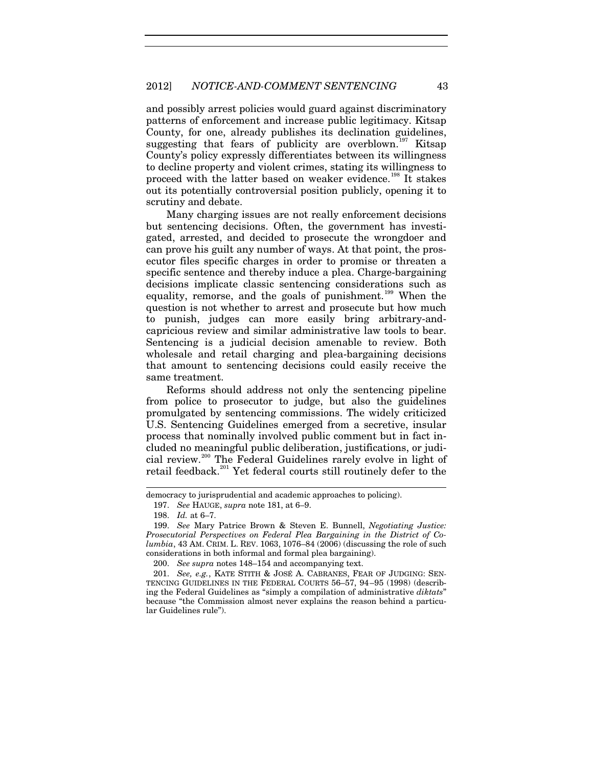and possibly arrest policies would guard against discriminatory patterns of enforcement and increase public legitimacy. Kitsap County, for one, already publishes its declination guidelines, suggesting that fears of publicity are overblown.[197] Kitsap County's policy expressly differentiates between its willingness to decline property and violent crimes, stating its willingness to proceed with the latter based on weaker evidence.[198] It stakes out its potentially controversial position publicly, opening it to scrutiny and debate.

Many charging issues are not really enforcement decisions but sentencing decisions. Often, the government has investigated, arrested, and decided to prosecute the wrongdoer and can prove his guilt any number of ways. At that point, the prosecutor files specific charges in order to promise or threaten a specific sentence and thereby induce a plea. Charge-bargaining decisions implicate classic sentencing considerations such as equality, remorse, and the goals of punishment.[199] When the question is not whether to arrest and prosecute but how much to punish, judges can more easily bring arbitrary-and-capricious review and similar administrative law tools to bear. Sentencing is a judicial decision amenable to review. Both wholesale and retail charging and plea-bargaining decisions that amount to sentencing decisions could easily receive the same treatment.

Reforms should address not only the sentencing pipeline from police to prosecutor to judge, but also the guidelines promulgated by sentencing commissions. The widely criticized U.S. Sentencing Guidelines emerged from a secretive, insular process that nominally involved public comment but in fact included no meaningful public deliberation, justifications, or judicial review.[200] The Federal Guidelines rarely evolve in light of retail feedback.[201] Yet federal courts still routinely defer to the

---

democracy to jurisprudential and academic approaches to policing).

197. *See* HAUGE, *supra* note 181, at 6–9.

198. *Id.* at 6–7.

199. *See* Mary Patrice Brown & Steven E. Bunnell, *Negotiating Justice: Prosecutorial Perspectives on Federal Plea Bargaining in the District of Columbia*, 43 AM. CRIM. L. REV. 1063, 1076–84 (2006) (discussing the role of such considerations in both informal and formal plea bargaining).

200. *See supra* notes 148–154 and accompanying text.

201. *See, e.g.*, KATE STITH & JOSÉ A. CABRANES, FEAR OF JUDGING: SENTENCING GUIDELINES IN THE FEDERAL COURTS 56–57, 94–95 (1998) (describing the Federal Guidelines as "simply a compilation of administrative *diktats*" because "the Commission almost never explains the reason behind a particular Guidelines rule").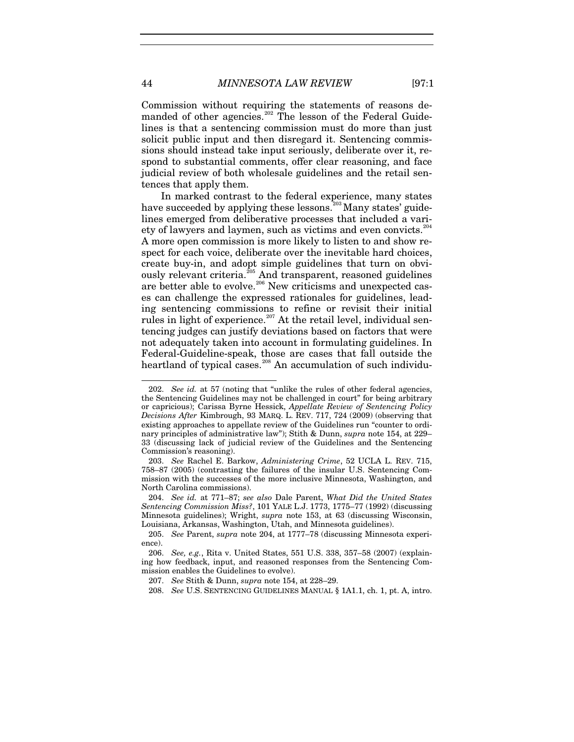Commission without requiring the statements of reasons demanded of other agencies.[202] The lesson of the Federal Guidelines is that a sentencing commission must do more than just solicit public input and then disregard it. Sentencing commissions should instead take input seriously, deliberate over it, respond to substantial comments, offer clear reasoning, and face judicial review of both wholesale guidelines and the retail sentences that apply them.

In marked contrast to the federal experience, many states have succeeded by applying these lessons.[203] Many states' guidelines emerged from deliberative processes that included a variety of lawyers and laymen, such as victims and even convicts.[204] A more open commission is more likely to listen to and show respect for each voice, deliberate over the inevitable hard choices, create buy-in, and adopt simple guidelines that turn on obviously relevant criteria.[205] And transparent, reasoned guidelines are better able to evolve.[206] New criticisms and unexpected cases can challenge the expressed rationales for guidelines, leading sentencing commissions to refine or revisit their initial rules in light of experience.[207] At the retail level, individual sentencing judges can justify deviations based on factors that were not adequately taken into account in formulating guidelines. In Federal-Guideline-speak, those are cases that fall outside the heartland of typical cases.[208] An accumulation of such individu-

---

202. *See id.* at 57 (noting that "unlike the rules of other federal agencies, the Sentencing Guidelines may not be challenged in court" for being arbitrary or capricious); Carissa Byrne Hessick, *Appellate Review of Sentencing Policy Decisions After* Kimbrough, 93 MARQ. L. REV. 717, 724 (2009) (observing that existing approaches to appellate review of the Guidelines run "counter to ordinary principles of administrative law"); Stith & Dunn, *supra* note 154, at 229–33 (discussing lack of judicial review of the Guidelines and the Sentencing Commission's reasoning).

203. *See* Rachel E. Barkow, *Administering Crime*, 52 UCLA L. REV. 715, 758–87 (2005) (contrasting the failures of the insular U.S. Sentencing Commission with the successes of the more inclusive Minnesota, Washington, and North Carolina commissions).

204. *See id.* at 771–87; *see also* Dale Parent, *What Did the United States Sentencing Commission Miss?*, 101 YALE L.J. 1773, 1775–77 (1992) (discussing Minnesota guidelines); Wright, *supra* note 153, at 63 (discussing Wisconsin, Louisiana, Arkansas, Washington, Utah, and Minnesota guidelines).

205. *See* Parent, *supra* note 204, at 1777–78 (discussing Minnesota experience).

206. *See, e.g.*, Rita v. United States, 551 U.S. 338, 357–58 (2007) (explaining how feedback, input, and reasoned responses from the Sentencing Commission enables the Guidelines to evolve).

207. *See* Stith & Dunn, *supra* note 154, at 228–29.

208. *See* U.S. SENTENCING GUIDELINES MANUAL § 1A1.1, ch. 1, pt. A, intro.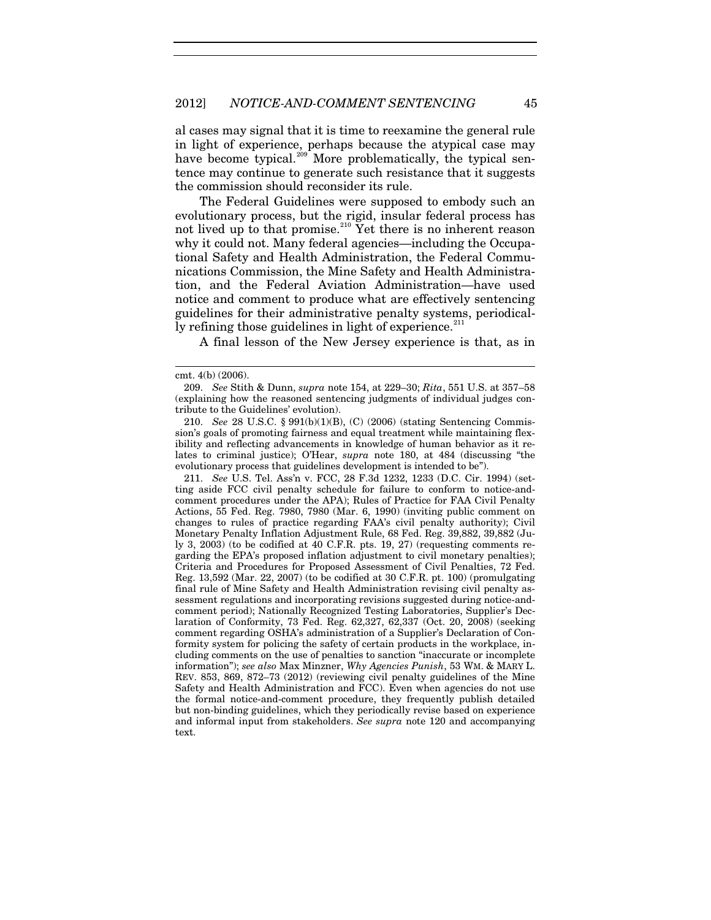al cases may signal that it is time to reexamine the general rule in light of experience, perhaps because the atypical case may have become typical.[209] More problematically, the typical sentence may continue to generate such resistance that it suggests the commission should reconsider its rule.

The Federal Guidelines were supposed to embody such an evolutionary process, but the rigid, insular federal process has not lived up to that promise.[210] Yet there is no inherent reason why it could not. Many federal agencies—including the Occupational Safety and Health Administration, the Federal Communications Commission, the Mine Safety and Health Administration, and the Federal Aviation Administration—have used notice and comment to produce what are effectively sentencing guidelines for their administrative penalty systems, periodically refining those guidelines in light of experience.[211]

A final lesson of the New Jersey experience is that, as in

---

cmt. 4(b) (2006).

209. *See* Stith & Dunn, *supra* note 154, at 229–30; *Rita*, 551 U.S. at 357–58 (explaining how the reasoned sentencing judgments of individual judges contribute to the Guidelines' evolution).

210. *See* 28 U.S.C. § 991(b)(1)(B), (C) (2006) (stating Sentencing Commission's goals of promoting fairness and equal treatment while maintaining flexibility and reflecting advancements in knowledge of human behavior as it relates to criminal justice); O'Hear, *supra* note 180, at 484 (discussing "the evolutionary process that guidelines development is intended to be").

211. *See* U.S. Tel. Ass'n v. FCC, 28 F.3d 1232, 1233 (D.C. Cir. 1994) (setting aside FCC civil penalty schedule for failure to conform to notice-and-comment procedures under the APA); Rules of Practice for FAA Civil Penalty Actions, 55 Fed. Reg. 7980, 7980 (Mar. 6, 1990) (inviting public comment on changes to rules of practice regarding FAA's civil penalty authority); Civil Monetary Penalty Inflation Adjustment Rule, 68 Fed. Reg. 39,882, 39,882 (July 3, 2003) (to be codified at 40 C.F.R. pts. 19, 27) (requesting comments regarding the EPA's proposed inflation adjustment to civil monetary penalties); Criteria and Procedures for Proposed Assessment of Civil Penalties, 72 Fed. Reg. 13,592 (Mar. 22, 2007) (to be codified at 30 C.F.R. pt. 100) (promulgating final rule of Mine Safety and Health Administration revising civil penalty assessment regulations and incorporating revisions suggested during notice-and-comment period); Nationally Recognized Testing Laboratories, Supplier's Declaration of Conformity, 73 Fed. Reg. 62,327, 62,337 (Oct. 20, 2008) (seeking comment regarding OSHA's administration of a Supplier's Declaration of Conformity system for policing the safety of certain products in the workplace, including comments on the use of penalties to sanction "inaccurate or incomplete information"); *see also* Max Minzner, *Why Agencies Punish*, 53 WM. & MARY L. REV. 853, 869, 872–73 (2012) (reviewing civil penalty guidelines of the Mine Safety and Health Administration and FCC). Even when agencies do not use the formal notice-and-comment procedure, they frequently publish detailed but non-binding guidelines, which they periodically revise based on experience and informal input from stakeholders. *See supra* note 120 and accompanying text.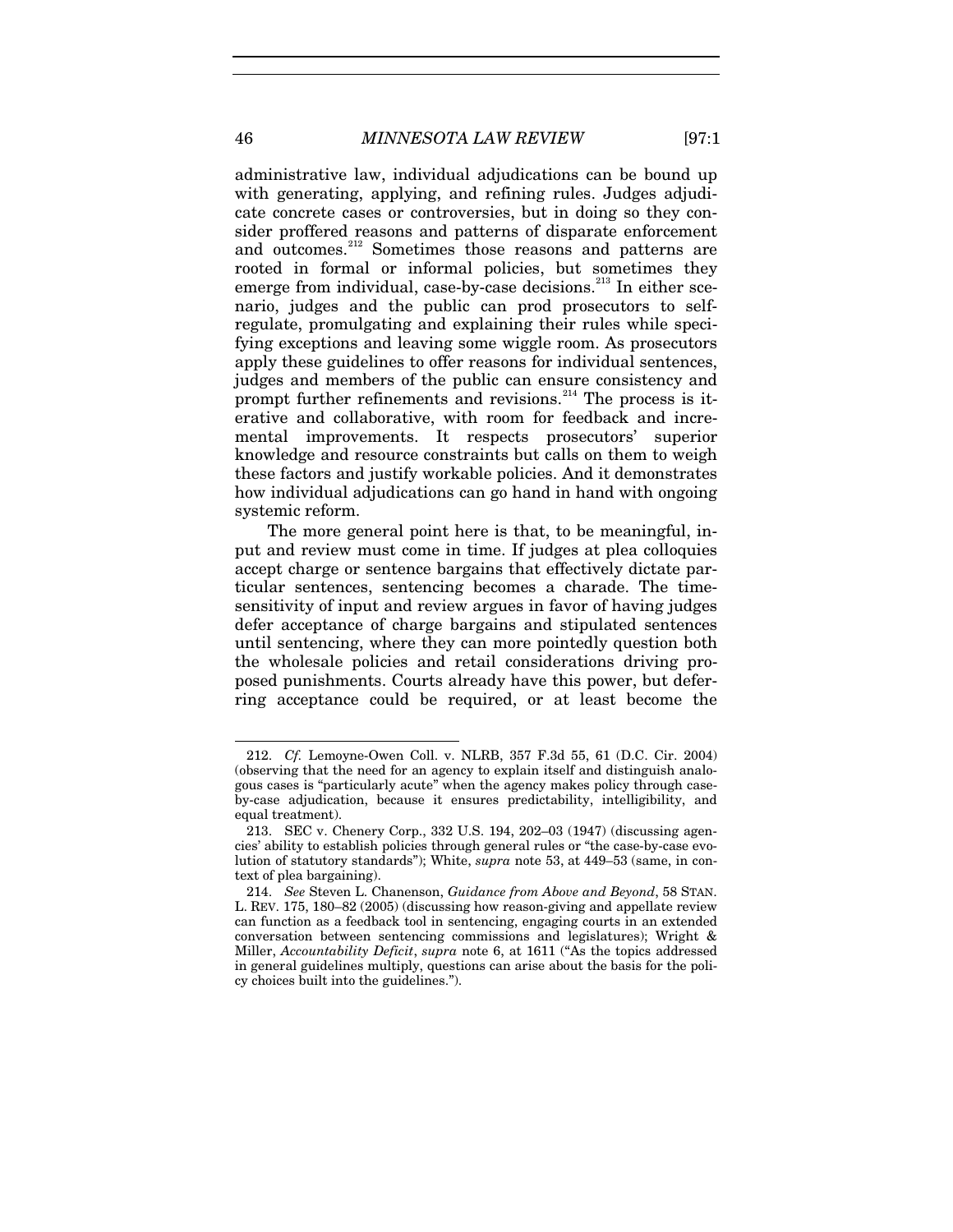administrative law, individual adjudications can be bound up with generating, applying, and refining rules. Judges adjudicate concrete cases or controversies, but in doing so they consider proffered reasons and patterns of disparate enforcement and outcomes.[212] Sometimes those reasons and patterns are rooted in formal or informal policies, but sometimes they emerge from individual, case-by-case decisions.[213] In either scenario, judges and the public can prod prosecutors to self-regulate, promulgating and explaining their rules while specifying exceptions and leaving some wiggle room. As prosecutors apply these guidelines to offer reasons for individual sentences, judges and members of the public can ensure consistency and prompt further refinements and revisions.[214] The process is iterative and collaborative, with room for feedback and incremental improvements. It respects prosecutors' superior knowledge and resource constraints but calls on them to weigh these factors and justify workable policies. And it demonstrates how individual adjudications can go hand in hand with ongoing systemic reform.

The more general point here is that, to be meaningful, input and review must come in time. If judges at plea colloquies accept charge or sentence bargains that effectively dictate particular sentences, sentencing becomes a charade. The time-sensitivity of input and review argues in favor of having judges defer acceptance of charge bargains and stipulated sentences until sentencing, where they can more pointedly question both the wholesale policies and retail considerations driving proposed punishments. Courts already have this power, but deferring acceptance could be required, or at least become the

---

212. *Cf.* Lemoyne-Owen Coll. v. NLRB, 357 F.3d 55, 61 (D.C. Cir. 2004) (observing that the need for an agency to explain itself and distinguish analogous cases is "particularly acute" when the agency makes policy through case-by-case adjudication, because it ensures predictability, intelligibility, and equal treatment).

213. SEC v. Chenery Corp., 332 U.S. 194, 202–03 (1947) (discussing agencies' ability to establish policies through general rules or "the case-by-case evolution of statutory standards"); White, *supra* note 53, at 449–53 (same, in context of plea bargaining).

214. *See* Steven L. Chanenson, *Guidance from Above and Beyond*, 58 STAN. L. REV. 175, 180–82 (2005) (discussing how reason-giving and appellate review can function as a feedback tool in sentencing, engaging courts in an extended conversation between sentencing commissions and legislatures); Wright & Miller, *Accountability Deficit*, *supra* note 6, at 1611 ("As the topics addressed in general guidelines multiply, questions can arise about the basis for the policy choices built into the guidelines.").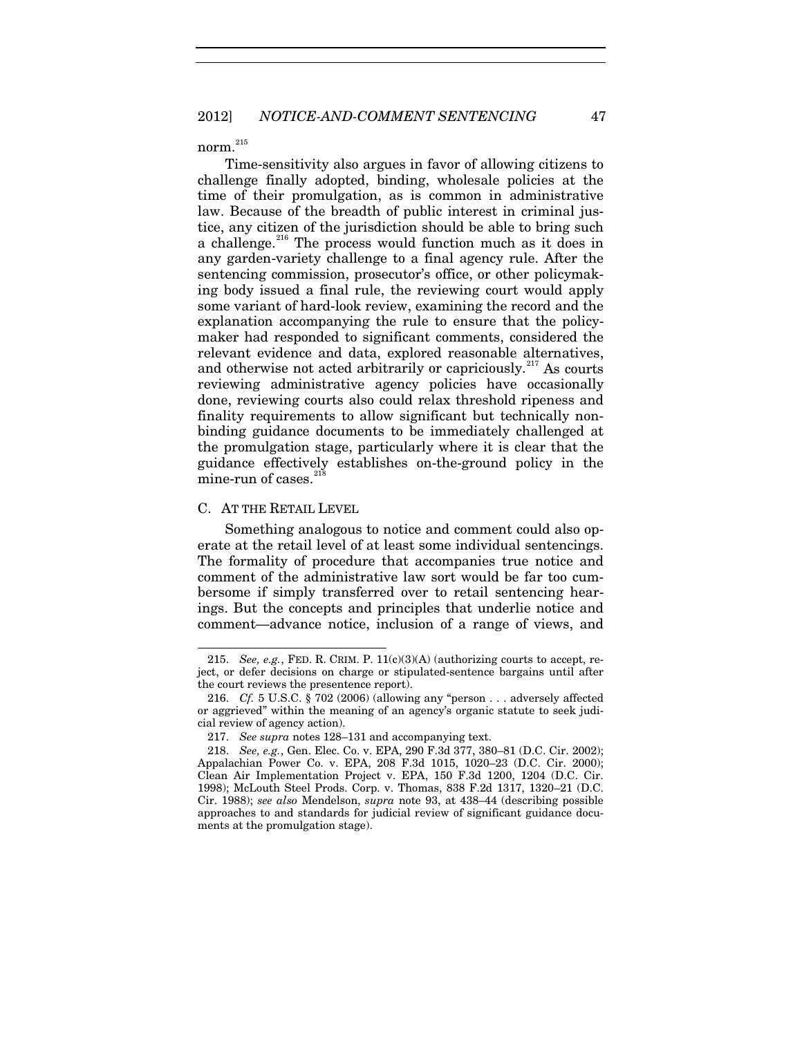norm.[215]

Time-sensitivity also argues in favor of allowing citizens to challenge finally adopted, binding, wholesale policies at the time of their promulgation, as is common in administrative law. Because of the breadth of public interest in criminal justice, any citizen of the jurisdiction should be able to bring such a challenge.[216] The process would function much as it does in any garden-variety challenge to a final agency rule. After the sentencing commission, prosecutor's office, or other policymaking body issued a final rule, the reviewing court would apply some variant of hard-look review, examining the record and the explanation accompanying the rule to ensure that the policymaker had responded to significant comments, considered the relevant evidence and data, explored reasonable alternatives, and otherwise not acted arbitrarily or capriciously.[217] As courts reviewing administrative agency policies have occasionally done, reviewing courts also could relax threshold ripeness and finality requirements to allow significant but technically nonbinding guidance documents to be immediately challenged at the promulgation stage, particularly where it is clear that the guidance effectively establishes on-the-ground policy in the mine-run of cases.[218]

### C. At the Retail Level

Something analogous to notice and comment could also operate at the retail level of at least some individual sentencings. The formality of procedure that accompanies true notice and comment of the administrative law sort would be far too cumbersome if simply transferred over to retail sentencing hearings. But the concepts and principles that underlie notice and comment—advance notice, inclusion of a range of views, and

---

215. *See, e.g.*, Fed. R. Crim. P. 11(c)(3)(A) (authorizing courts to accept, reject, or defer decisions on charge or stipulated-sentence bargains until after the court reviews the presentence report).

216. *Cf.* 5 U.S.C. § 702 (2006) (allowing any "person . . . adversely affected or aggrieved" within the meaning of an agency's organic statute to seek judicial review of agency action).

217. *See supra* notes 128–131 and accompanying text.

218. *See, e.g.*, Gen. Elec. Co. v. EPA, 290 F.3d 377, 380–81 (D.C. Cir. 2002); Appalachian Power Co. v. EPA, 208 F.3d 1015, 1020–23 (D.C. Cir. 2000); Clean Air Implementation Project v. EPA, 150 F.3d 1200, 1204 (D.C. Cir. 1998); McLouth Steel Prods. Corp. v. Thomas, 838 F.2d 1317, 1320–21 (D.C. Cir. 1988); *see also* Mendelson, *supra* note 93, at 438–44 (describing possible approaches to and standards for judicial review of significant guidance documents at the promulgation stage).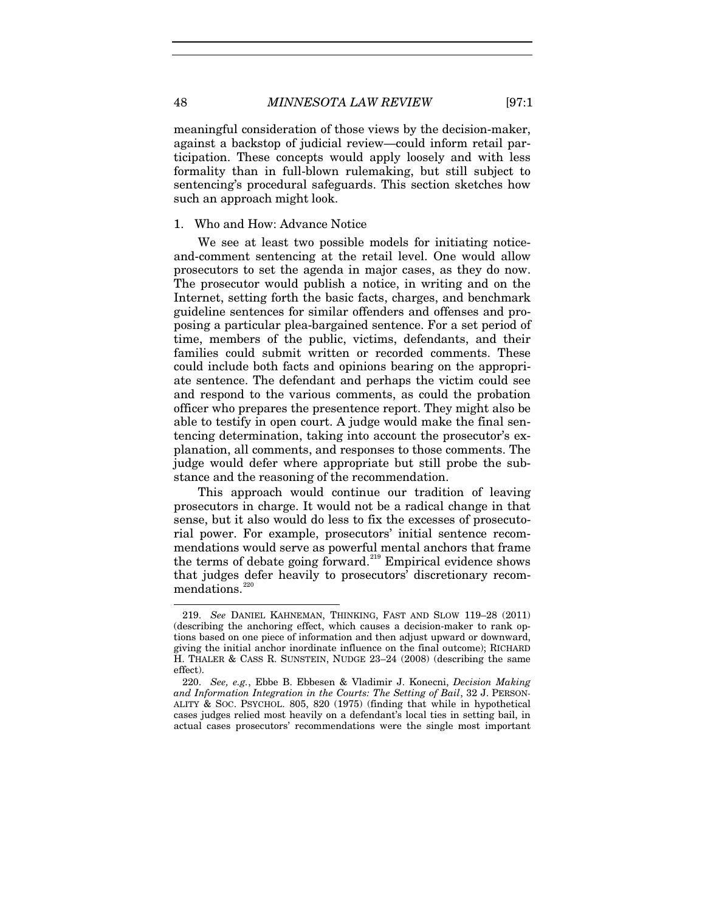meaningful consideration of those views by the decision-maker, against a backstop of judicial review—could inform retail participation. These concepts would apply loosely and with less formality than in full-blown rulemaking, but still subject to sentencing's procedural safeguards. This section sketches how such an approach might look.

### 1. Who and How: Advance Notice

We see at least two possible models for initiating notice-and-comment sentencing at the retail level. One would allow prosecutors to set the agenda in major cases, as they do now. The prosecutor would publish a notice, in writing and on the Internet, setting forth the basic facts, charges, and benchmark guideline sentences for similar offenders and offenses and proposing a particular plea-bargained sentence. For a set period of time, members of the public, victims, defendants, and their families could submit written or recorded comments. These could include both facts and opinions bearing on the appropriate sentence. The defendant and perhaps the victim could see and respond to the various comments, as could the probation officer who prepares the presentence report. They might also be able to testify in open court. A judge would make the final sentencing determination, taking into account the prosecutor's explanation, all comments, and responses to those comments. The judge would defer where appropriate but still probe the substance and the reasoning of the recommendation.

This approach would continue our tradition of leaving prosecutors in charge. It would not be a radical change in that sense, but it also would do less to fix the excesses of prosecutorial power. For example, prosecutors' initial sentence recommendations would serve as powerful mental anchors that frame the terms of debate going forward.[219] Empirical evidence shows that judges defer heavily to prosecutors' discretionary recommendations.[220]

---

219. *See* DANIEL KAHNEMAN, THINKING, FAST AND SLOW 119–28 (2011) (describing the anchoring effect, which causes a decision-maker to rank options based on one piece of information and then adjust upward or downward, giving the initial anchor inordinate influence on the final outcome); RICHARD H. THALER & CASS R. SUNSTEIN, NUDGE 23–24 (2008) (describing the same effect).

220. *See, e.g.*, Ebbe B. Ebbesen & Vladimir J. Konecni, *Decision Making and Information Integration in the Courts: The Setting of Bail*, 32 J. PERSONALITY & SOC. PSYCHOL. 805, 820 (1975) (finding that while in hypothetical cases judges relied most heavily on a defendant's local ties in setting bail, in actual cases prosecutors' recommendations were the single most important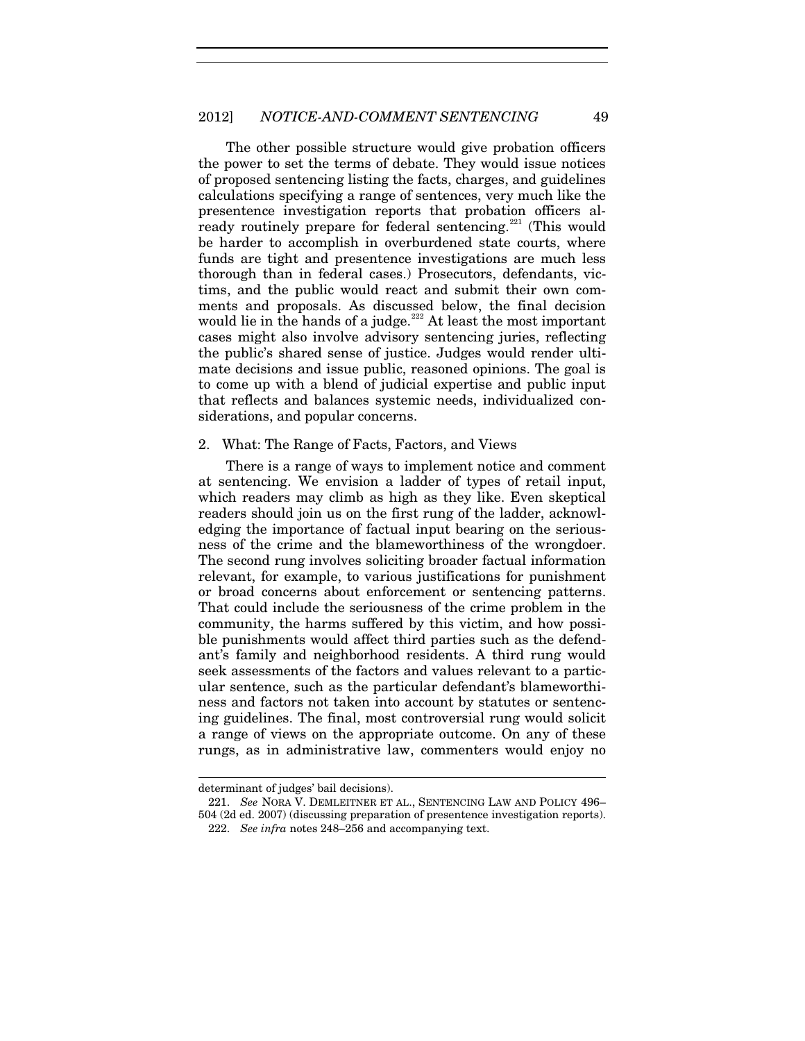The other possible structure would give probation officers the power to set the terms of debate. They would issue notices of proposed sentencing listing the facts, charges, and guidelines calculations specifying a range of sentences, very much like the presentence investigation reports that probation officers already routinely prepare for federal sentencing.[221] (This would be harder to accomplish in overburdened state courts, where funds are tight and presentence investigations are much less thorough than in federal cases.) Prosecutors, defendants, victims, and the public would react and submit their own comments and proposals. As discussed below, the final decision would lie in the hands of a judge.[222] At least the most important cases might also involve advisory sentencing juries, reflecting the public's shared sense of justice. Judges would render ultimate decisions and issue public, reasoned opinions. The goal is to come up with a blend of judicial expertise and public input that reflects and balances systemic needs, individualized considerations, and popular concerns.

### 2. What: The Range of Facts, Factors, and Views

There is a range of ways to implement notice and comment at sentencing. We envision a ladder of types of retail input, which readers may climb as high as they like. Even skeptical readers should join us on the first rung of the ladder, acknowledging the importance of factual input bearing on the seriousness of the crime and the blameworthiness of the wrongdoer. The second rung involves soliciting broader factual information relevant, for example, to various justifications for punishment or broad concerns about enforcement or sentencing patterns. That could include the seriousness of the crime problem in the community, the harms suffered by this victim, and how possible punishments would affect third parties such as the defendant's family and neighborhood residents. A third rung would seek assessments of the factors and values relevant to a particular sentence, such as the particular defendant's blameworthiness and factors not taken into account by statutes or sentencing guidelines. The final, most controversial rung would solicit a range of views on the appropriate outcome. On any of these rungs, as in administrative law, commenters would enjoy no

---

determinant of judges' bail decisions).

221. *See* NORA V. DEMLEITNER ET AL., SENTENCING LAW AND POLICY 496–504 (2d ed. 2007) (discussing preparation of presentence investigation reports).

222. *See infra* notes 248–256 and accompanying text.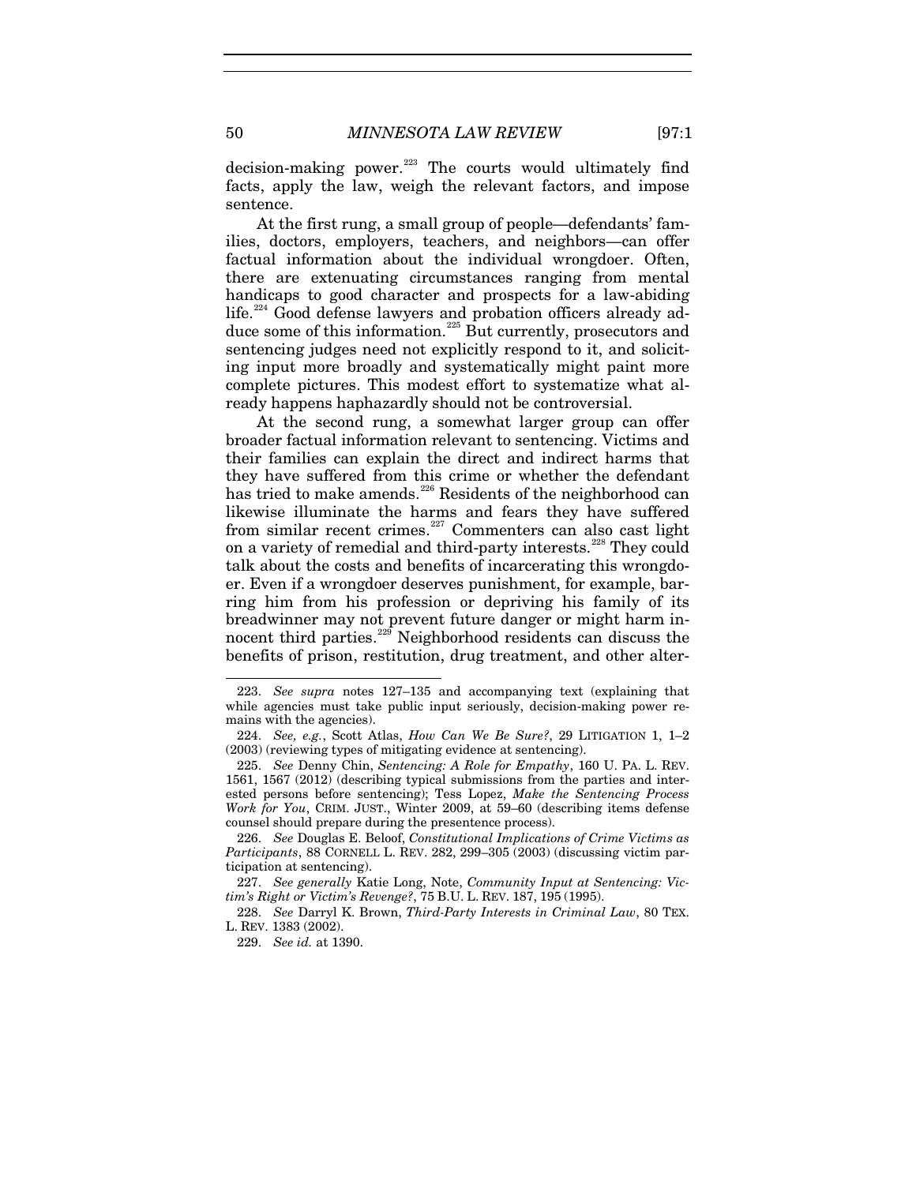decision-making power.[223] The courts would ultimately find facts, apply the law, weigh the relevant factors, and impose sentence.

At the first rung, a small group of people—defendants' families, doctors, employers, teachers, and neighbors—can offer factual information about the individual wrongdoer. Often, there are extenuating circumstances ranging from mental handicaps to good character and prospects for a law-abiding life.[224] Good defense lawyers and probation officers already adduce some of this information.[225] But currently, prosecutors and sentencing judges need not explicitly respond to it, and soliciting input more broadly and systematically might paint more complete pictures. This modest effort to systematize what already happens haphazardly should not be controversial.

At the second rung, a somewhat larger group can offer broader factual information relevant to sentencing. Victims and their families can explain the direct and indirect harms that they have suffered from this crime or whether the defendant has tried to make amends.[226] Residents of the neighborhood can likewise illuminate the harms and fears they have suffered from similar recent crimes.[227] Commenters can also cast light on a variety of remedial and third-party interests.[228] They could talk about the costs and benefits of incarcerating this wrongdoer. Even if a wrongdoer deserves punishment, for example, barring him from his profession or depriving his family of its breadwinner may not prevent future danger or might harm innocent third parties.[229] Neighborhood residents can discuss the benefits of prison, restitution, drug treatment, and other alter-

---

223. *See supra* notes 127–135 and accompanying text (explaining that while agencies must take public input seriously, decision-making power remains with the agencies).

224. *See, e.g.*, Scott Atlas, *How Can We Be Sure?*, 29 LITIGATION 1, 1–2 (2003) (reviewing types of mitigating evidence at sentencing).

225. *See* Denny Chin, *Sentencing: A Role for Empathy*, 160 U. PA. L. REV. 1561, 1567 (2012) (describing typical submissions from the parties and interested persons before sentencing); Tess Lopez, *Make the Sentencing Process Work for You*, CRIM. JUST., Winter 2009, at 59–60 (describing items defense counsel should prepare during the presentence process).

226. *See* Douglas E. Beloof, *Constitutional Implications of Crime Victims as Participants*, 88 CORNELL L. REV. 282, 299–305 (2003) (discussing victim participation at sentencing).

227. *See generally* Katie Long, Note, *Community Input at Sentencing: Victim's Right or Victim's Revenge?*, 75 B.U. L. REV. 187, 195 (1995).

228. *See* Darryl K. Brown, *Third-Party Interests in Criminal Law*, 80 TEX. L. REV. 1383 (2002).

229. *See id.* at 1390.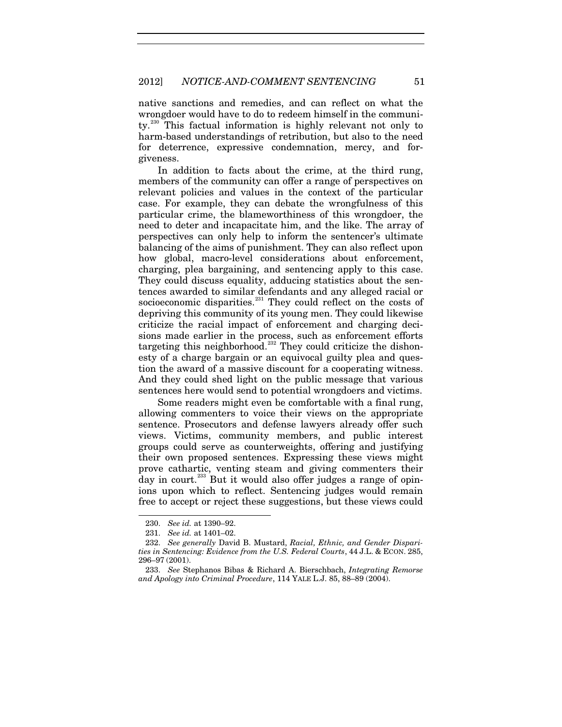native sanctions and remedies, and can reflect on what the wrongdoer would have to do to redeem himself in the community.[230] This factual information is highly relevant not only to harm-based understandings of retribution, but also to the need for deterrence, expressive condemnation, mercy, and forgiveness.

In addition to facts about the crime, at the third rung, members of the community can offer a range of perspectives on relevant policies and values in the context of the particular case. For example, they can debate the wrongfulness of this particular crime, the blameworthiness of this wrongdoer, the need to deter and incapacitate him, and the like. The array of perspectives can only help to inform the sentencer's ultimate balancing of the aims of punishment. They can also reflect upon how global, macro-level considerations about enforcement, charging, plea bargaining, and sentencing apply to this case. They could discuss equality, adducing statistics about the sentences awarded to similar defendants and any alleged racial or socioeconomic disparities.[231] They could reflect on the costs of depriving this community of its young men. They could likewise criticize the racial impact of enforcement and charging decisions made earlier in the process, such as enforcement efforts targeting this neighborhood.[232] They could criticize the dishonesty of a charge bargain or an equivocal guilty plea and question the award of a massive discount for a cooperating witness. And they could shed light on the public message that various sentences here would send to potential wrongdoers and victims.

Some readers might even be comfortable with a final rung, allowing commenters to voice their views on the appropriate sentence. Prosecutors and defense lawyers already offer such views. Victims, community members, and public interest groups could serve as counterweights, offering and justifying their own proposed sentences. Expressing these views might prove cathartic, venting steam and giving commenters their day in court.[233] But it would also offer judges a range of opinions upon which to reflect. Sentencing judges would remain free to accept or reject these suggestions, but these views could

---

230. *See id.* at 1390–92.

231. *See id.* at 1401–02.

232. *See generally* David B. Mustard, *Racial, Ethnic, and Gender Disparities in Sentencing: Evidence from the U.S. Federal Courts*, 44 J.L. & ECON. 285, 296–97 (2001).

233. *See* Stephanos Bibas & Richard A. Bierschbach, *Integrating Remorse and Apology into Criminal Procedure*, 114 YALE L.J. 85, 88–89 (2004).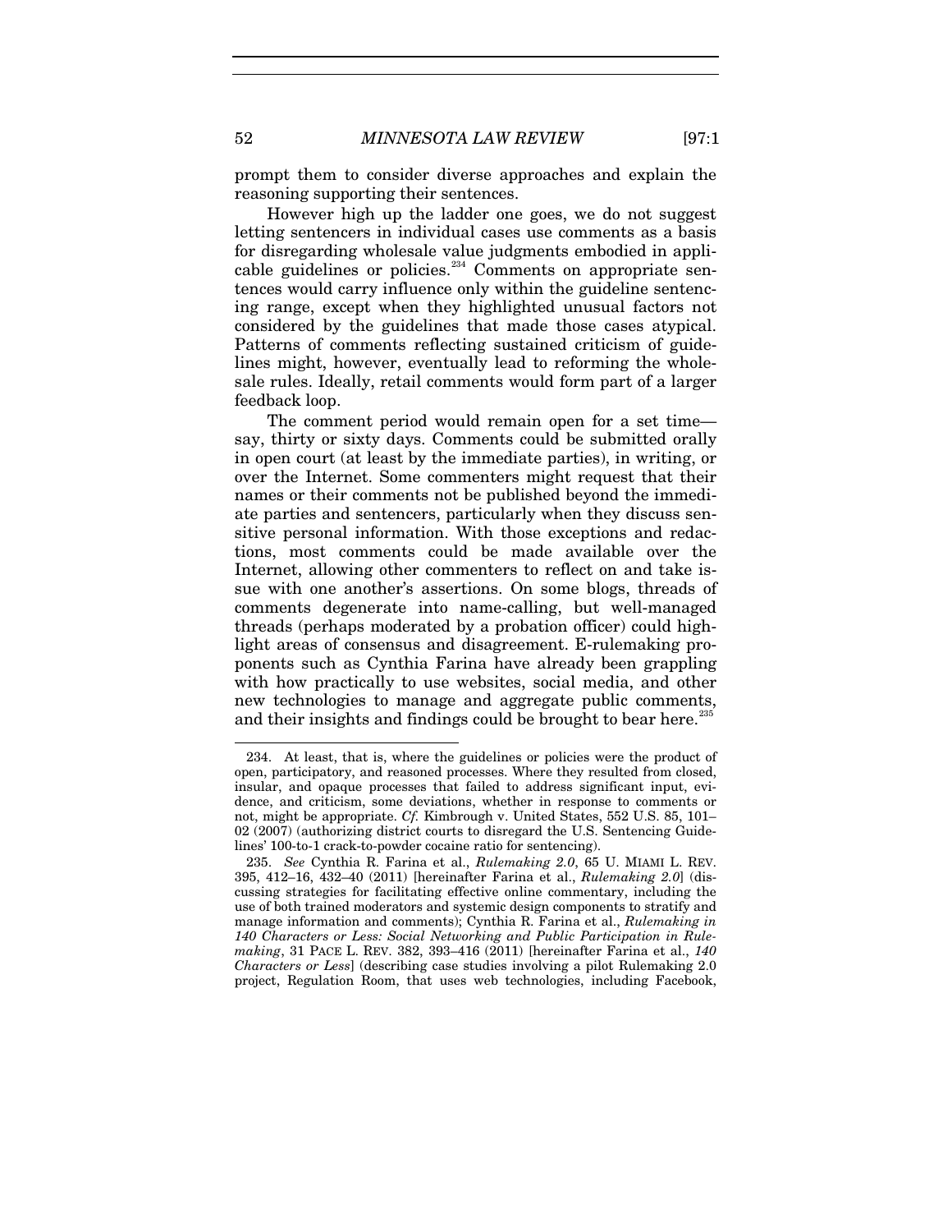prompt them to consider diverse approaches and explain the reasoning supporting their sentences.

However high up the ladder one goes, we do not suggest letting sentencers in individual cases use comments as a basis for disregarding wholesale value judgments embodied in applicable guidelines or policies.[234] Comments on appropriate sentences would carry influence only within the guideline sentencing range, except when they highlighted unusual factors not considered by the guidelines that made those cases atypical. Patterns of comments reflecting sustained criticism of guidelines might, however, eventually lead to reforming the wholesale rules. Ideally, retail comments would form part of a larger feedback loop.

The comment period would remain open for a set time—say, thirty or sixty days. Comments could be submitted orally in open court (at least by the immediate parties), in writing, or over the Internet. Some commenters might request that their names or their comments not be published beyond the immediate parties and sentencers, particularly when they discuss sensitive personal information. With those exceptions and redactions, most comments could be made available over the Internet, allowing other commenters to reflect on and take issue with one another's assertions. On some blogs, threads of comments degenerate into name-calling, but well-managed threads (perhaps moderated by a probation officer) could highlight areas of consensus and disagreement. E-rulemaking proponents such as Cynthia Farina have already been grappling with how practically to use websites, social media, and other new technologies to manage and aggregate public comments, and their insights and findings could be brought to bear here.[235]

---

234. At least, that is, where the guidelines or policies were the product of open, participatory, and reasoned processes. Where they resulted from closed, insular, and opaque processes that failed to address significant input, evidence, and criticism, some deviations, whether in response to comments or not, might be appropriate. *Cf.* Kimbrough v. United States, 552 U.S. 85, 101–02 (2007) (authorizing district courts to disregard the U.S. Sentencing Guidelines' 100-to-1 crack-to-powder cocaine ratio for sentencing).

235. *See* Cynthia R. Farina et al., *Rulemaking 2.0*, 65 U. MIAMI L. REV. 395, 412–16, 432–40 (2011) [hereinafter Farina et al., *Rulemaking 2.0*] (discussing strategies for facilitating effective online commentary, including the use of both trained moderators and systemic design components to stratify and manage information and comments); Cynthia R. Farina et al., *Rulemaking in 140 Characters or Less: Social Networking and Public Participation in Rulemaking*, 31 PACE L. REV. 382, 393–416 (2011) [hereinafter Farina et al., *140 Characters or Less*] (describing case studies involving a pilot Rulemaking 2.0 project, Regulation Room, that uses web technologies, including Facebook,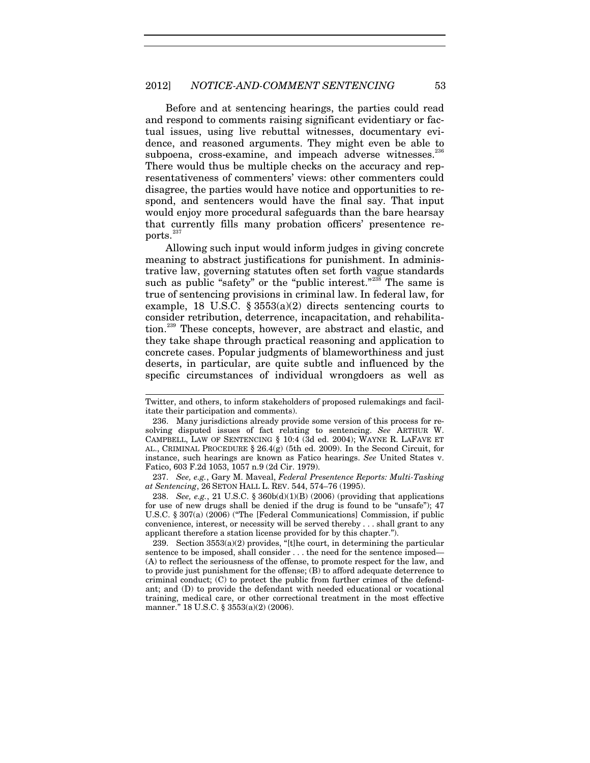Before and at sentencing hearings, the parties could read and respond to comments raising significant evidentiary or factual issues, using live rebuttal witnesses, documentary evidence, and reasoned arguments. They might even be able to subpoena, cross-examine, and impeach adverse witnesses.[236] There would thus be multiple checks on the accuracy and representativeness of commenters' views: other commenters could disagree, the parties would have notice and opportunities to respond, and sentencers would have the final say. That input would enjoy more procedural safeguards than the bare hearsay that currently fills many probation officers' presentence reports.[237]

Allowing such input would inform judges in giving concrete meaning to abstract justifications for punishment. In administrative law, governing statutes often set forth vague standards such as public "safety" or the "public interest."[238] The same is true of sentencing provisions in criminal law. In federal law, for example, 18 U.S.C. § 3553(a)(2) directs sentencing courts to consider retribution, deterrence, incapacitation, and rehabilitation.[239] These concepts, however, are abstract and elastic, and they take shape through practical reasoning and application to concrete cases. Popular judgments of blameworthiness and just deserts, in particular, are quite subtle and influenced by the specific circumstances of individual wrongdoers as well as

---

Twitter, and others, to inform stakeholders of proposed rulemakings and facilitate their participation and comments).

236. Many jurisdictions already provide some version of this process for resolving disputed issues of fact relating to sentencing. *See* ARTHUR W. CAMPBELL, LAW OF SENTENCING § 10:4 (3d ed. 2004); WAYNE R. LAFAVE ET AL., CRIMINAL PROCEDURE § 26.4(g) (5th ed. 2009). In the Second Circuit, for instance, such hearings are known as Fatico hearings. *See* United States v. Fatico, 603 F.2d 1053, 1057 n.9 (2d Cir. 1979).

237. *See, e.g.*, Gary M. Maveal, *Federal Presentence Reports: Multi-Tasking at Sentencing*, 26 SETON HALL L. REV. 544, 574–76 (1995).

238. *See, e.g.*, 21 U.S.C. § 360b(d)(1)(B) (2006) (providing that applications for use of new drugs shall be denied if the drug is found to be "unsafe"); 47 U.S.C. § 307(a) (2006) ("The [Federal Communications] Commission, if public convenience, interest, or necessity will be served thereby . . . shall grant to any applicant therefore a station license provided for by this chapter.").

239. Section 3553(a)(2) provides, "[t]he court, in determining the particular sentence to be imposed, shall consider . . . the need for the sentence imposed—(A) to reflect the seriousness of the offense, to promote respect for the law, and to provide just punishment for the offense; (B) to afford adequate deterrence to criminal conduct; (C) to protect the public from further crimes of the defendant; and (D) to provide the defendant with needed educational or vocational training, medical care, or other correctional treatment in the most effective manner." 18 U.S.C. § 3553(a)(2) (2006).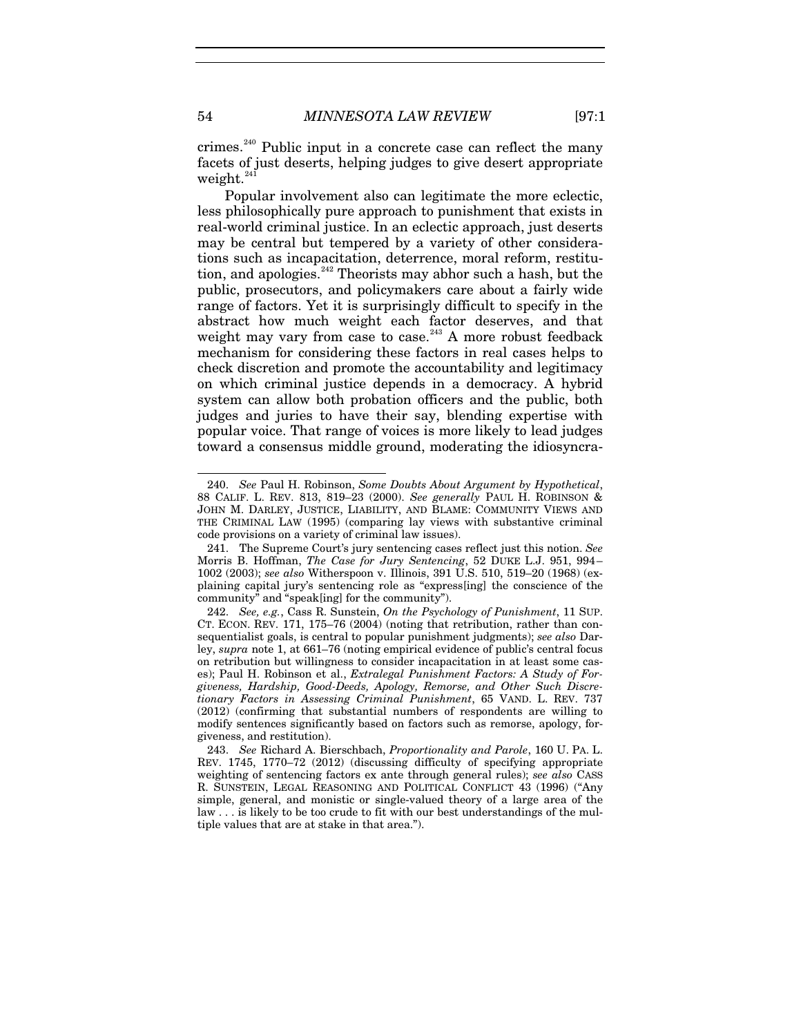crimes.[240] Public input in a concrete case can reflect the many facets of just deserts, helping judges to give desert appropriate weight.[241]

Popular involvement also can legitimate the more eclectic, less philosophically pure approach to punishment that exists in real-world criminal justice. In an eclectic approach, just deserts may be central but tempered by a variety of other considerations such as incapacitation, deterrence, moral reform, restitution, and apologies.[242] Theorists may abhor such a hash, but the public, prosecutors, and policymakers care about a fairly wide range of factors. Yet it is surprisingly difficult to specify in the abstract how much weight each factor deserves, and that weight may vary from case to case.[243] A more robust feedback mechanism for considering these factors in real cases helps to check discretion and promote the accountability and legitimacy on which criminal justice depends in a democracy. A hybrid system can allow both probation officers and the public, both judges and juries to have their say, blending expertise with popular voice. That range of voices is more likely to lead judges toward a consensus middle ground, moderating the idiosyncra-

---

240. *See* Paul H. Robinson, *Some Doubts About Argument by Hypothetical*, 88 CALIF. L. REV. 813, 819–23 (2000). *See generally* PAUL H. ROBINSON & JOHN M. DARLEY, JUSTICE, LIABILITY, AND BLAME: COMMUNITY VIEWS AND THE CRIMINAL LAW (1995) (comparing lay views with substantive criminal code provisions on a variety of criminal law issues).

241. The Supreme Court's jury sentencing cases reflect just this notion. *See* Morris B. Hoffman, *The Case for Jury Sentencing*, 52 DUKE L.J. 951, 994–1002 (2003); *see also* Witherspoon v. Illinois, 391 U.S. 510, 519–20 (1968) (explaining capital jury's sentencing role as "express[ing] the conscience of the community" and "speak[ing] for the community").

242. *See, e.g.*, Cass R. Sunstein, *On the Psychology of Punishment*, 11 SUP. CT. ECON. REV. 171, 175–76 (2004) (noting that retribution, rather than consequentialist goals, is central to popular punishment judgments); *see also* Darley, *supra* note 1, at 661–76 (noting empirical evidence of public's central focus on retribution but willingness to consider incapacitation in at least some cases); Paul H. Robinson et al., *Extralegal Punishment Factors: A Study of Forgiveness, Hardship, Good-Deeds, Apology, Remorse, and Other Such Discretionary Factors in Assessing Criminal Punishment*, 65 VAND. L. REV. 737 (2012) (confirming that substantial numbers of respondents are willing to modify sentences significantly based on factors such as remorse, apology, forgiveness, and restitution).

243. *See* Richard A. Bierschbach, *Proportionality and Parole*, 160 U. PA. L. REV. 1745, 1770–72 (2012) (discussing difficulty of specifying appropriate weighting of sentencing factors ex ante through general rules); *see also* CASS R. SUNSTEIN, LEGAL REASONING AND POLITICAL CONFLICT 43 (1996) ("Any simple, general, and monistic or single-valued theory of a large area of the law . . . is likely to be too crude to fit with our best understandings of the multiple values that are at stake in that area.").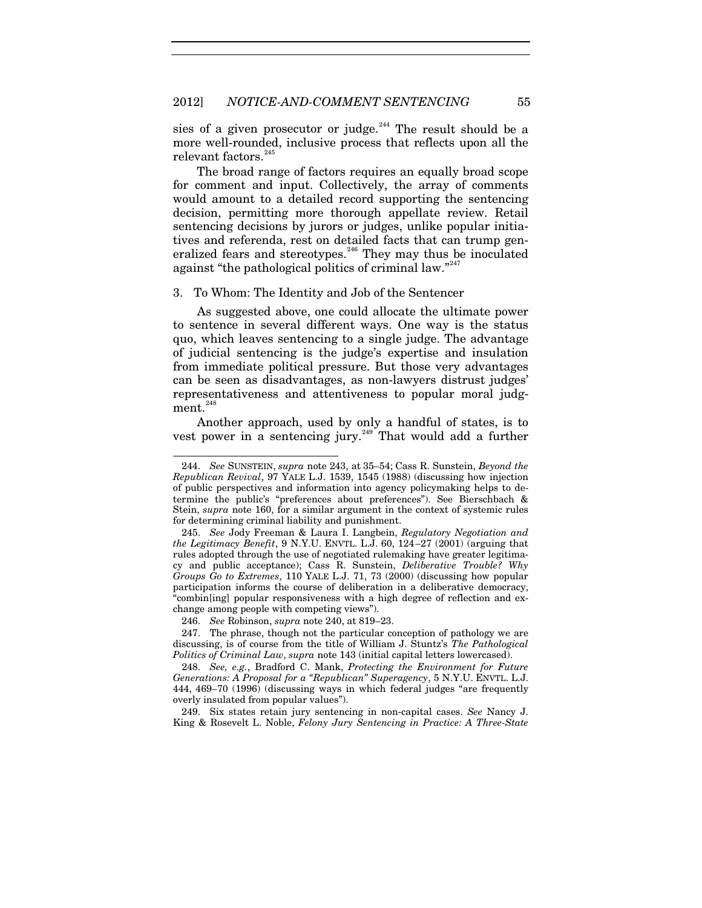sies of a given prosecutor or judge.[244] The result should be a more well-rounded, inclusive process that reflects upon all the relevant factors.[245]

The broad range of factors requires an equally broad scope for comment and input. Collectively, the array of comments would amount to a detailed record supporting the sentencing decision, permitting more thorough appellate review. Retail sentencing decisions by jurors or judges, unlike popular initiatives and referenda, rest on detailed facts that can trump generalized fears and stereotypes.[246] They may thus be inoculated against "the pathological politics of criminal law."[247]

### 3. To Whom: The Identity and Job of the Sentencer

As suggested above, one could allocate the ultimate power to sentence in several different ways. One way is the status quo, which leaves sentencing to a single judge. The advantage of judicial sentencing is the judge's expertise and insulation from immediate political pressure. But those very advantages can be seen as disadvantages, as non-lawyers distrust judges' representativeness and attentiveness to popular moral judgment.[248]

Another approach, used by only a handful of states, is to vest power in a sentencing jury.[249] That would add a further

---

244. *See* SUNSTEIN, *supra* note 243, at 35–54; Cass R. Sunstein, *Beyond the Republican Revival*, 97 YALE L.J. 1539, 1545 (1988) (discussing how injection of public perspectives and information into agency policymaking helps to determine the public's "preferences about preferences"). See Bierschbach & Stein, *supra* note 160, for a similar argument in the context of systemic rules for determining criminal liability and punishment.

245. *See* Jody Freeman & Laura I. Langbein, *Regulatory Negotiation and the Legitimacy Benefit*, 9 N.Y.U. ENVTL. L.J. 60, 124–27 (2001) (arguing that rules adopted through the use of negotiated rulemaking have greater legitimacy and public acceptance); Cass R. Sunstein, *Deliberative Trouble? Why Groups Go to Extremes*, 110 YALE L.J. 71, 73 (2000) (discussing how popular participation informs the course of deliberation in a deliberative democracy, "combin[ing] popular responsiveness with a high degree of reflection and exchange among people with competing views").

246. *See* Robinson, *supra* note 240, at 819–23.

247. The phrase, though not the particular conception of pathology we are discussing, is of course from the title of William J. Stuntz's *The Pathological Politics of Criminal Law*, *supra* note 143 (initial capital letters lowercased).

248. *See, e.g.*, Bradford C. Mank, *Protecting the Environment for Future Generations: A Proposal for a "Republican" Superagency*, 5 N.Y.U. ENVTL. L.J. 444, 469–70 (1996) (discussing ways in which federal judges "are frequently overly insulated from popular values").

249. Six states retain jury sentencing in non-capital cases. *See* Nancy J. King & Rosevelt L. Noble, *Felony Jury Sentencing in Practice: A Three-State*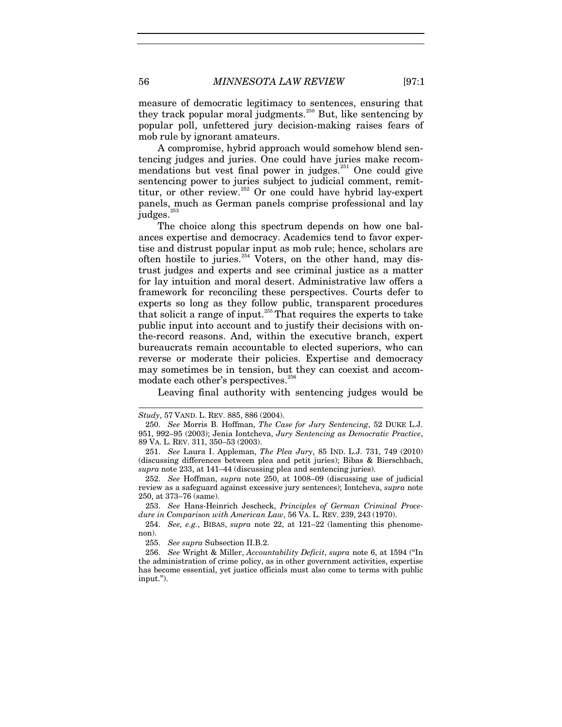measure of democratic legitimacy to sentences, ensuring that they track popular moral judgments.[250] But, like sentencing by popular poll, unfettered jury decision-making raises fears of mob rule by ignorant amateurs.

A compromise, hybrid approach would somehow blend sentencing judges and juries. One could have juries make recommendations but vest final power in judges.[251] One could give sentencing power to juries subject to judicial comment, remittitur, or other review.[252] Or one could have hybrid lay-expert panels, much as German panels comprise professional and lay judges.[253]

The choice along this spectrum depends on how one balances expertise and democracy. Academics tend to favor expertise and distrust popular input as mob rule; hence, scholars are often hostile to juries.[254] Voters, on the other hand, may distrust judges and experts and see criminal justice as a matter for lay intuition and moral desert. Administrative law offers a framework for reconciling these perspectives. Courts defer to experts so long as they follow public, transparent procedures that solicit a range of input.[255] That requires the experts to take public input into account and to justify their decisions with on-the-record reasons. And, within the executive branch, expert bureaucrats remain accountable to elected superiors, who can reverse or moderate their policies. Expertise and democracy may sometimes be in tension, but they can coexist and accommodate each other's perspectives.[256]

Leaving final authority with sentencing judges would be

---

*Study*, 57 VAND. L. REV. 885, 886 (2004).

250. *See* Morris B. Hoffman, *The Case for Jury Sentencing*, 52 DUKE L.J. 951, 992–95 (2003); Jenia Iontcheva, *Jury Sentencing as Democratic Practice*, 89 VA. L. REV. 311, 350–53 (2003).

251. *See* Laura I. Appleman, *The Plea Jury*, 85 IND. L.J. 731, 749 (2010) (discussing differences between plea and petit juries); Bibas & Bierschbach, *supra* note 233, at 141–44 (discussing plea and sentencing juries).

252. *See* Hoffman, *supra* note 250, at 1008–09 (discussing use of judicial review as a safeguard against excessive jury sentences); Iontcheva, *supra* note 250, at 373–76 (same).

253. *See* Hans-Heinrich Jescheck, *Principles of German Criminal Procedure in Comparison with American Law*, 56 VA. L. REV. 239, 243 (1970).

254. *See, e.g.*, BIBAS, *supra* note 22, at 121–22 (lamenting this phenomenon).

255. *See supra* Subsection II.B.2.

256. *See* Wright & Miller, *Accountability Deficit*, *supra* note 6, at 1594 ("In the administration of crime policy, as in other government activities, expertise has become essential, yet justice officials must also come to terms with public input.").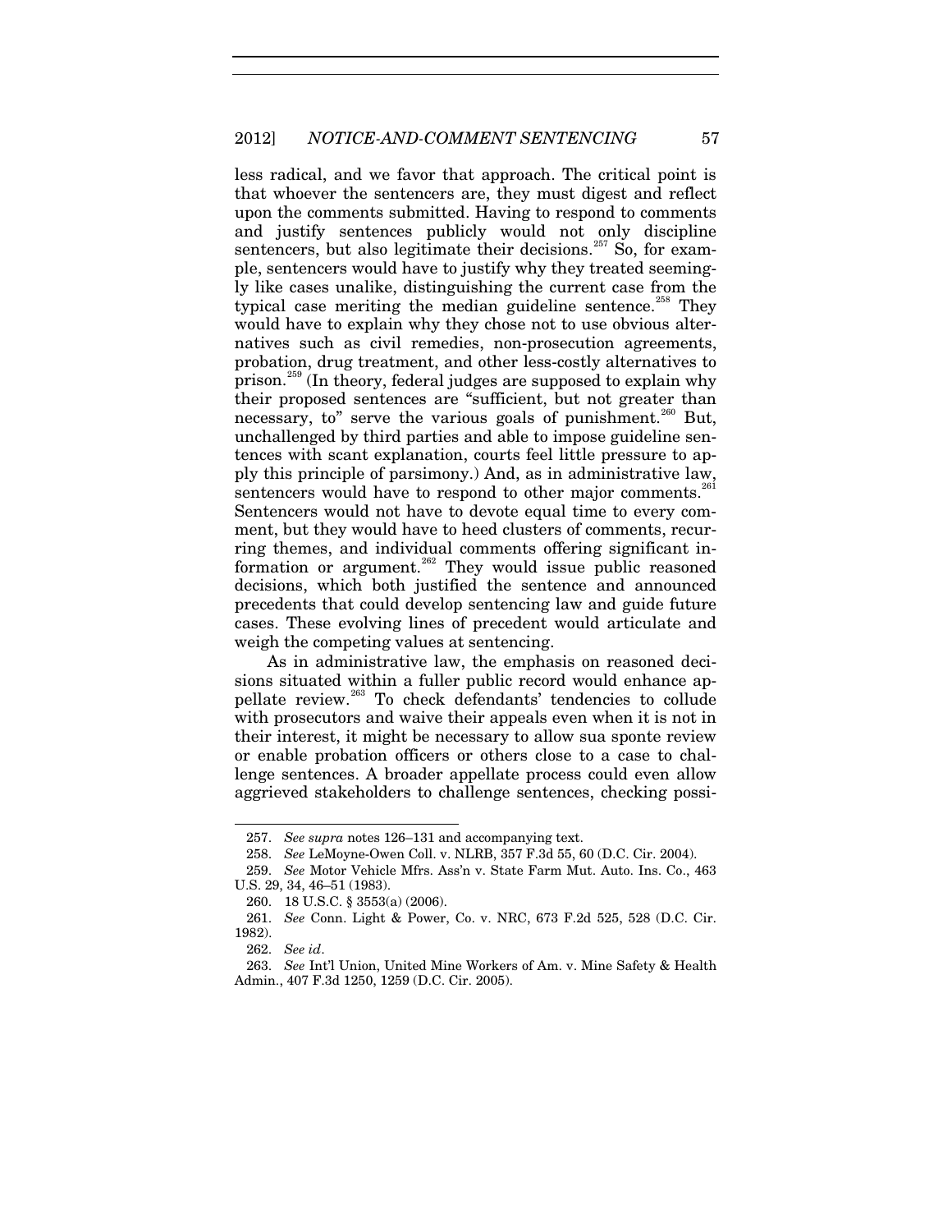less radical, and we favor that approach. The critical point is that whoever the sentencers are, they must digest and reflect upon the comments submitted. Having to respond to comments and justify sentences publicly would not only discipline sentencers, but also legitimate their decisions.[257] So, for example, sentencers would have to justify why they treated seemingly like cases unalike, distinguishing the current case from the typical case meriting the median guideline sentence.[258] They would have to explain why they chose not to use obvious alternatives such as civil remedies, non-prosecution agreements, probation, drug treatment, and other less-costly alternatives to prison.[259] (In theory, federal judges are supposed to explain why their proposed sentences are "sufficient, but not greater than necessary, to" serve the various goals of punishment.[260] But, unchallenged by third parties and able to impose guideline sentences with scant explanation, courts feel little pressure to apply this principle of parsimony.) And, as in administrative law, sentencers would have to respond to other major comments.[261] Sentencers would not have to devote equal time to every comment, but they would have to heed clusters of comments, recurring themes, and individual comments offering significant information or argument.[262] They would issue public reasoned decisions, which both justified the sentence and announced precedents that could develop sentencing law and guide future cases. These evolving lines of precedent would articulate and weigh the competing values at sentencing.

As in administrative law, the emphasis on reasoned decisions situated within a fuller public record would enhance appellate review.[263] To check defendants' tendencies to collude with prosecutors and waive their appeals even when it is not in their interest, it might be necessary to allow sua sponte review or enable probation officers or others close to a case to challenge sentences. A broader appellate process could even allow aggrieved stakeholders to challenge sentences, checking possi-

---

257. *See supra* notes 126–131 and accompanying text.

258. *See* LeMoyne-Owen Coll. v. NLRB, 357 F.3d 55, 60 (D.C. Cir. 2004).

259. *See* Motor Vehicle Mfrs. Ass'n v. State Farm Mut. Auto. Ins. Co., 463 U.S. 29, 34, 46–51 (1983).

260. 18 U.S.C. § 3553(a) (2006).

261. *See* Conn. Light & Power, Co. v. NRC, 673 F.2d 525, 528 (D.C. Cir. 1982).

262. *See id*.

263. *See* Int'l Union, United Mine Workers of Am. v. Mine Safety & Health Admin., 407 F.3d 1250, 1259 (D.C. Cir. 2005).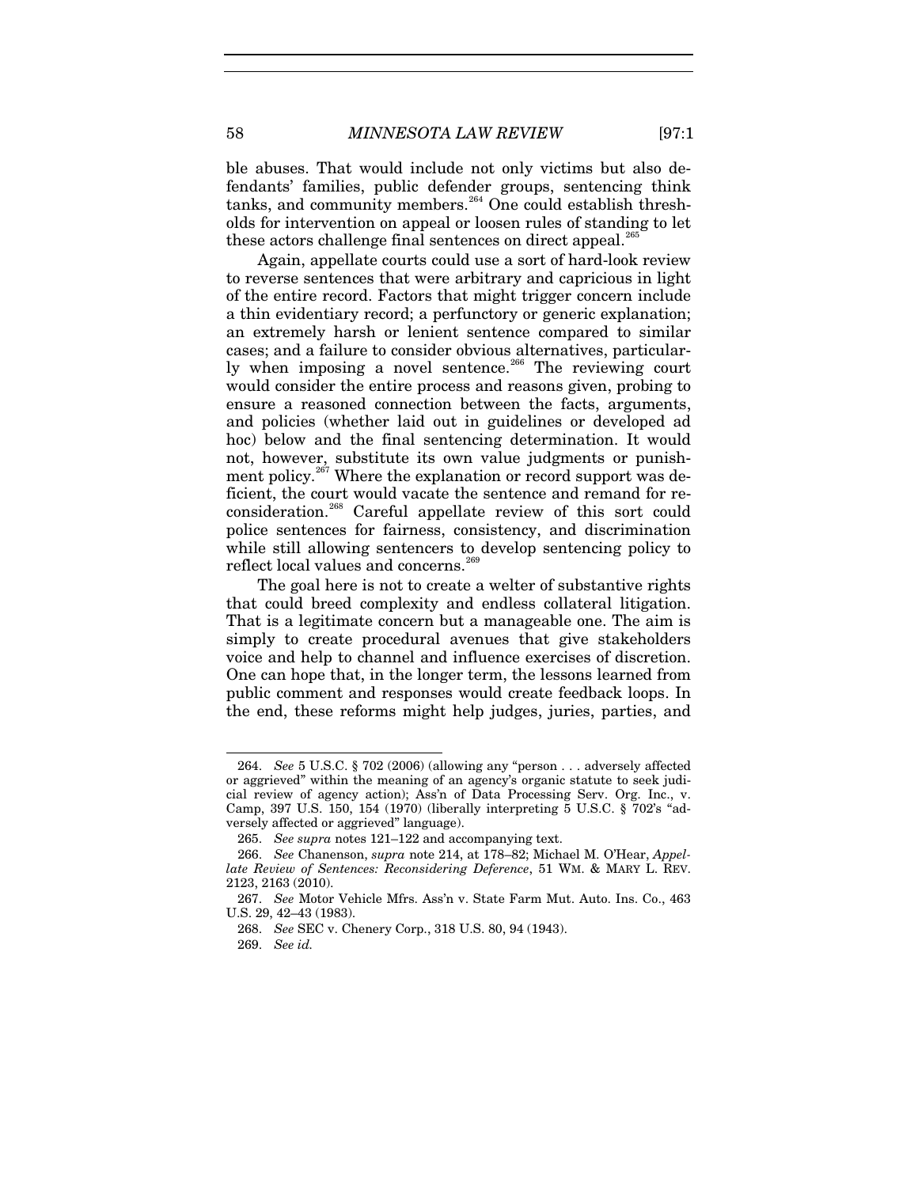ble abuses. That would include not only victims but also defendants' families, public defender groups, sentencing think tanks, and community members.[264] One could establish thresholds for intervention on appeal or loosen rules of standing to let these actors challenge final sentences on direct appeal.[265]

Again, appellate courts could use a sort of hard-look review to reverse sentences that were arbitrary and capricious in light of the entire record. Factors that might trigger concern include a thin evidentiary record; a perfunctory or generic explanation; an extremely harsh or lenient sentence compared to similar cases; and a failure to consider obvious alternatives, particularly when imposing a novel sentence.[266] The reviewing court would consider the entire process and reasons given, probing to ensure a reasoned connection between the facts, arguments, and policies (whether laid out in guidelines or developed ad hoc) below and the final sentencing determination. It would not, however, substitute its own value judgments or punishment policy.[267] Where the explanation or record support was deficient, the court would vacate the sentence and remand for reconsideration.[268] Careful appellate review of this sort could police sentences for fairness, consistency, and discrimination while still allowing sentencers to develop sentencing policy to reflect local values and concerns.[269]

The goal here is not to create a welter of substantive rights that could breed complexity and endless collateral litigation. That is a legitimate concern but a manageable one. The aim is simply to create procedural avenues that give stakeholders voice and help to channel and influence exercises of discretion. One can hope that, in the longer term, the lessons learned from public comment and responses would create feedback loops. In the end, these reforms might help judges, juries, parties, and

---

264. *See* 5 U.S.C. § 702 (2006) (allowing any "person . . . adversely affected or aggrieved" within the meaning of an agency's organic statute to seek judicial review of agency action); Ass'n of Data Processing Serv. Org. Inc., v. Camp, 397 U.S. 150, 154 (1970) (liberally interpreting 5 U.S.C. § 702's "adversely affected or aggrieved" language).

265. *See supra* notes 121–122 and accompanying text.

266. *See* Chanenson, *supra* note 214, at 178–82; Michael M. O'Hear, *Appellate Review of Sentences: Reconsidering Deference*, 51 WM. & MARY L. REV. 2123, 2163 (2010).

267. *See* Motor Vehicle Mfrs. Ass'n v. State Farm Mut. Auto. Ins. Co., 463 U.S. 29, 42–43 (1983).

268. *See* SEC v. Chenery Corp., 318 U.S. 80, 94 (1943).

269. *See id.*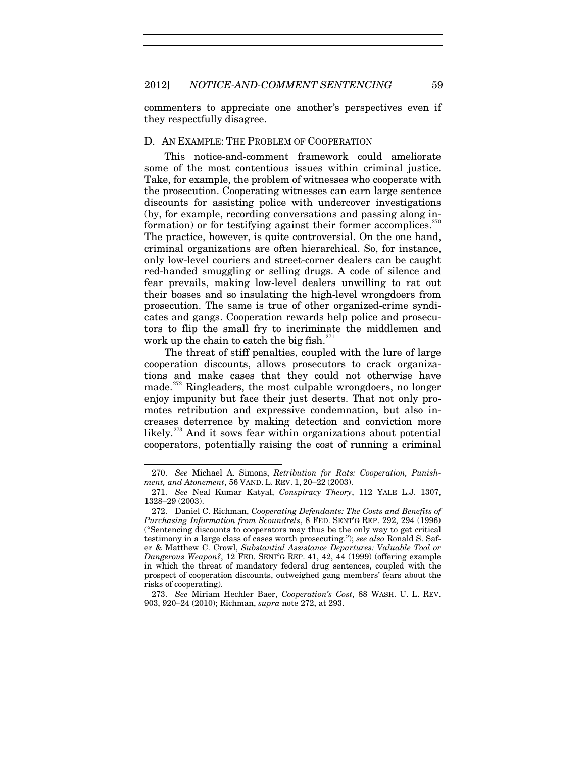commenters to appreciate one another's perspectives even if they respectfully disagree.

### D. An Example: The Problem of Cooperation

This notice-and-comment framework could ameliorate some of the most contentious issues within criminal justice. Take, for example, the problem of witnesses who cooperate with the prosecution. Cooperating witnesses can earn large sentence discounts for assisting police with undercover investigations (by, for example, recording conversations and passing along information) or for testifying against their former accomplices.[270] The practice, however, is quite controversial. On the one hand, criminal organizations are often hierarchical. So, for instance, only low-level couriers and street-corner dealers can be caught red-handed smuggling or selling drugs. A code of silence and fear prevails, making low-level dealers unwilling to rat out their bosses and so insulating the high-level wrongdoers from prosecution. The same is true of other organized-crime syndicates and gangs. Cooperation rewards help police and prosecutors to flip the small fry to incriminate the middlemen and work up the chain to catch the big fish.[271]

The threat of stiff penalties, coupled with the lure of large cooperation discounts, allows prosecutors to crack organizations and make cases that they could not otherwise have made.[272] Ringleaders, the most culpable wrongdoers, no longer enjoy impunity but face their just deserts. That not only promotes retribution and expressive condemnation, but also increases deterrence by making detection and conviction more likely.[273] And it sows fear within organizations about potential cooperators, potentially raising the cost of running a criminal

---

270. *See* Michael A. Simons, *Retribution for Rats: Cooperation, Punishment, and Atonement*, 56 VAND. L. REV. 1, 20–22 (2003).

271. *See* Neal Kumar Katyal, *Conspiracy Theory*, 112 YALE L.J. 1307, 1328–29 (2003).

272. Daniel C. Richman, *Cooperating Defendants: The Costs and Benefits of Purchasing Information from Scoundrels*, 8 FED. SENT'G REP. 292, 294 (1996) ("Sentencing discounts to cooperators may thus be the only way to get critical testimony in a large class of cases worth prosecuting."); *see also* Ronald S. Safer & Matthew C. Crowl, *Substantial Assistance Departures: Valuable Tool or Dangerous Weapon?*, 12 FED. SENT'G REP. 41, 42, 44 (1999) (offering example in which the threat of mandatory federal drug sentences, coupled with the prospect of cooperation discounts, outweighed gang members' fears about the risks of cooperating).

273. *See* Miriam Hechler Baer, *Cooperation's Cost*, 88 WASH. U. L. REV. 903, 920–24 (2010); Richman, *supra* note 272, at 293.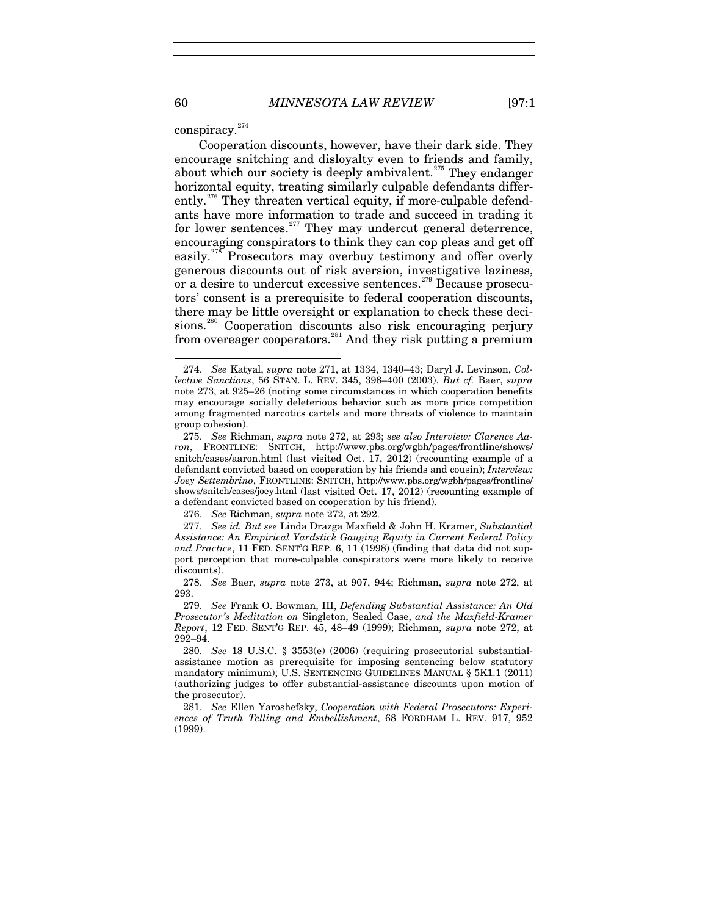conspiracy.[274]

Cooperation discounts, however, have their dark side. They encourage snitching and disloyalty even to friends and family, about which our society is deeply ambivalent.[275] They endanger horizontal equity, treating similarly culpable defendants differently.[276] They threaten vertical equity, if more-culpable defendants have more information to trade and succeed in trading it for lower sentences.[277] They may undercut general deterrence, encouraging conspirators to think they can cop pleas and get off easily.[278] Prosecutors may overbuy testimony and offer overly generous discounts out of risk aversion, investigative laziness, or a desire to undercut excessive sentences.[279] Because prosecutors' consent is a prerequisite to federal cooperation discounts, there may be little oversight or explanation to check these decisions.[280] Cooperation discounts also risk encouraging perjury from overeager cooperators.[281] And they risk putting a premium

---

274. *See* Katyal, *supra* note 271, at 1334, 1340–43; Daryl J. Levinson, *Collective Sanctions*, 56 STAN. L. REV. 345, 398–400 (2003). *But cf.* Baer, *supra* note 273, at 925–26 (noting some circumstances in which cooperation benefits may encourage socially deleterious behavior such as more price competition among fragmented narcotics cartels and more threats of violence to maintain group cohesion).

275. *See* Richman, *supra* note 272, at 293; *see also Interview: Clarence Aaron*, FRONTLINE: SNITCH, http://www.pbs.org/wgbh/pages/frontline/shows/snitch/cases/aaron.html (last visited Oct. 17, 2012) (recounting example of a defendant convicted based on cooperation by his friends and cousin); *Interview: Joey Settembrino*, FRONTLINE: SNITCH, http://www.pbs.org/wgbh/pages/frontline/shows/snitch/cases/joey.html (last visited Oct. 17, 2012) (recounting example of a defendant convicted based on cooperation by his friend).

276. *See* Richman, *supra* note 272, at 292.

277. *See id. But see* Linda Drazga Maxfield & John H. Kramer, *Substantial Assistance: An Empirical Yardstick Gauging Equity in Current Federal Policy and Practice*, 11 FED. SENT'G REP. 6, 11 (1998) (finding that data did not support perception that more-culpable conspirators were more likely to receive discounts).

278. *See* Baer, *supra* note 273, at 907, 944; Richman, *supra* note 272, at 293.

279. *See* Frank O. Bowman, III, *Defending Substantial Assistance: An Old Prosecutor's Meditation on* Singleton, Sealed Case, *and the Maxfield-Kramer Report*, 12 FED. SENT'G REP. 45, 48–49 (1999); Richman, *supra* note 272, at 292–94.

280. *See* 18 U.S.C. § 3553(e) (2006) (requiring prosecutorial substantial-assistance motion as prerequisite for imposing sentencing below statutory mandatory minimum); U.S. SENTENCING GUIDELINES MANUAL § 5K1.1 (2011) (authorizing judges to offer substantial-assistance discounts upon motion of the prosecutor).

281. *See* Ellen Yaroshefsky, *Cooperation with Federal Prosecutors: Experiences of Truth Telling and Embellishment*, 68 FORDHAM L. REV. 917, 952 (1999).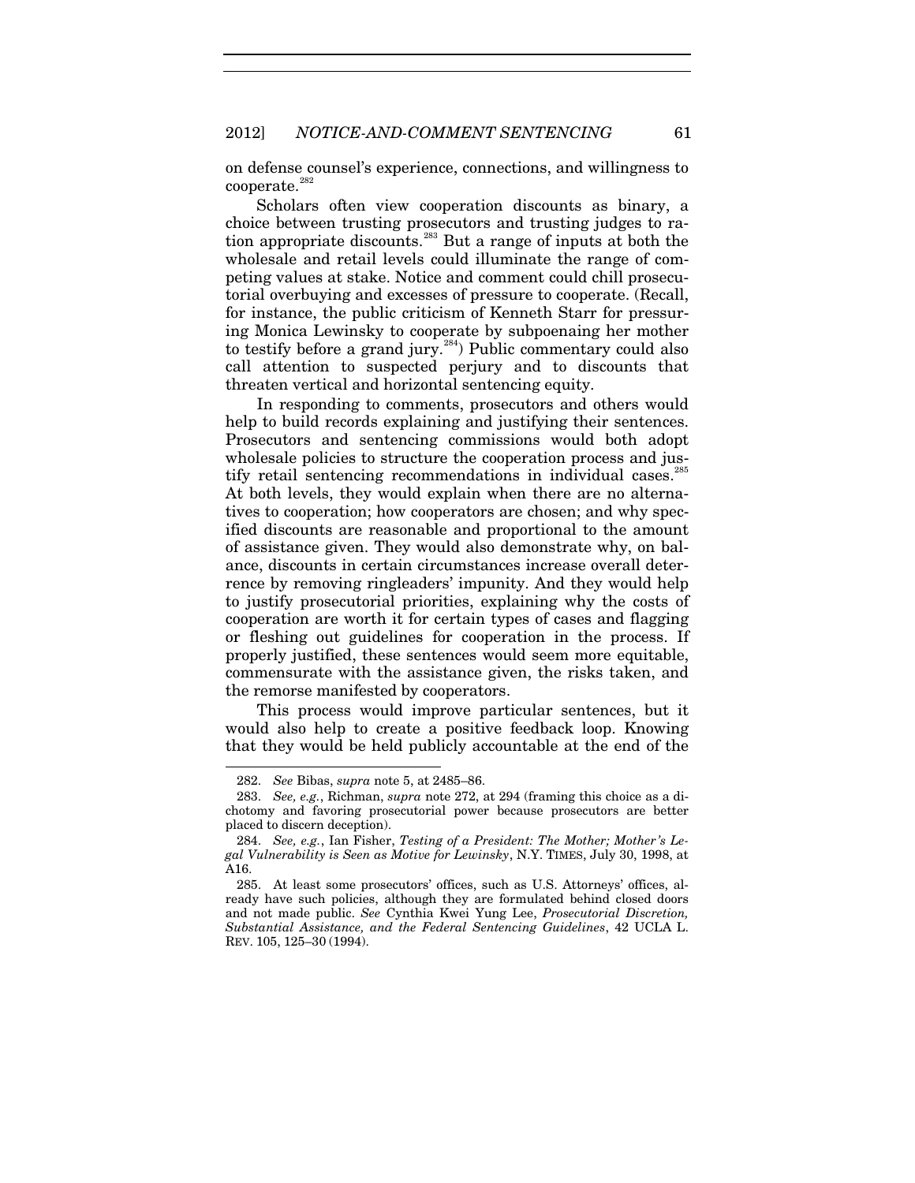on defense counsel's experience, connections, and willingness to cooperate.[282]

Scholars often view cooperation discounts as binary, a choice between trusting prosecutors and trusting judges to ration appropriate discounts.[283] But a range of inputs at both the wholesale and retail levels could illuminate the range of competing values at stake. Notice and comment could chill prosecutorial overbuying and excesses of pressure to cooperate. (Recall, for instance, the public criticism of Kenneth Starr for pressuring Monica Lewinsky to cooperate by subpoenaing her mother to testify before a grand jury.[284]) Public commentary could also call attention to suspected perjury and to discounts that threaten vertical and horizontal sentencing equity.

In responding to comments, prosecutors and others would help to build records explaining and justifying their sentences. Prosecutors and sentencing commissions would both adopt wholesale policies to structure the cooperation process and justify retail sentencing recommendations in individual cases.[285] At both levels, they would explain when there are no alternatives to cooperation; how cooperators are chosen; and why specified discounts are reasonable and proportional to the amount of assistance given. They would also demonstrate why, on balance, discounts in certain circumstances increase overall deterrence by removing ringleaders' impunity. And they would help to justify prosecutorial priorities, explaining why the costs of cooperation are worth it for certain types of cases and flagging or fleshing out guidelines for cooperation in the process. If properly justified, these sentences would seem more equitable, commensurate with the assistance given, the risks taken, and the remorse manifested by cooperators.

This process would improve particular sentences, but it would also help to create a positive feedback loop. Knowing that they would be held publicly accountable at the end of the

---

282. *See* Bibas, *supra* note 5, at 2485–86.

283. *See, e.g.*, Richman, *supra* note 272, at 294 (framing this choice as a dichotomy and favoring prosecutorial power because prosecutors are better placed to discern deception).

284. *See, e.g.*, Ian Fisher, *Testing of a President: The Mother; Mother's Legal Vulnerability is Seen as Motive for Lewinsky*, N.Y. TIMES, July 30, 1998, at A16.

285. At least some prosecutors' offices, such as U.S. Attorneys' offices, already have such policies, although they are formulated behind closed doors and not made public. *See* Cynthia Kwei Yung Lee, *Prosecutorial Discretion, Substantial Assistance, and the Federal Sentencing Guidelines*, 42 UCLA L. REV. 105, 125–30 (1994).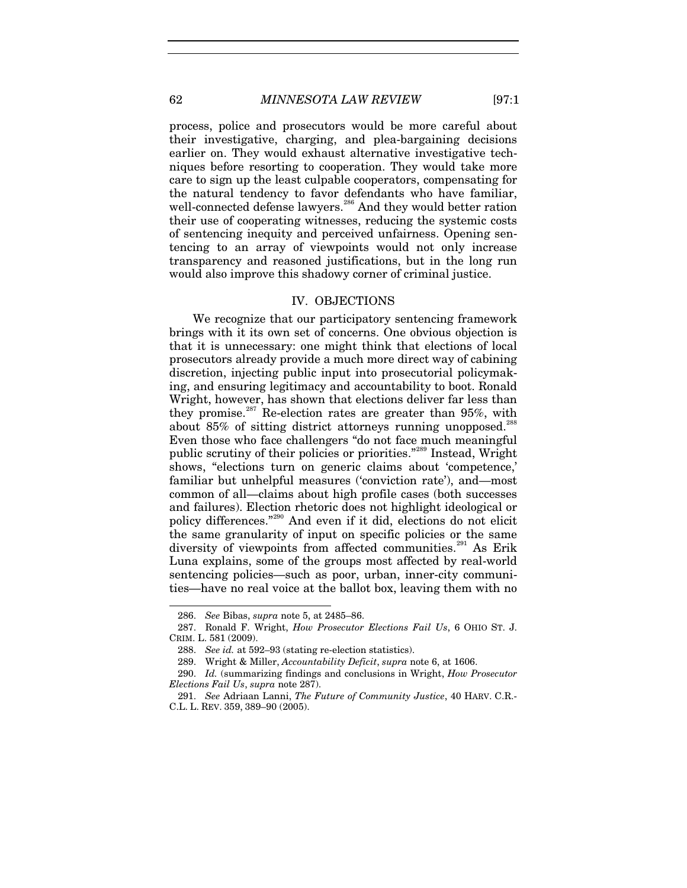process, police and prosecutors would be more careful about their investigative, charging, and plea-bargaining decisions earlier on. They would exhaust alternative investigative techniques before resorting to cooperation. They would take more care to sign up the least culpable cooperators, compensating for the natural tendency to favor defendants who have familiar, well-connected defense lawyers.[286] And they would better ration their use of cooperating witnesses, reducing the systemic costs of sentencing inequity and perceived unfairness. Opening sentencing to an array of viewpoints would not only increase transparency and reasoned justifications, but in the long run would also improve this shadowy corner of criminal justice.

## IV. OBJECTIONS

We recognize that our participatory sentencing framework brings with it its own set of concerns. One obvious objection is that it is unnecessary: one might think that elections of local prosecutors already provide a much more direct way of cabining discretion, injecting public input into prosecutorial policymaking, and ensuring legitimacy and accountability to boot. Ronald Wright, however, has shown that elections deliver far less than they promise.[287] Re-election rates are greater than 95%, with about 85% of sitting district attorneys running unopposed.[288] Even those who face challengers "do not face much meaningful public scrutiny of their policies or priorities."[289] Instead, Wright shows, "elections turn on generic claims about 'competence,' familiar but unhelpful measures ('conviction rate'), and—most common of all—claims about high profile cases (both successes and failures). Election rhetoric does not highlight ideological or policy differences."[290] And even if it did, elections do not elicit the same granularity of input on specific policies or the same diversity of viewpoints from affected communities.[291] As Erik Luna explains, some of the groups most affected by real-world sentencing policies—such as poor, urban, inner-city communities—have no real voice at the ballot box, leaving them with no

---

286. *See* Bibas, *supra* note 5, at 2485–86.

287. Ronald F. Wright, *How Prosecutor Elections Fail Us*, 6 OHIO ST. J. CRIM. L. 581 (2009).

288. *See id.* at 592–93 (stating re-election statistics).

289. Wright & Miller, *Accountability Deficit*, *supra* note 6, at 1606.

290. *Id.* (summarizing findings and conclusions in Wright, *How Prosecutor Elections Fail Us*, *supra* note 287).

291. *See* Adriaan Lanni, *The Future of Community Justice*, 40 HARV. C.R.-C.L. L. REV. 359, 389–90 (2005).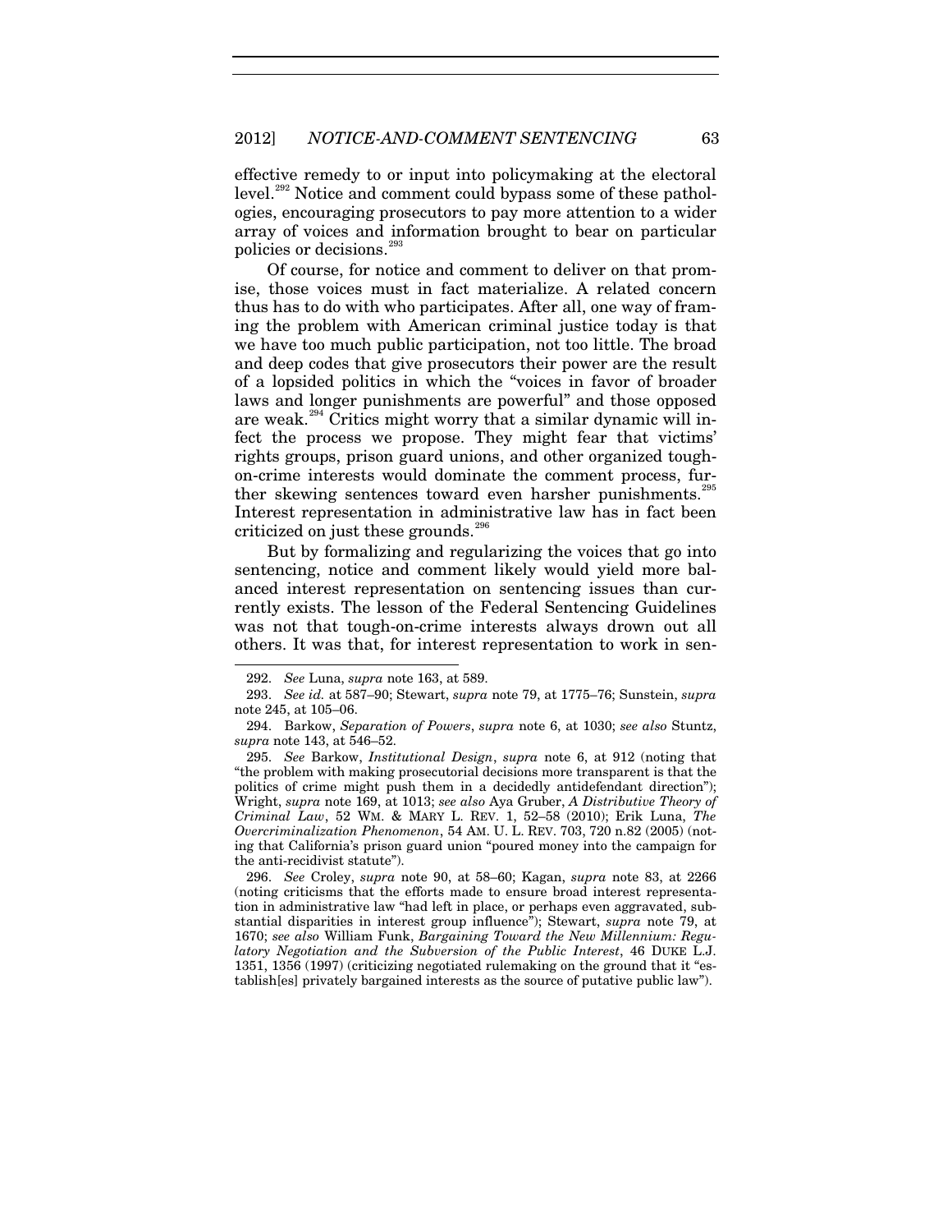effective remedy to or input into policymaking at the electoral level.[292] Notice and comment could bypass some of these pathologies, encouraging prosecutors to pay more attention to a wider array of voices and information brought to bear on particular policies or decisions.[293]

Of course, for notice and comment to deliver on that promise, those voices must in fact materialize. A related concern thus has to do with who participates. After all, one way of framing the problem with American criminal justice today is that we have too much public participation, not too little. The broad and deep codes that give prosecutors their power are the result of a lopsided politics in which the "voices in favor of broader laws and longer punishments are powerful" and those opposed are weak.[294] Critics might worry that a similar dynamic will infect the process we propose. They might fear that victims' rights groups, prison guard unions, and other organized tough-on-crime interests would dominate the comment process, further skewing sentences toward even harsher punishments.[295] Interest representation in administrative law has in fact been criticized on just these grounds.[296]

But by formalizing and regularizing the voices that go into sentencing, notice and comment likely would yield more balanced interest representation on sentencing issues than currently exists. The lesson of the Federal Sentencing Guidelines was not that tough-on-crime interests always drown out all others. It was that, for interest representation to work in sen-

---

292. *See* Luna, *supra* note 163, at 589.

293. *See id.* at 587–90; Stewart, *supra* note 79, at 1775–76; Sunstein, *supra* note 245, at 105–06.

294. Barkow, *Separation of Powers*, *supra* note 6, at 1030; *see also* Stuntz, *supra* note 143, at 546–52.

295. *See* Barkow, *Institutional Design*, *supra* note 6, at 912 (noting that "the problem with making prosecutorial decisions more transparent is that the politics of crime might push them in a decidedly antidefendant direction"); Wright, *supra* note 169, at 1013; *see also* Aya Gruber, *A Distributive Theory of Criminal Law*, 52 WM. & MARY L. REV. 1, 52–58 (2010); Erik Luna, *The Overcriminalization Phenomenon*, 54 AM. U. L. REV. 703, 720 n.82 (2005) (noting that California's prison guard union "poured money into the campaign for the anti-recidivist statute").

296. *See* Croley, *supra* note 90, at 58–60; Kagan, *supra* note 83, at 2266 (noting criticisms that the efforts made to ensure broad interest representation in administrative law "had left in place, or perhaps even aggravated, substantial disparities in interest group influence"); Stewart, *supra* note 79, at 1670; *see also* William Funk, *Bargaining Toward the New Millennium: Regulatory Negotiation and the Subversion of the Public Interest*, 46 DUKE L.J. 1351, 1356 (1997) (criticizing negotiated rulemaking on the ground that it "establish[es] privately bargained interests as the source of putative public law").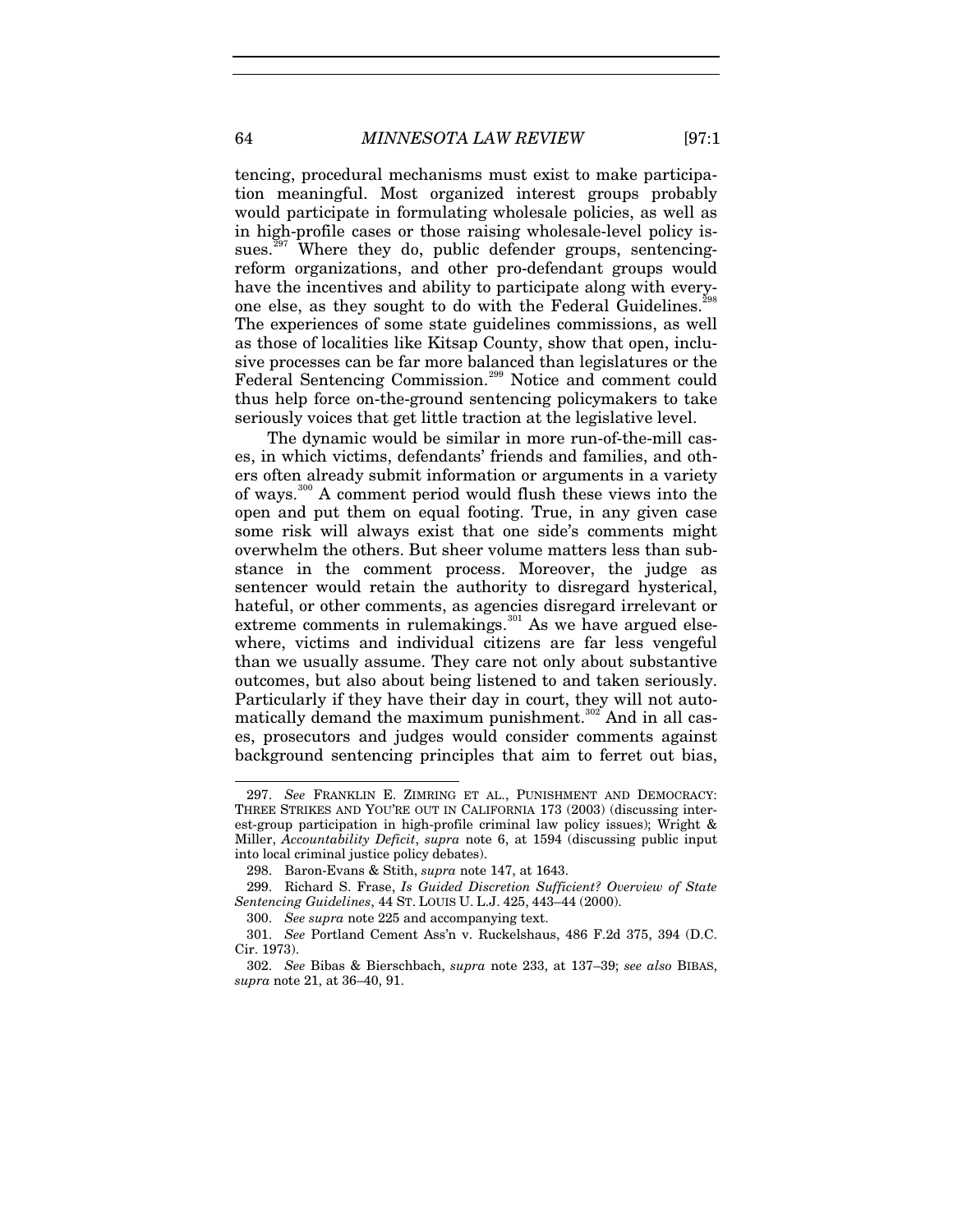tencing, procedural mechanisms must exist to make participation meaningful. Most organized interest groups probably would participate in formulating wholesale policies, as well as in high-profile cases or those raising wholesale-level policy issues.[297] Where they do, public defender groups, sentencing-reform organizations, and other pro-defendant groups would have the incentives and ability to participate along with everyone else, as they sought to do with the Federal Guidelines.[298] The experiences of some state guidelines commissions, as well as those of localities like Kitsap County, show that open, inclusive processes can be far more balanced than legislatures or the Federal Sentencing Commission.[299] Notice and comment could thus help force on-the-ground sentencing policymakers to take seriously voices that get little traction at the legislative level.

The dynamic would be similar in more run-of-the-mill cases, in which victims, defendants' friends and families, and others often already submit information or arguments in a variety of ways.[300] A comment period would flush these views into the open and put them on equal footing. True, in any given case some risk will always exist that one side's comments might overwhelm the others. But sheer volume matters less than substance in the comment process. Moreover, the judge as sentencer would retain the authority to disregard hysterical, hateful, or other comments, as agencies disregard irrelevant or extreme comments in rulemakings.[301] As we have argued elsewhere, victims and individual citizens are far less vengeful than we usually assume. They care not only about substantive outcomes, but also about being listened to and taken seriously. Particularly if they have their day in court, they will not automatically demand the maximum punishment.[302] And in all cases, prosecutors and judges would consider comments against background sentencing principles that aim to ferret out bias,

---

297. *See* FRANKLIN E. ZIMRING ET AL., PUNISHMENT AND DEMOCRACY: THREE STRIKES AND YOU'RE OUT IN CALIFORNIA 173 (2003) (discussing interest-group participation in high-profile criminal law policy issues); Wright & Miller, *Accountability Deficit*, *supra* note 6, at 1594 (discussing public input into local criminal justice policy debates).

298. Baron-Evans & Stith, *supra* note 147, at 1643.

299. Richard S. Frase, *Is Guided Discretion Sufficient? Overview of State Sentencing Guidelines*, 44 ST. LOUIS U. L.J. 425, 443–44 (2000).

300. *See supra* note 225 and accompanying text.

301. *See* Portland Cement Ass'n v. Ruckelshaus, 486 F.2d 375, 394 (D.C. Cir. 1973).

302. *See* Bibas & Bierschbach, *supra* note 233, at 137–39; *see also* BIBAS, *supra* note 21, at 36–40, 91.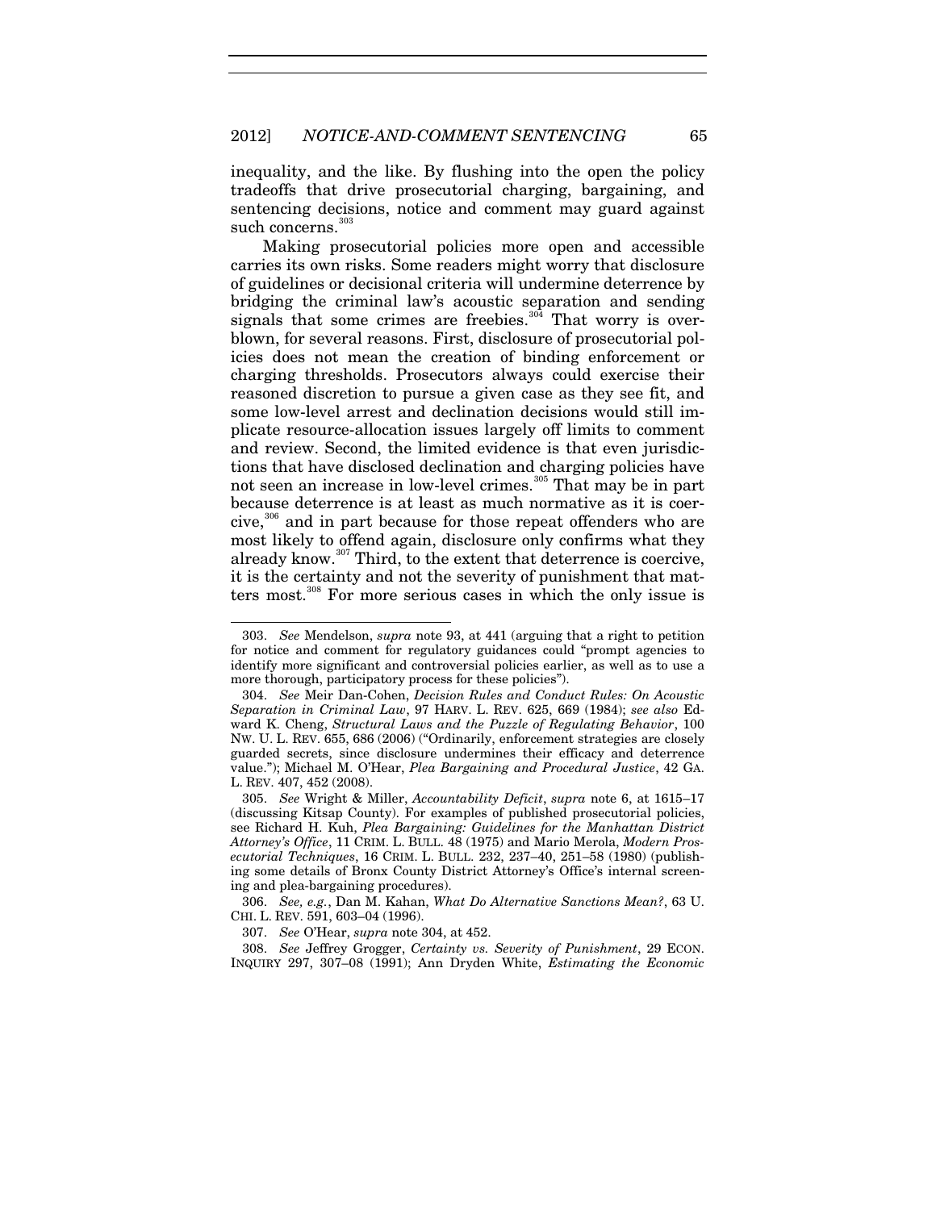inequality, and the like. By flushing into the open the policy tradeoffs that drive prosecutorial charging, bargaining, and sentencing decisions, notice and comment may guard against such concerns.[303]

Making prosecutorial policies more open and accessible carries its own risks. Some readers might worry that disclosure of guidelines or decisional criteria will undermine deterrence by bridging the criminal law's acoustic separation and sending signals that some crimes are freebies.[304] That worry is overblown, for several reasons. First, disclosure of prosecutorial policies does not mean the creation of binding enforcement or charging thresholds. Prosecutors always could exercise their reasoned discretion to pursue a given case as they see fit, and some low-level arrest and declination decisions would still implicate resource-allocation issues largely off limits to comment and review. Second, the limited evidence is that even jurisdictions that have disclosed declination and charging policies have not seen an increase in low-level crimes.[305] That may be in part because deterrence is at least as much normative as it is coercive,[306] and in part because for those repeat offenders who are most likely to offend again, disclosure only confirms what they already know.[307] Third, to the extent that deterrence is coercive, it is the certainty and not the severity of punishment that matters most.[308] For more serious cases in which the only issue is

---

303. *See* Mendelson, *supra* note 93, at 441 (arguing that a right to petition for notice and comment for regulatory guidances could "prompt agencies to identify more significant and controversial policies earlier, as well as to use a more thorough, participatory process for these policies").

304. *See* Meir Dan-Cohen, *Decision Rules and Conduct Rules: On Acoustic Separation in Criminal Law*, 97 HARV. L. REV. 625, 669 (1984); *see also* Edward K. Cheng, *Structural Laws and the Puzzle of Regulating Behavior*, 100 NW. U. L. REV. 655, 686 (2006) ("Ordinarily, enforcement strategies are closely guarded secrets, since disclosure undermines their efficacy and deterrence value."); Michael M. O'Hear, *Plea Bargaining and Procedural Justice*, 42 GA. L. REV. 407, 452 (2008).

305. *See* Wright & Miller, *Accountability Deficit*, *supra* note 6, at 1615–17 (discussing Kitsap County). For examples of published prosecutorial policies, see Richard H. Kuh, *Plea Bargaining: Guidelines for the Manhattan District Attorney's Office*, 11 CRIM. L. BULL. 48 (1975) and Mario Merola, *Modern Prosecutorial Techniques*, 16 CRIM. L. BULL. 232, 237–40, 251–58 (1980) (publishing some details of Bronx County District Attorney's Office's internal screening and plea-bargaining procedures).

306. *See, e.g.*, Dan M. Kahan, *What Do Alternative Sanctions Mean?*, 63 U. CHI. L. REV. 591, 603–04 (1996).

307. *See* O'Hear, *supra* note 304, at 452.

308. *See* Jeffrey Grogger, *Certainty vs. Severity of Punishment*, 29 ECON. INQUIRY 297, 307–08 (1991); Ann Dryden White, *Estimating the Economic*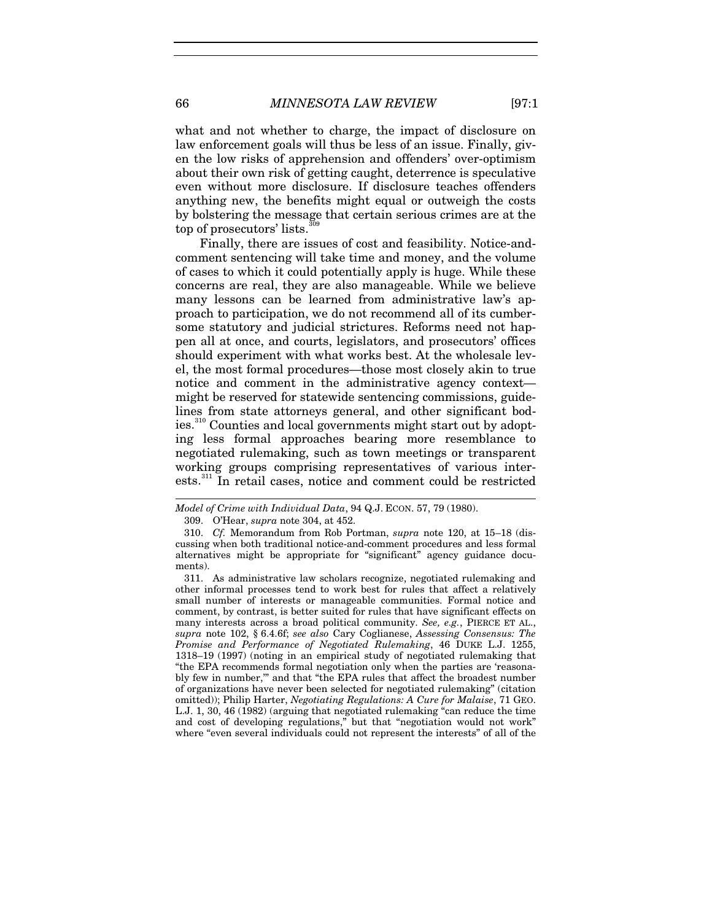what and not whether to charge, the impact of disclosure on law enforcement goals will thus be less of an issue. Finally, given the low risks of apprehension and offenders' over-optimism about their own risk of getting caught, deterrence is speculative even without more disclosure. If disclosure teaches offenders anything new, the benefits might equal or outweigh the costs by bolstering the message that certain serious crimes are at the top of prosecutors' lists.[309]

Finally, there are issues of cost and feasibility. Notice-and-comment sentencing will take time and money, and the volume of cases to which it could potentially apply is huge. While these concerns are real, they are also manageable. While we believe many lessons can be learned from administrative law's approach to participation, we do not recommend all of its cumbersome statutory and judicial strictures. Reforms need not happen all at once, and courts, legislators, and prosecutors' offices should experiment with what works best. At the wholesale level, the most formal procedures—those most closely akin to true notice and comment in the administrative agency context—might be reserved for statewide sentencing commissions, guidelines from state attorneys general, and other significant bodies.[310] Counties and local governments might start out by adopting less formal approaches bearing more resemblance to negotiated rulemaking, such as town meetings or transparent working groups comprising representatives of various interests.[311] In retail cases, notice and comment could be restricted

---

*Model of Crime with Individual Data*, 94 Q.J. ECON. 57, 79 (1980).

309. O'Hear, *supra* note 304, at 452.

310. *Cf.* Memorandum from Rob Portman, *supra* note 120, at 15–18 (discussing when both traditional notice-and-comment procedures and less formal alternatives might be appropriate for "significant" agency guidance documents).

311. As administrative law scholars recognize, negotiated rulemaking and other informal processes tend to work best for rules that affect a relatively small number of interests or manageable communities. Formal notice and comment, by contrast, is better suited for rules that have significant effects on many interests across a broad political community. *See, e.g.*, PIERCE ET AL., *supra* note 102, § 6.4.6f; *see also* Cary Coglianese, *Assessing Consensus: The Promise and Performance of Negotiated Rulemaking*, 46 DUKE L.J. 1255, 1318–19 (1997) (noting in an empirical study of negotiated rulemaking that "the EPA recommends formal negotiation only when the parties are 'reasonably few in number,'" and that "the EPA rules that affect the broadest number of organizations have never been selected for negotiated rulemaking" (citation omitted)); Philip Harter, *Negotiating Regulations: A Cure for Malaise*, 71 GEO. L.J. 1, 30, 46 (1982) (arguing that negotiated rulemaking "can reduce the time and cost of developing regulations," but that "negotiation would not work" where "even several individuals could not represent the interests" of all of the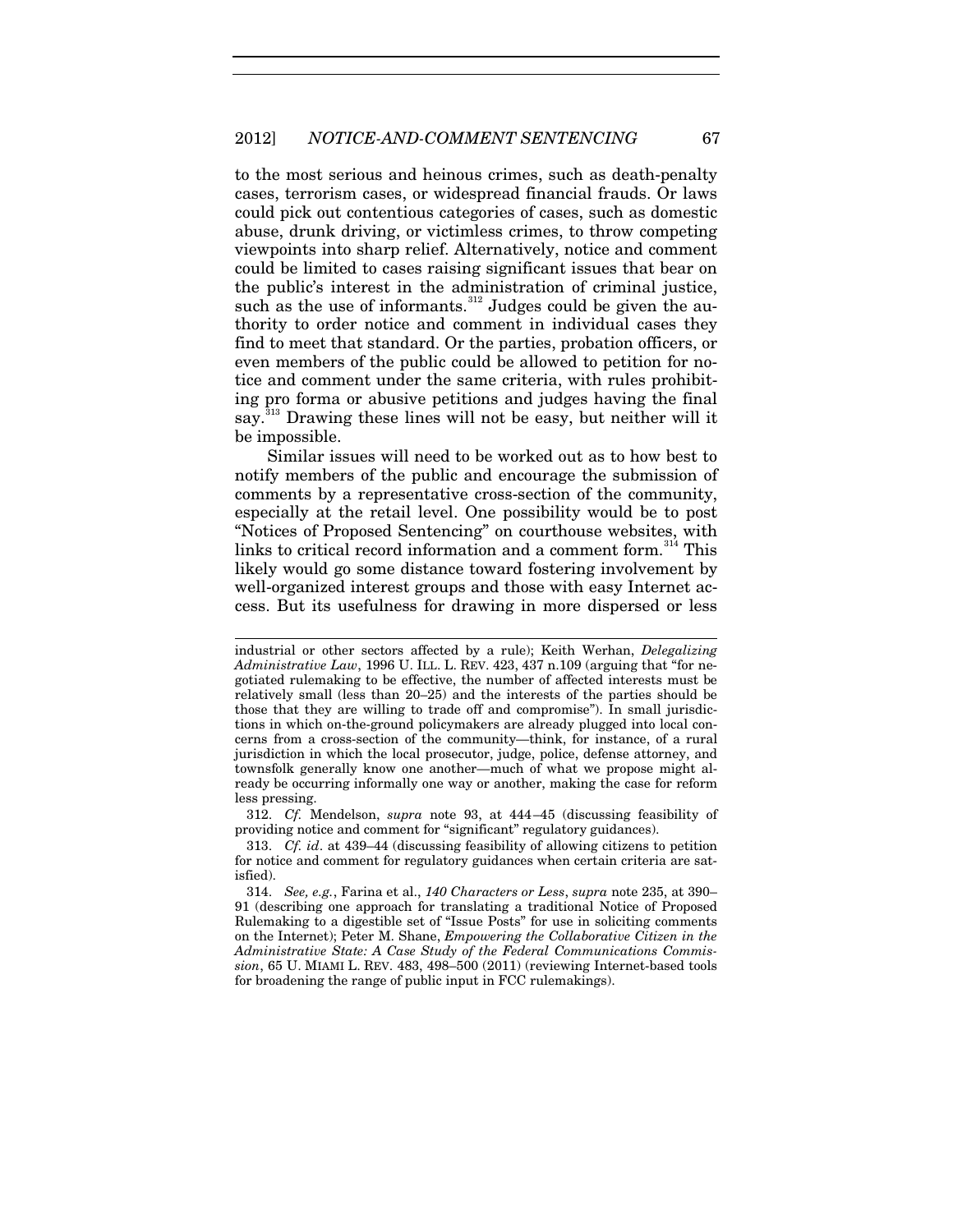to the most serious and heinous crimes, such as death-penalty cases, terrorism cases, or widespread financial frauds. Or laws could pick out contentious categories of cases, such as domestic abuse, drunk driving, or victimless crimes, to throw competing viewpoints into sharp relief. Alternatively, notice and comment could be limited to cases raising significant issues that bear on the public's interest in the administration of criminal justice, such as the use of informants.[312] Judges could be given the authority to order notice and comment in individual cases they find to meet that standard. Or the parties, probation officers, or even members of the public could be allowed to petition for notice and comment under the same criteria, with rules prohibiting pro forma or abusive petitions and judges having the final say.[313] Drawing these lines will not be easy, but neither will it be impossible.

Similar issues will need to be worked out as to how best to notify members of the public and encourage the submission of comments by a representative cross-section of the community, especially at the retail level. One possibility would be to post "Notices of Proposed Sentencing" on courthouse websites, with links to critical record information and a comment form.[314] This likely would go some distance toward fostering involvement by well-organized interest groups and those with easy Internet access. But its usefulness for drawing in more dispersed or less

---

industrial or other sectors affected by a rule); Keith Werhan, *Delegalizing Administrative Law*, 1996 U. ILL. L. REV. 423, 437 n.109 (arguing that "for negotiated rulemaking to be effective, the number of affected interests must be relatively small (less than 20–25) and the interests of the parties should be those that they are willing to trade off and compromise"). In small jurisdictions in which on-the-ground policymakers are already plugged into local concerns from a cross-section of the community—think, for instance, of a rural jurisdiction in which the local prosecutor, judge, police, defense attorney, and townsfolk generally know one another—much of what we propose might already be occurring informally one way or another, making the case for reform less pressing.

312. *Cf.* Mendelson, *supra* note 93, at 444–45 (discussing feasibility of providing notice and comment for "significant" regulatory guidances).

313. *Cf. id*. at 439–44 (discussing feasibility of allowing citizens to petition for notice and comment for regulatory guidances when certain criteria are satisfied).

314. *See, e.g.*, Farina et al., *140 Characters or Less*, *supra* note 235, at 390–91 (describing one approach for translating a traditional Notice of Proposed Rulemaking to a digestible set of "Issue Posts" for use in soliciting comments on the Internet); Peter M. Shane, *Empowering the Collaborative Citizen in the Administrative State: A Case Study of the Federal Communications Commission*, 65 U. MIAMI L. REV. 483, 498–500 (2011) (reviewing Internet-based tools for broadening the range of public input in FCC rulemakings).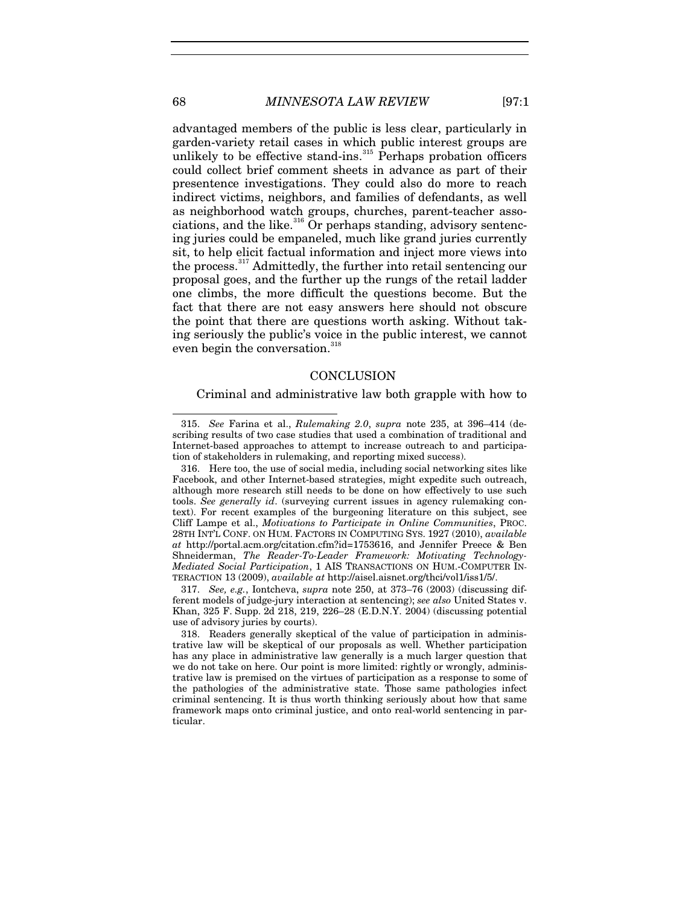advantaged members of the public is less clear, particularly in garden-variety retail cases in which public interest groups are unlikely to be effective stand-ins.[315] Perhaps probation officers could collect brief comment sheets in advance as part of their presentence investigations. They could also do more to reach indirect victims, neighbors, and families of defendants, as well as neighborhood watch groups, churches, parent-teacher associations, and the like.[316] Or perhaps standing, advisory sentencing juries could be empaneled, much like grand juries currently sit, to help elicit factual information and inject more views into the process.[317] Admittedly, the further into retail sentencing our proposal goes, and the further up the rungs of the retail ladder one climbs, the more difficult the questions become. But the fact that there are not easy answers here should not obscure the point that there are questions worth asking. Without taking seriously the public's voice in the public interest, we cannot even begin the conversation.[318]

## CONCLUSION

Criminal and administrative law both grapple with how to

---

315. *See* Farina et al., *Rulemaking 2.0*, *supra* note 235, at 396–414 (describing results of two case studies that used a combination of traditional and Internet-based approaches to attempt to increase outreach to and participation of stakeholders in rulemaking, and reporting mixed success).

316. Here too, the use of social media, including social networking sites like Facebook, and other Internet-based strategies, might expedite such outreach, although more research still needs to be done on how effectively to use such tools. *See generally id*. (surveying current issues in agency rulemaking context). For recent examples of the burgeoning literature on this subject, see Cliff Lampe et al., *Motivations to Participate in Online Communities*, PROC. 28TH INT'L CONF. ON HUM. FACTORS IN COMPUTING SYS. 1927 (2010), *available at* http://portal.acm.org/citation.cfm?id=1753616, and Jennifer Preece & Ben Shneiderman, *The Reader-To-Leader Framework: Motivating Technology-Mediated Social Participation*, 1 AIS TRANSACTIONS ON HUM.-COMPUTER INTERACTION 13 (2009), *available at* http://aisel.aisnet.org/thci/vol1/iss1/5/.

317. *See, e.g.*, Iontcheva, *supra* note 250, at 373–76 (2003) (discussing different models of judge-jury interaction at sentencing); *see also* United States v. Khan, 325 F. Supp. 2d 218, 219, 226–28 (E.D.N.Y. 2004) (discussing potential use of advisory juries by courts).

318. Readers generally skeptical of the value of participation in administrative law will be skeptical of our proposals as well. Whether participation has any place in administrative law generally is a much larger question that we do not take on here. Our point is more limited: rightly or wrongly, administrative law is premised on the virtues of participation as a response to some of the pathologies of the administrative state. Those same pathologies infect criminal sentencing. It is thus worth thinking seriously about how that same framework maps onto criminal justice, and onto real-world sentencing in particular.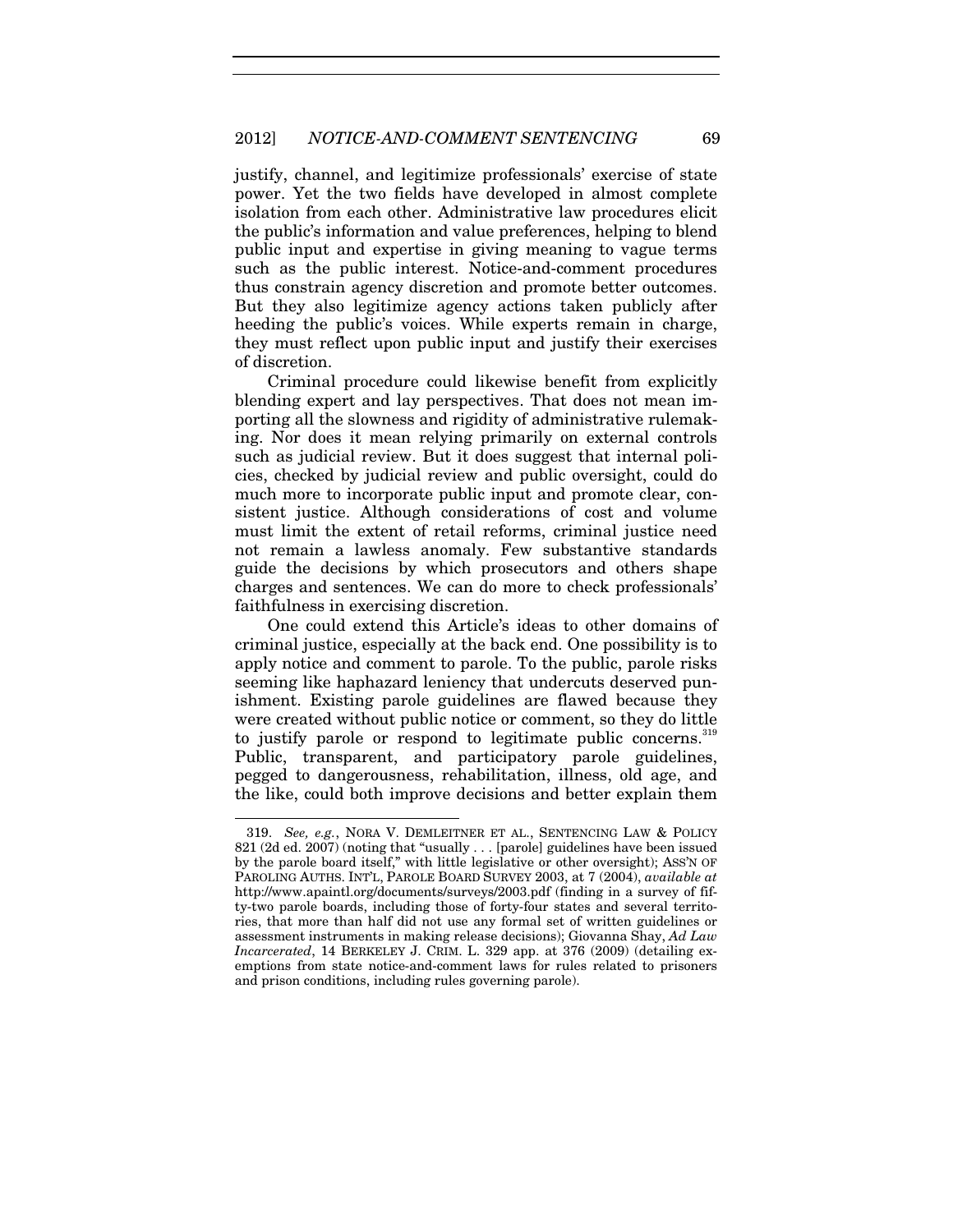justify, channel, and legitimize professionals' exercise of state power. Yet the two fields have developed in almost complete isolation from each other. Administrative law procedures elicit the public's information and value preferences, helping to blend public input and expertise in giving meaning to vague terms such as the public interest. Notice-and-comment procedures thus constrain agency discretion and promote better outcomes. But they also legitimize agency actions taken publicly after heeding the public's voices. While experts remain in charge, they must reflect upon public input and justify their exercises of discretion.

Criminal procedure could likewise benefit from explicitly blending expert and lay perspectives. That does not mean importing all the slowness and rigidity of administrative rulemaking. Nor does it mean relying primarily on external controls such as judicial review. But it does suggest that internal policies, checked by judicial review and public oversight, could do much more to incorporate public input and promote clear, consistent justice. Although considerations of cost and volume must limit the extent of retail reforms, criminal justice need not remain a lawless anomaly. Few substantive standards guide the decisions by which prosecutors and others shape charges and sentences. We can do more to check professionals' faithfulness in exercising discretion.

One could extend this Article's ideas to other domains of criminal justice, especially at the back end. One possibility is to apply notice and comment to parole. To the public, parole risks seeming like haphazard leniency that undercuts deserved punishment. Existing parole guidelines are flawed because they were created without public notice or comment, so they do little to justify parole or respond to legitimate public concerns.[319] Public, transparent, and participatory parole guidelines, pegged to dangerousness, rehabilitation, illness, old age, and the like, could both improve decisions and better explain them

---

319. *See, e.g.*, NORA V. DEMLEITNER ET AL., SENTENCING LAW & POLICY 821 (2d ed. 2007) (noting that "usually . . . [parole] guidelines have been issued by the parole board itself," with little legislative or other oversight); ASS'N OF PAROLING AUTHS. INT'L, PAROLE BOARD SURVEY 2003, at 7 (2004), *available at* http://www.apaintl.org/documents/surveys/2003.pdf (finding in a survey of fifty-two parole boards, including those of forty-four states and several territories, that more than half did not use any formal set of written guidelines or assessment instruments in making release decisions); Giovanna Shay, *Ad Law Incarcerated*, 14 BERKELEY J. CRIM. L. 329 app. at 376 (2009) (detailing exemptions from state notice-and-comment laws for rules related to prisoners and prison conditions, including rules governing parole).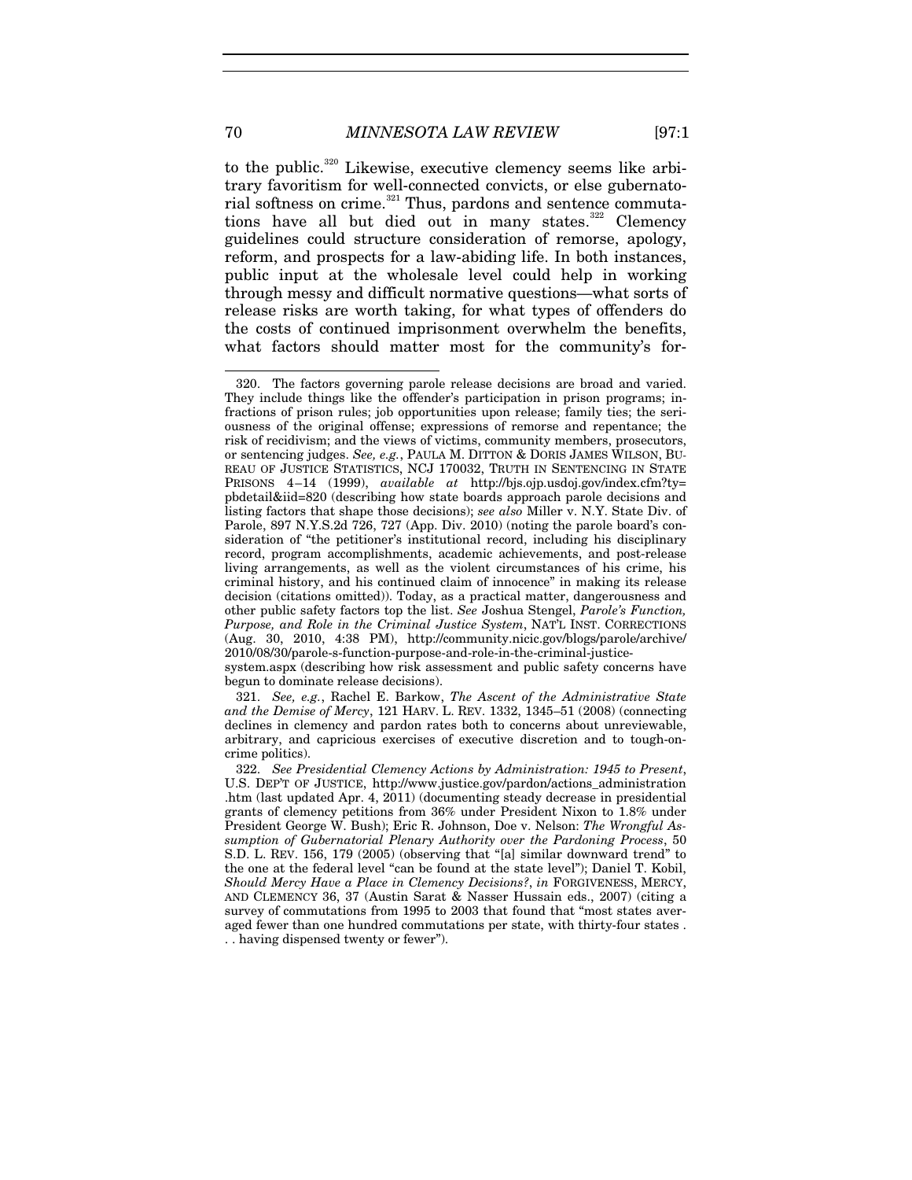to the public.[320] Likewise, executive clemency seems like arbitrary favoritism for well-connected convicts, or else gubernatorial softness on crime.[321] Thus, pardons and sentence commutations have all but died out in many states.[322] Clemency guidelines could structure consideration of remorse, apology, reform, and prospects for a law-abiding life. In both instances, public input at the wholesale level could help in working through messy and difficult normative questions—what sorts of release risks are worth taking, for what types of offenders do the costs of continued imprisonment overwhelm the benefits, what factors should matter most for the community's for-

---

320. The factors governing parole release decisions are broad and varied. They include things like the offender's participation in prison programs; infractions of prison rules; job opportunities upon release; family ties; the seriousness of the original offense; expressions of remorse and repentance; the risk of recidivism; and the views of victims, community members, prosecutors, or sentencing judges. *See, e.g.*, PAULA M. DITTON & DORIS JAMES WILSON, BUREAU OF JUSTICE STATISTICS, NCJ 170032, TRUTH IN SENTENCING IN STATE PRISONS 4–14 (1999), *available at* http://bjs.ojp.usdoj.gov/index.cfm?ty=pbdetail&iid=820 (describing how state boards approach parole decisions and listing factors that shape those decisions); *see also* Miller v. N.Y. State Div. of Parole, 897 N.Y.S.2d 726, 727 (App. Div. 2010) (noting the parole board's consideration of "the petitioner's institutional record, including his disciplinary record, program accomplishments, academic achievements, and post-release living arrangements, as well as the violent circumstances of his crime, his criminal history, and his continued claim of innocence" in making its release decision (citations omitted)). Today, as a practical matter, dangerousness and other public safety factors top the list. *See* Joshua Stengel, *Parole's Function, Purpose, and Role in the Criminal Justice System*, NAT'L INST. CORRECTIONS (Aug. 30, 2010, 4:38 PM), http://community.nicic.gov/blogs/parole/archive/2010/08/30/parole-s-function-purpose-and-role-in-the-criminal-justice-system.aspx (describing how risk assessment and public safety concerns have begun to dominate release decisions).

321. *See, e.g.*, Rachel E. Barkow, *The Ascent of the Administrative State and the Demise of Mercy*, 121 HARV. L. REV. 1332, 1345–51 (2008) (connecting declines in clemency and pardon rates both to concerns about unreviewable, arbitrary, and capricious exercises of executive discretion and to tough-on-crime politics).

322. *See Presidential Clemency Actions by Administration: 1945 to Present*, U.S. DEP'T OF JUSTICE, http://www.justice.gov/pardon/actions_administration.htm (last updated Apr. 4, 2011) (documenting steady decrease in presidential grants of clemency petitions from 36% under President Nixon to 1.8% under President George W. Bush); Eric R. Johnson, Doe v. Nelson: *The Wrongful Assumption of Gubernatorial Plenary Authority over the Pardoning Process*, 50 S.D. L. REV. 156, 179 (2005) (observing that "[a] similar downward trend" to the one at the federal level "can be found at the state level"); Daniel T. Kobil, *Should Mercy Have a Place in Clemency Decisions?*, *in* FORGIVENESS, MERCY, AND CLEMENCY 36, 37 (Austin Sarat & Nasser Hussain eds., 2007) (citing a survey of commutations from 1995 to 2003 that found that "most states averaged fewer than one hundred commutations per state, with thirty-four states . . . having dispensed twenty or fewer").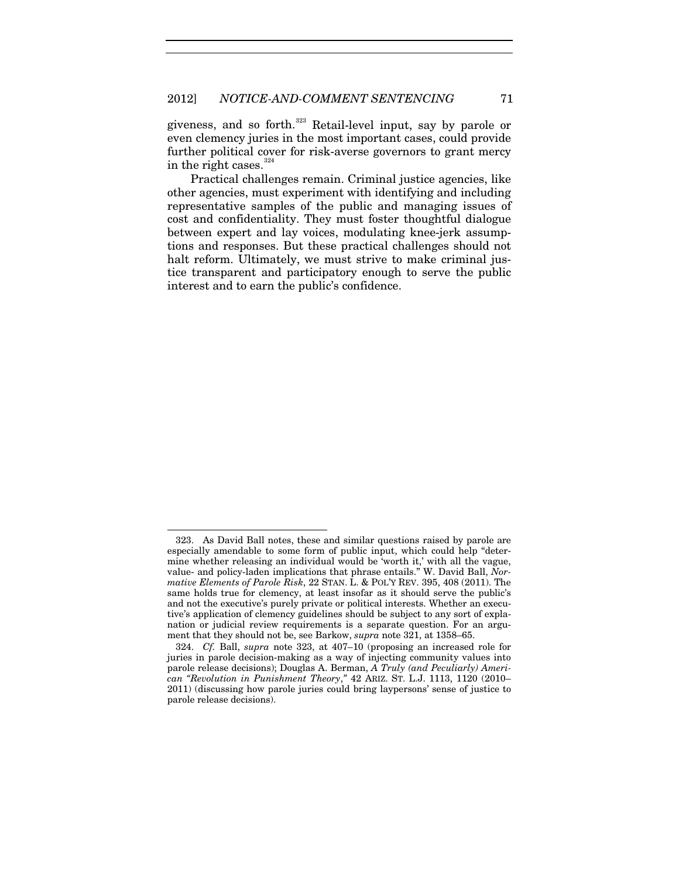giveness, and so forth.[323] Retail-level input, say by parole or even clemency juries in the most important cases, could provide further political cover for risk-averse governors to grant mercy in the right cases.[324]

Practical challenges remain. Criminal justice agencies, like other agencies, must experiment with identifying and including representative samples of the public and managing issues of cost and confidentiality. They must foster thoughtful dialogue between expert and lay voices, modulating knee-jerk assumptions and responses. But these practical challenges should not halt reform. Ultimately, we must strive to make criminal justice transparent and participatory enough to serve the public interest and to earn the public's confidence.

---

323. As David Ball notes, these and similar questions raised by parole are especially amendable to some form of public input, which could help "determine whether releasing an individual would be 'worth it,' with all the vague, value- and policy-laden implications that phrase entails." W. David Ball, *Normative Elements of Parole Risk*, 22 STAN. L. & POL'Y REV. 395, 408 (2011). The same holds true for clemency, at least insofar as it should serve the public's and not the executive's purely private or political interests. Whether an executive's application of clemency guidelines should be subject to any sort of explanation or judicial review requirements is a separate question. For an argument that they should not be, see Barkow, *supra* note 321, at 1358–65.

324. *Cf.* Ball, *supra* note 323, at 407–10 (proposing an increased role for juries in parole decision-making as a way of injecting community values into parole release decisions); Douglas A. Berman, *A Truly (and Peculiarly) American "Revolution in Punishment Theory*,*"* 42 ARIZ. ST. L.J. 1113, 1120 (2010–2011) (discussing how parole juries could bring laypersons' sense of justice to parole release decisions).